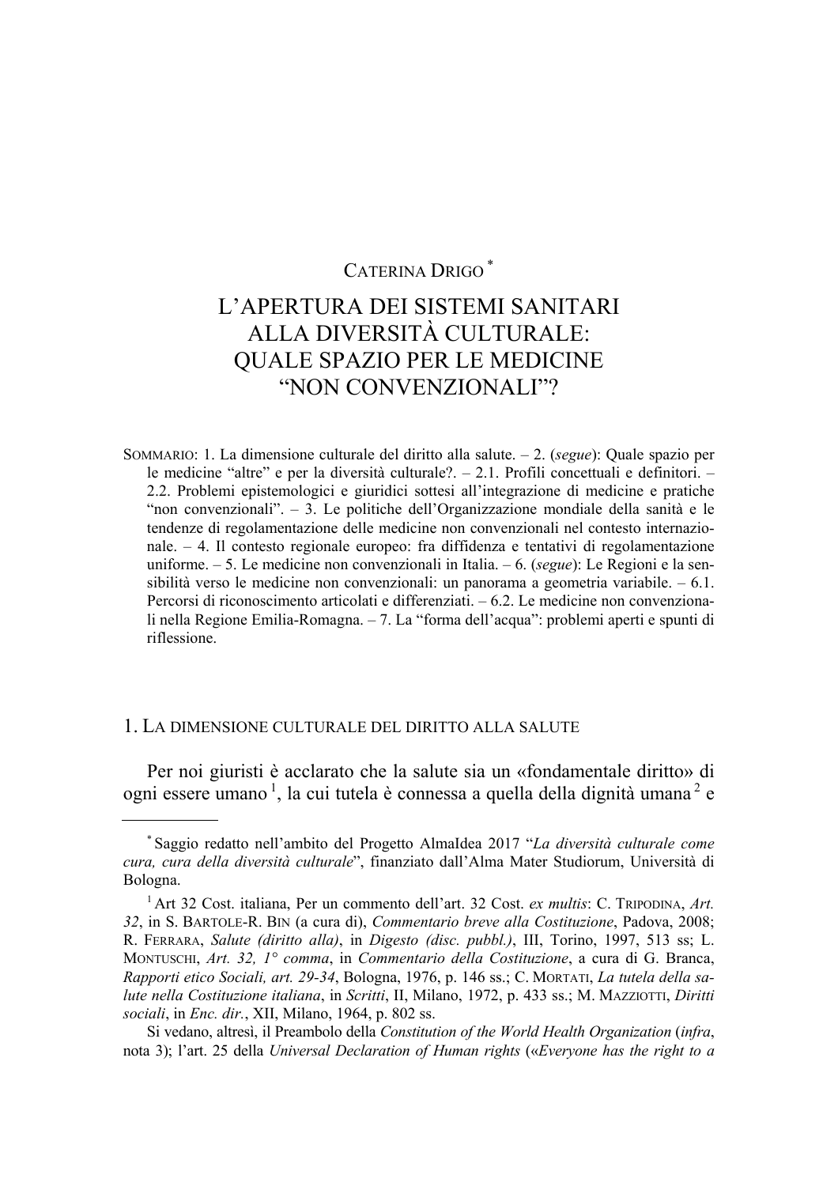CATERINA DRIGO [*]

# L'APERTURA DEI SISTEMI SANITARI ALLA DIVERSITÀ CULTURALE: QUALE SPAZIO PER LE MEDICINE "NON CONVENZIONALI"?

SOMMARIO: 1. La dimensione culturale del diritto alla salute. – 2. (*segue*): Quale spazio per le medicine "altre" e per la diversità culturale?. – 2.1. Profili concettuali e definitori. – 2.2. Problemi epistemologici e giuridici sottesi all'integrazione di medicine e pratiche "non convenzionali". – 3. Le politiche dell'Organizzazione mondiale della sanità e le tendenze di regolamentazione delle medicine non convenzionali nel contesto internazionale. – 4. Il contesto regionale europeo: fra diffidenza e tentativi di regolamentazione uniforme. – 5. Le medicine non convenzionali in Italia. – 6. (*segue*): Le Regioni e la sensibilità verso le medicine non convenzionali: un panorama a geometria variabile. – 6.1. Percorsi di riconoscimento articolati e differenziati. – 6.2. Le medicine non convenzionali nella Regione Emilia-Romagna. – 7. La "forma dell'acqua": problemi aperti e spunti di riflessione.

## 1. LA DIMENSIONE CULTURALE DEL DIRITTO ALLA SALUTE

Per noi giuristi è acclarato che la salute sia un «fondamentale diritto» di ogni essere umano [1], la cui tutela è connessa a quella della dignità umana [2] e

---

[*] Saggio redatto nell'ambito del Progetto AlmaIdea 2017 "*La diversità culturale come cura, cura della diversità culturale*", finanziato dall'Alma Mater Studiorum, Università di Bologna.

[1] Art 32 Cost. italiana, Per un commento dell'art. 32 Cost. *ex multis*: C. TRIPODINA, *Art. 32*, in S. BARTOLE-R. BIN (a cura di), *Commentario breve alla Costituzione*, Padova, 2008; R. FERRARA, *Salute (diritto alla)*, in *Digesto (disc. pubbl.)*, III, Torino, 1997, 513 ss; L. MONTUSCHI, *Art. 32, 1° comma*, in *Commentario della Costituzione*, a cura di G. Branca, *Rapporti etico Sociali, art. 29-34*, Bologna, 1976, p. 146 ss.; C. MORTATI, *La tutela della salute nella Costituzione italiana*, in *Scritti*, II, Milano, 1972, p. 433 ss.; M. MAZZIOTTI, *Diritti sociali*, in *Enc. dir.*, XII, Milano, 1964, p. 802 ss.

Si vedano, altresì, il Preambolo della *Constitution of the World Health Organization* (*infra*, nota 3); l'art. 25 della *Universal Declaration of Human rights* («*Everyone has the right to a*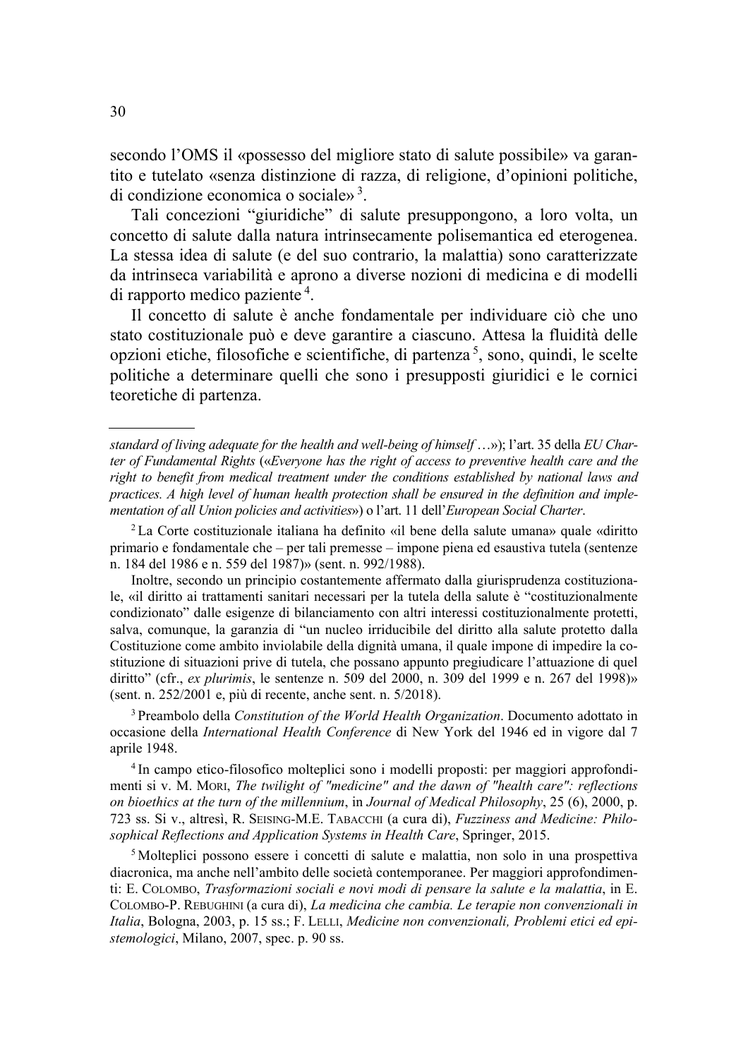secondo l'OMS il «possesso del migliore stato di salute possibile» va garantito e tutelato «senza distinzione di razza, di religione, d'opinioni politiche, di condizione economica o sociale» [3].

Tali concezioni "giuridiche" di salute presuppongono, a loro volta, un concetto di salute dalla natura intrinsecamente polisemantica ed eterogenea. La stessa idea di salute (e del suo contrario, la malattia) sono caratterizzate da intrinseca variabilità e aprono a diverse nozioni di medicina e di modelli di rapporto medico paziente [4].

Il concetto di salute è anche fondamentale per individuare ciò che uno stato costituzionale può e deve garantire a ciascuno. Attesa la fluidità delle opzioni etiche, filosofiche e scientifiche, di partenza [5], sono, quindi, le scelte politiche a determinare quelli che sono i presupposti giuridici e le cornici teoretiche di partenza.

---

*standard of living adequate for the health and well-being of himself* …»); l'art. 35 della *EU Charter of Fundamental Rights* («*Everyone has the right of access to preventive health care and the right to benefit from medical treatment under the conditions established by national laws and practices. A high level of human health protection shall be ensured in the definition and implementation of all Union policies and activities*») o l'art. 11 dell'*European Social Charter*.

[2] La Corte costituzionale italiana ha definito «il bene della salute umana» quale «diritto primario e fondamentale che – per tali premesse – impone piena ed esaustiva tutela (sentenze n. 184 del 1986 e n. 559 del 1987)» (sent. n. 992/1988).

Inoltre, secondo un principio costantemente affermato dalla giurisprudenza costituzionale, «il diritto ai trattamenti sanitari necessari per la tutela della salute è "costituzionalmente condizionato" dalle esigenze di bilanciamento con altri interessi costituzionalmente protetti, salva, comunque, la garanzia di "un nucleo irriducibile del diritto alla salute protetto dalla Costituzione come ambito inviolabile della dignità umana, il quale impone di impedire la costituzione di situazioni prive di tutela, che possano appunto pregiudicare l'attuazione di quel diritto" (cfr., *ex plurimis*, le sentenze n. 509 del 2000, n. 309 del 1999 e n. 267 del 1998)» (sent. n. 252/2001 e, più di recente, anche sent. n. 5/2018).

[3] Preambolo della *Constitution of the World Health Organization*. Documento adottato in occasione della *International Health Conference* di New York del 1946 ed in vigore dal 7 aprile 1948.

[4] In campo etico-filosofico molteplici sono i modelli proposti: per maggiori approfondimenti si v. M. MORI, *The twilight of "medicine" and the dawn of "health care": reflections on bioethics at the turn of the millennium*, in *Journal of Medical Philosophy*, 25 (6), 2000, p. 723 ss. Si v., altresì, R. SEISING-M.E. TABACCHI (a cura di), *Fuzziness and Medicine: Philosophical Reflections and Application Systems in Health Care*, Springer, 2015.

[5] Molteplici possono essere i concetti di salute e malattia, non solo in una prospettiva diacronica, ma anche nell'ambito delle società contemporanee. Per maggiori approfondimenti: E. COLOMBO, *Trasformazioni sociali e novi modi di pensare la salute e la malattia*, in E. COLOMBO-P. REBUGHINI (a cura di), *La medicina che cambia. Le terapie non convenzionali in Italia*, Bologna, 2003, p. 15 ss.; F. LELLI, *Medicine non convenzionali, Problemi etici ed epistemologici*, Milano, 2007, spec. p. 90 ss.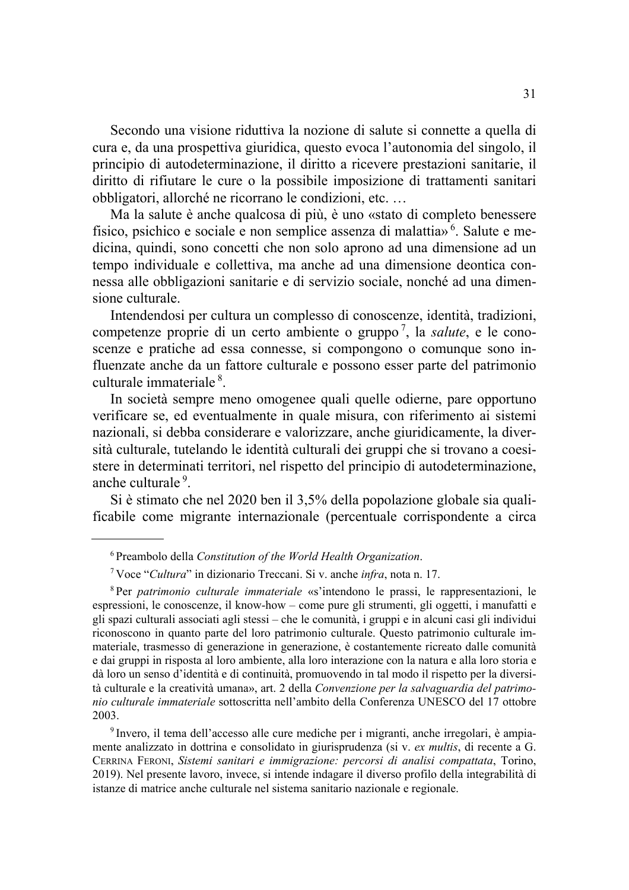Secondo una visione riduttiva la nozione di salute si connette a quella di cura e, da una prospettiva giuridica, questo evoca l'autonomia del singolo, il principio di autodeterminazione, il diritto a ricevere prestazioni sanitarie, il diritto di rifiutare le cure o la possibile imposizione di trattamenti sanitari obbligatori, allorché ne ricorrano le condizioni, etc. …

Ma la salute è anche qualcosa di più, è uno «stato di completo benessere fisico, psichico e sociale e non semplice assenza di malattia» [6]. Salute e medicina, quindi, sono concetti che non solo aprono ad una dimensione ad un tempo individuale e collettiva, ma anche ad una dimensione deontica connessa alle obbligazioni sanitarie e di servizio sociale, nonché ad una dimensione culturale.

Intendendosi per cultura un complesso di conoscenze, identità, tradizioni, competenze proprie di un certo ambiente o gruppo [7], la *salute*, e le conoscenze e pratiche ad essa connesse, si compongono o comunque sono influenzate anche da un fattore culturale e possono esser parte del patrimonio culturale immateriale [8].

In società sempre meno omogenee quali quelle odierne, pare opportuno verificare se, ed eventualmente in quale misura, con riferimento ai sistemi nazionali, si debba considerare e valorizzare, anche giuridicamente, la diversità culturale, tutelando le identità culturali dei gruppi che si trovano a coesistere in determinati territori, nel rispetto del principio di autodeterminazione, anche culturale [9].

Si è stimato che nel 2020 ben il 3,5% della popolazione globale sia qualificabile come migrante internazionale (percentuale corrispondente a circa

---

[6] Preambolo della *Constitution of the World Health Organization*.

[7] Voce "*Cultura*" in dizionario Treccani. Si v. anche *infra*, nota n. 17.

[8] Per *patrimonio culturale immateriale* «s'intendono le prassi, le rappresentazioni, le espressioni, le conoscenze, il know-how – come pure gli strumenti, gli oggetti, i manufatti e gli spazi culturali associati agli stessi – che le comunità, i gruppi e in alcuni casi gli individui riconoscono in quanto parte del loro patrimonio culturale. Questo patrimonio culturale immateriale, trasmesso di generazione in generazione, è costantemente ricreato dalle comunità e dai gruppi in risposta al loro ambiente, alla loro interazione con la natura e alla loro storia e dà loro un senso d'identità e di continuità, promuovendo in tal modo il rispetto per la diversità culturale e la creatività umana», art. 2 della *Convenzione per la salvaguardia del patrimonio culturale immateriale* sottoscritta nell'ambito della Conferenza UNESCO del 17 ottobre 2003.

[9] Invero, il tema dell'accesso alle cure mediche per i migranti, anche irregolari, è ampiamente analizzato in dottrina e consolidato in giurisprudenza (si v. *ex multis*, di recente a G. CERRINA FERONI, *Sistemi sanitari e immigrazione: percorsi di analisi compattata*, Torino, 2019). Nel presente lavoro, invece, si intende indagare il diverso profilo della integrabilità di istanze di matrice anche culturale nel sistema sanitario nazionale e regionale.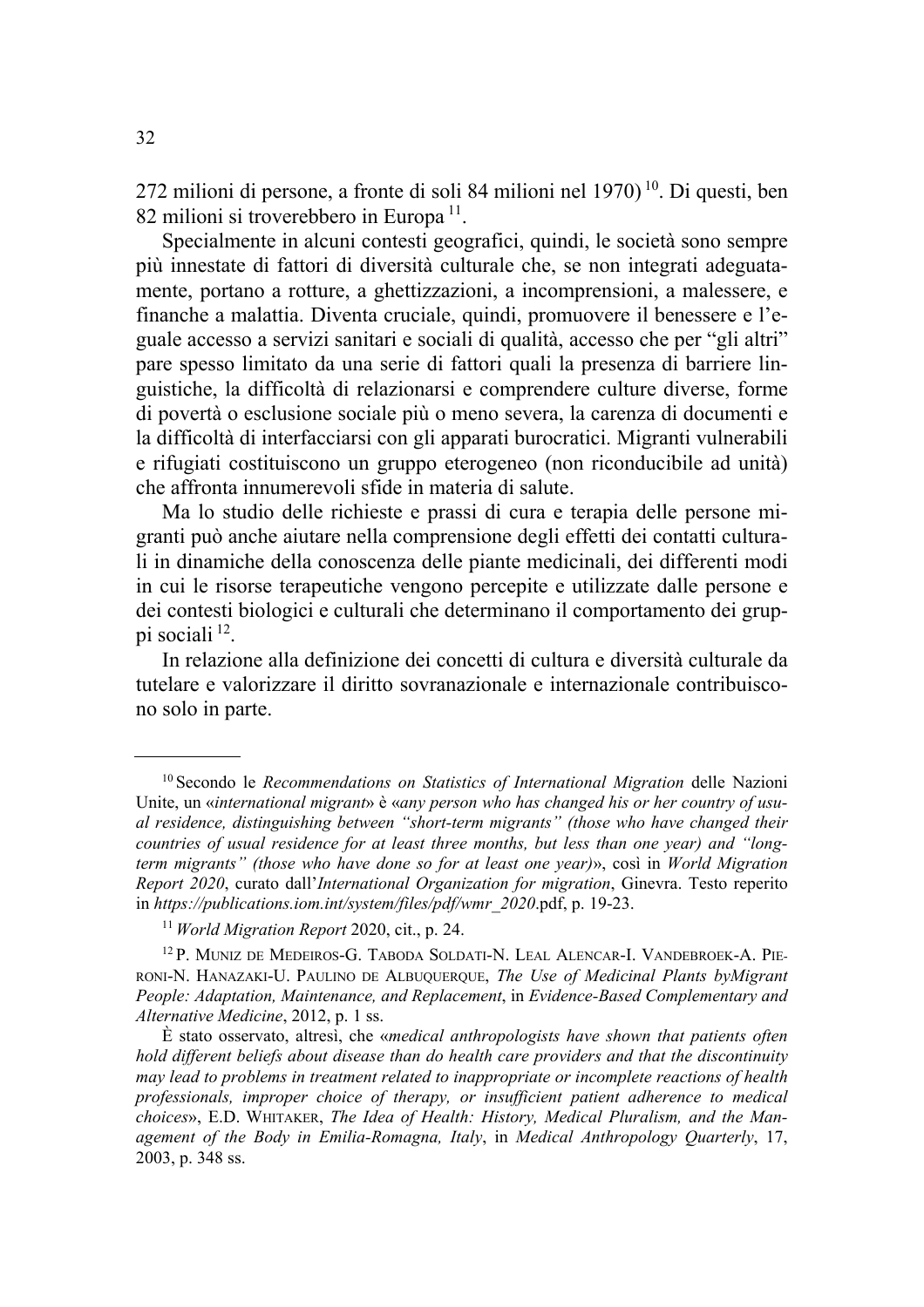272 milioni di persone, a fronte di soli 84 milioni nel 1970) [10]. Di questi, ben 82 milioni si troverebbero in Europa [11].

Specialmente in alcuni contesti geografici, quindi, le società sono sempre più innestate di fattori di diversità culturale che, se non integrati adeguatamente, portano a rotture, a ghettizzazioni, a incomprensioni, a malessere, e finanche a malattia. Diventa cruciale, quindi, promuovere il benessere e l'eguale accesso a servizi sanitari e sociali di qualità, accesso che per "gli altri" pare spesso limitato da una serie di fattori quali la presenza di barriere linguistiche, la difficoltà di relazionarsi e comprendere culture diverse, forme di povertà o esclusione sociale più o meno severa, la carenza di documenti e la difficoltà di interfacciarsi con gli apparati burocratici. Migranti vulnerabili e rifugiati costituiscono un gruppo eterogeneo (non riconducibile ad unità) che affronta innumerevoli sfide in materia di salute.

Ma lo studio delle richieste e prassi di cura e terapia delle persone migranti può anche aiutare nella comprensione degli effetti dei contatti culturali in dinamiche della conoscenza delle piante medicinali, dei differenti modi in cui le risorse terapeutiche vengono percepite e utilizzate dalle persone e dei contesti biologici e culturali che determinano il comportamento dei gruppi sociali [12].

In relazione alla definizione dei concetti di cultura e diversità culturale da tutelare e valorizzare il diritto sovranazionale e internazionale contribuiscono solo in parte.

---

[10] Secondo le *Recommendations on Statistics of International Migration* delle Nazioni Unite, un «*international migrant*» è «*any person who has changed his or her country of usual residence, distinguishing between "short-term migrants" (those who have changed their countries of usual residence for at least three months, but less than one year) and "long-term migrants" (those who have done so for at least one year)*», così in *World Migration Report 2020*, curato dall'*International Organization for migration*, Ginevra. Testo reperito in *https://publications.iom.int/system/files/pdf/wmr_2020*.pdf, p. 19-23.

[11] *World Migration Report* 2020, cit., p. 24.

[12] P. Muniz de Medeiros-G. Taboda Soldati-N. Leal Alencar-I. Vandebroek-A. Pieroni-N. Hanazaki-U. Paulino de Albuquerque, *The Use of Medicinal Plants byMigrant People: Adaptation, Maintenance, and Replacement*, in *Evidence-Based Complementary and Alternative Medicine*, 2012, p. 1 ss.

È stato osservato, altresì, che «*medical anthropologists have shown that patients often hold different beliefs about disease than do health care providers and that the discontinuity may lead to problems in treatment related to inappropriate or incomplete reactions of health professionals, improper choice of therapy, or insufficient patient adherence to medical choices*», E.D. Whitaker, *The Idea of Health: History, Medical Pluralism, and the Management of the Body in Emilia-Romagna, Italy*, in *Medical Anthropology Quarterly*, 17, 2003, p. 348 ss.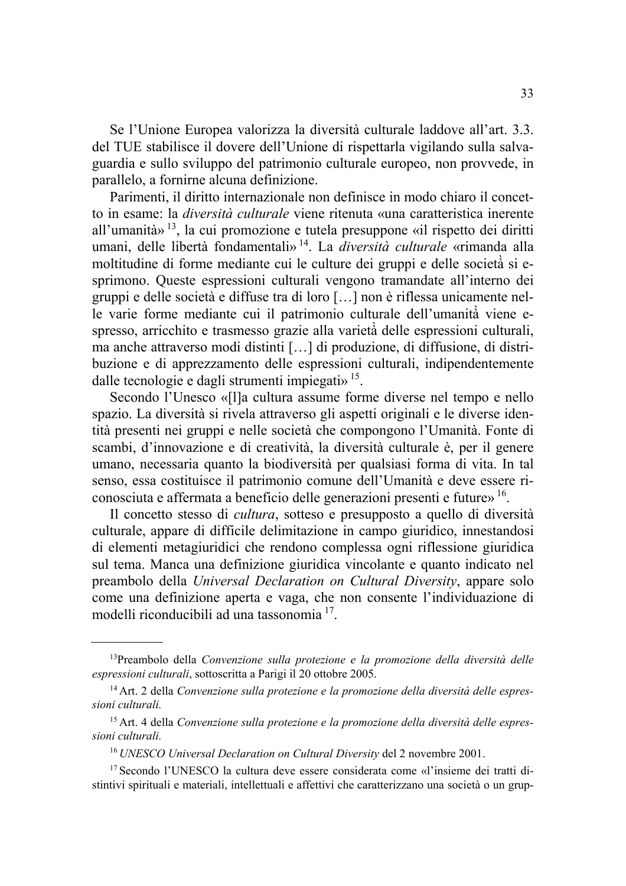Se l'Unione Europea valorizza la diversità culturale laddove all'art. 3.3. del TUE stabilisce il dovere dell'Unione di rispettarla vigilando sulla salvaguardia e sullo sviluppo del patrimonio culturale europeo, non provvede, in parallelo, a fornirne alcuna definizione.

Parimenti, il diritto internazionale non definisce in modo chiaro il concetto in esame: la *diversità culturale* viene ritenuta «una caratteristica inerente all'umanità» [13], la cui promozione e tutela presuppone «il rispetto dei diritti umani, delle libertà fondamentali» [14]. La *diversità culturale* «rimanda alla moltitudine di forme mediante cui le culture dei gruppi e delle società si esprimono. Queste espressioni culturali vengono tramandate all'interno dei gruppi e delle società e diffuse tra di loro […] non è riflessa unicamente nelle varie forme mediante cui il patrimonio culturale dell'umanità viene espresso, arricchito e trasmesso grazie alla varietà delle espressioni culturali, ma anche attraverso modi distinti […] di produzione, di diffusione, di distribuzione e di apprezzamento delle espressioni culturali, indipendentemente dalle tecnologie e dagli strumenti impiegati» [15].

Secondo l'Unesco «[l]a cultura assume forme diverse nel tempo e nello spazio. La diversità si rivela attraverso gli aspetti originali e le diverse identità presenti nei gruppi e nelle società che compongono l'Umanità. Fonte di scambi, d'innovazione e di creatività, la diversità culturale è, per il genere umano, necessaria quanto la biodiversità per qualsiasi forma di vita. In tal senso, essa costituisce il patrimonio comune dell'Umanità e deve essere riconosciuta e affermata a beneficio delle generazioni presenti e future» [16].

Il concetto stesso di *cultura*, sotteso e presupposto a quello di diversità culturale, appare di difficile delimitazione in campo giuridico, innestandosi di elementi metagiuridici che rendono complessa ogni riflessione giuridica sul tema. Manca una definizione giuridica vincolante e quanto indicato nel preambolo della *Universal Declaration on Cultural Diversity*, appare solo come una definizione aperta e vaga, che non consente l'individuazione di modelli riconducibili ad una tassonomia [17].

---

[13] Preambolo della *Convenzione sulla protezione e la promozione della diversità delle espressioni culturali*, sottoscritta a Parigi il 20 ottobre 2005.

[14] Art. 2 della *Convenzione sulla protezione e la promozione della diversità delle espressioni culturali.*

[15] Art. 4 della *Convenzione sulla protezione e la promozione della diversità delle espressioni culturali.*

[16] *UNESCO Universal Declaration on Cultural Diversity* del 2 novembre 2001.

[17] Secondo l'UNESCO la cultura deve essere considerata come «l'insieme dei tratti distintivi spirituali e materiali, intellettuali e affettivi che caratterizzano una società o un grup-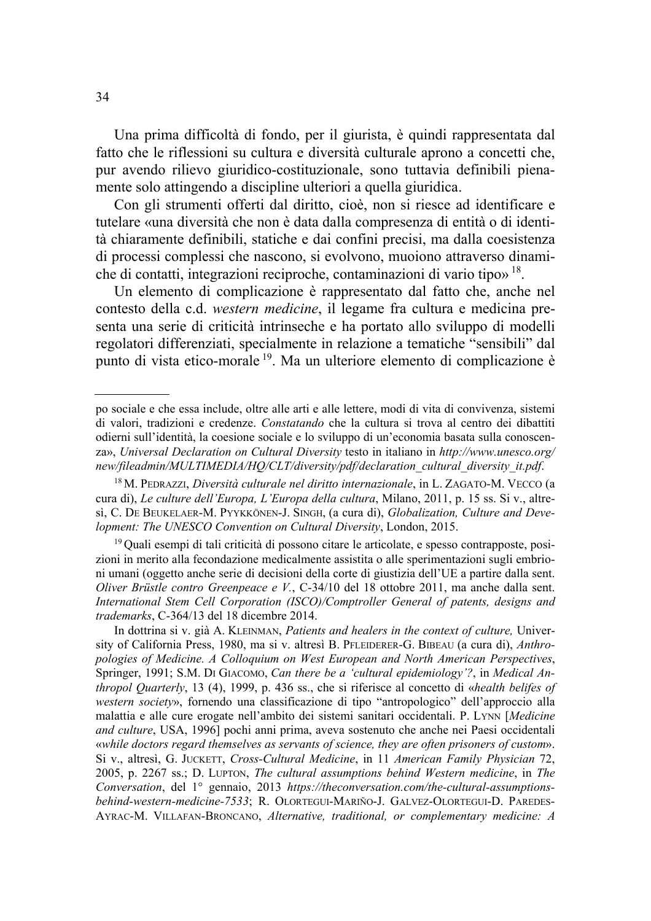Una prima difficoltà di fondo, per il giurista, è quindi rappresentata dal fatto che le riflessioni su cultura e diversità culturale aprono a concetti che, pur avendo rilievo giuridico-costituzionale, sono tuttavia definibili pienamente solo attingendo a discipline ulteriori a quella giuridica.

Con gli strumenti offerti dal diritto, cioè, non si riesce ad identificare e tutelare «una diversità che non è data dalla compresenza di entità o di identità chiaramente definibili, statiche e dai confini precisi, ma dalla coesistenza di processi complessi che nascono, si evolvono, muoiono attraverso dinamiche di contatti, integrazioni reciproche, contaminazioni di vario tipo» [18].

Un elemento di complicazione è rappresentato dal fatto che, anche nel contesto della c.d. *western medicine*, il legame fra cultura e medicina presenta una serie di criticità intrinseche e ha portato allo sviluppo di modelli regolatori differenziati, specialmente in relazione a tematiche "sensibili" dal punto di vista etico-morale [19]. Ma un ulteriore elemento di complicazione è

---

po sociale e che essa include, oltre alle arti e alle lettere, modi di vita di convivenza, sistemi di valori, tradizioni e credenze. *Constatando* che la cultura si trova al centro dei dibattiti odierni sull'identità, la coesione sociale e lo sviluppo di un'economia basata sulla conoscenza», *Universal Declaration on Cultural Diversity* testo in italiano in *http://www.unesco.org/new/fileadmin/MULTIMEDIA/HQ/CLT/diversity/pdf/declaration_cultural_diversity_it.pdf*.

[18] M. PEDRAZZI, *Diversità culturale nel diritto internazionale*, in L. ZAGATO-M. VECCO (a cura di), *Le culture dell'Europa, L'Europa della cultura*, Milano, 2011, p. 15 ss. Si v., altresì, C. DE BEUKELAER-M. PYYKKÖNEN-J. SINGH, (a cura di), *Globalization, Culture and Development: The UNESCO Convention on Cultural Diversity*, London, 2015.

[19] Quali esempi di tali criticità di possono citare le articolate, e spesso contrapposte, posizioni in merito alla fecondazione medicalmente assistita o alle sperimentazioni sugli embrioni umani (oggetto anche serie di decisioni della corte di giustizia dell'UE a partire dalla sent. *Oliver Brüstle contro Greenpeace e V.*, C-34/10 del 18 ottobre 2011, ma anche dalla sent. *International Stem Cell Corporation (ISCO)/Comptroller General of patents, designs and trademarks*, C-364/13 del 18 dicembre 2014.

In dottrina si v. già A. KLEINMAN, *Patients and healers in the context of culture,* University of California Press, 1980, ma si v. altresì B. PFLEIDERER-G. BIBEAU (a cura di), *Anthropologies of Medicine. A Colloquium on West European and North American Perspectives*, Springer, 1991; S.M. DI GIACOMO, *Can there be a 'cultural epidemiology'?*, in *Medical Anthropol Quarterly*, 13 (4), 1999, p. 436 ss., che si riferisce al concetto di «*health belifes of western society*», fornendo una classificazione di tipo "antropologico" dell'approccio alla malattia e alle cure erogate nell'ambito dei sistemi sanitari occidentali. P. LYNN [*Medicine and culture*, USA, 1996] pochi anni prima, aveva sostenuto che anche nei Paesi occidentali «*while doctors regard themselves as servants of science, they are often prisoners of custom*». Si v., altresì, G. JUCKETT, *Cross-Cultural Medicine*, in 11 *American Family Physician* 72, 2005, p. 2267 ss.; D. LUPTON, *The cultural assumptions behind Western medicine*, in *The Conversation*, del 1° gennaio, 2013 *https://theconversation.com/the-cultural-assumptions-behind-western-medicine-7533*; R. OLORTEGUI-MARIÑO-J. GALVEZ-OLORTEGUI-D. PAREDES-AYRAC-M. VILLAFAN-BRONCANO, *Alternative, traditional, or complementary medicine: A*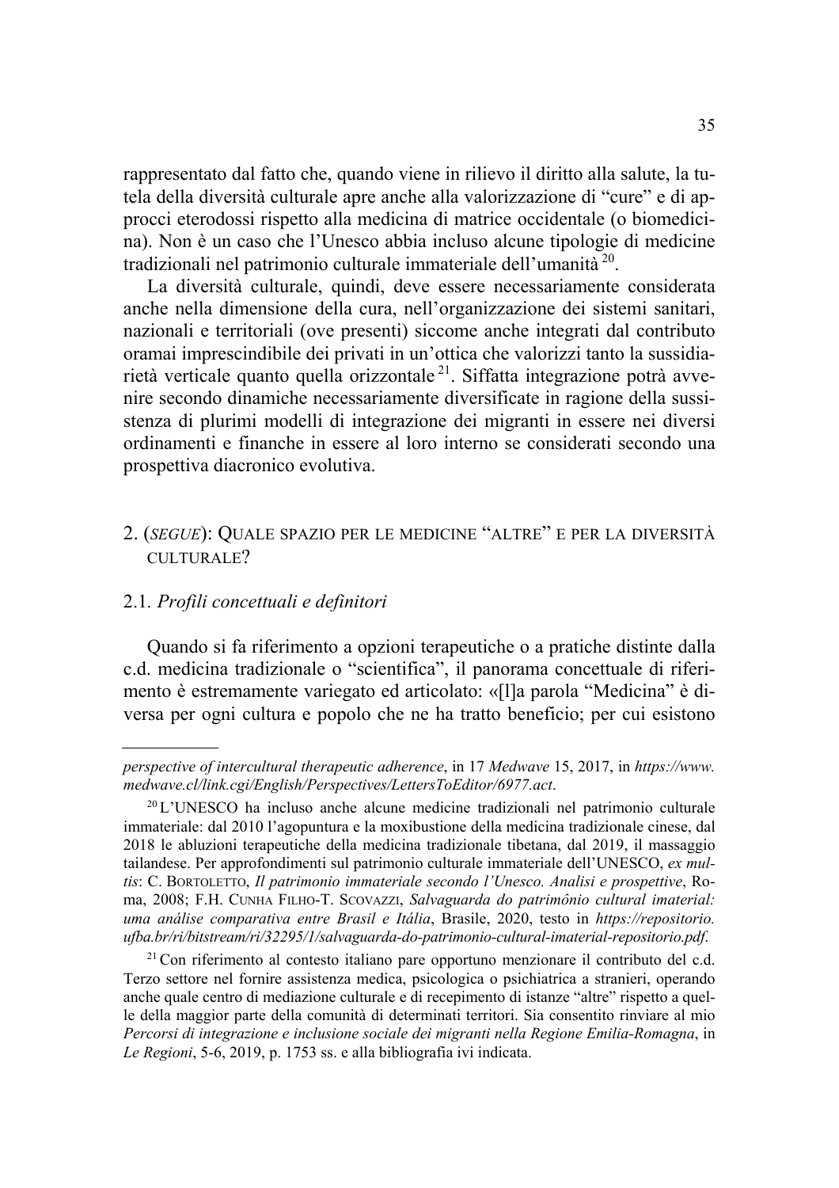rappresentato dal fatto che, quando viene in rilievo il diritto alla salute, la tutela della diversità culturale apre anche alla valorizzazione di "cure" e di approcci eterodossi rispetto alla medicina di matrice occidentale (o biomedicina). Non è un caso che l'Unesco abbia incluso alcune tipologie di medicine tradizionali nel patrimonio culturale immateriale dell'umanità [20].

La diversità culturale, quindi, deve essere necessariamente considerata anche nella dimensione della cura, nell'organizzazione dei sistemi sanitari, nazionali e territoriali (ove presenti) siccome anche integrati dal contributo oramai imprescindibile dei privati in un'ottica che valorizzi tanto la sussidiarietà verticale quanto quella orizzontale [21]. Siffatta integrazione potrà avvenire secondo dinamiche necessariamente diversificate in ragione della sussistenza di plurimi modelli di integrazione dei migranti in essere nei diversi ordinamenti e finanche in essere al loro interno se considerati secondo una prospettiva diacronico evolutiva.

## 2. (*SEGUE*): QUALE SPAZIO PER LE MEDICINE "ALTRE" E PER LA DIVERSITÀ CULTURALE?

### 2.1. *Profili concettuali e definitori*

Quando si fa riferimento a opzioni terapeutiche o a pratiche distinte dalla c.d. medicina tradizionale o "scientifica", il panorama concettuale di riferimento è estremamente variegato ed articolato: «[l]a parola "Medicina" è diversa per ogni cultura e popolo che ne ha tratto beneficio; per cui esistono

---

*perspective of intercultural therapeutic adherence*, in 17 *Medwave* 15, 2017, in *https://www.medwave.cl/link.cgi/English/Perspectives/LettersToEditor/6977.act*.

[20] L'UNESCO ha incluso anche alcune medicine tradizionali nel patrimonio culturale immateriale: dal 2010 l'agopuntura e la moxibustione della medicina tradizionale cinese, dal 2018 le abluzioni terapeutiche della medicina tradizionale tibetana, dal 2019, il massaggio tailandese. Per approfondimenti sul patrimonio culturale immateriale dell'UNESCO, *ex multis*: C. BORTOLETTO, *Il patrimonio immateriale secondo l'Unesco. Analisi e prospettive*, Roma, 2008; F.H. CUNHA FILHO-T. SCOVAZZI, *Salvaguarda do patrimônio cultural imaterial: uma análise comparativa entre Brasil e Itália*, Brasile, 2020, testo in *https://repositorio.ufba.br/ri/bitstream/ri/32295/1/salvaguarda-do-patrimonio-cultural-imaterial-repositorio.pdf*.

[21] Con riferimento al contesto italiano pare opportuno menzionare il contributo del c.d. Terzo settore nel fornire assistenza medica, psicologica o psichiatrica a stranieri, operando anche quale centro di mediazione culturale e di recepimento di istanze "altre" rispetto a quelle della maggior parte della comunità di determinati territori. Sia consentito rinviare al mio *Percorsi di integrazione e inclusione sociale dei migranti nella Regione Emilia-Romagna*, in *Le Regioni*, 5-6, 2019, p. 1753 ss. e alla bibliografia ivi indicata.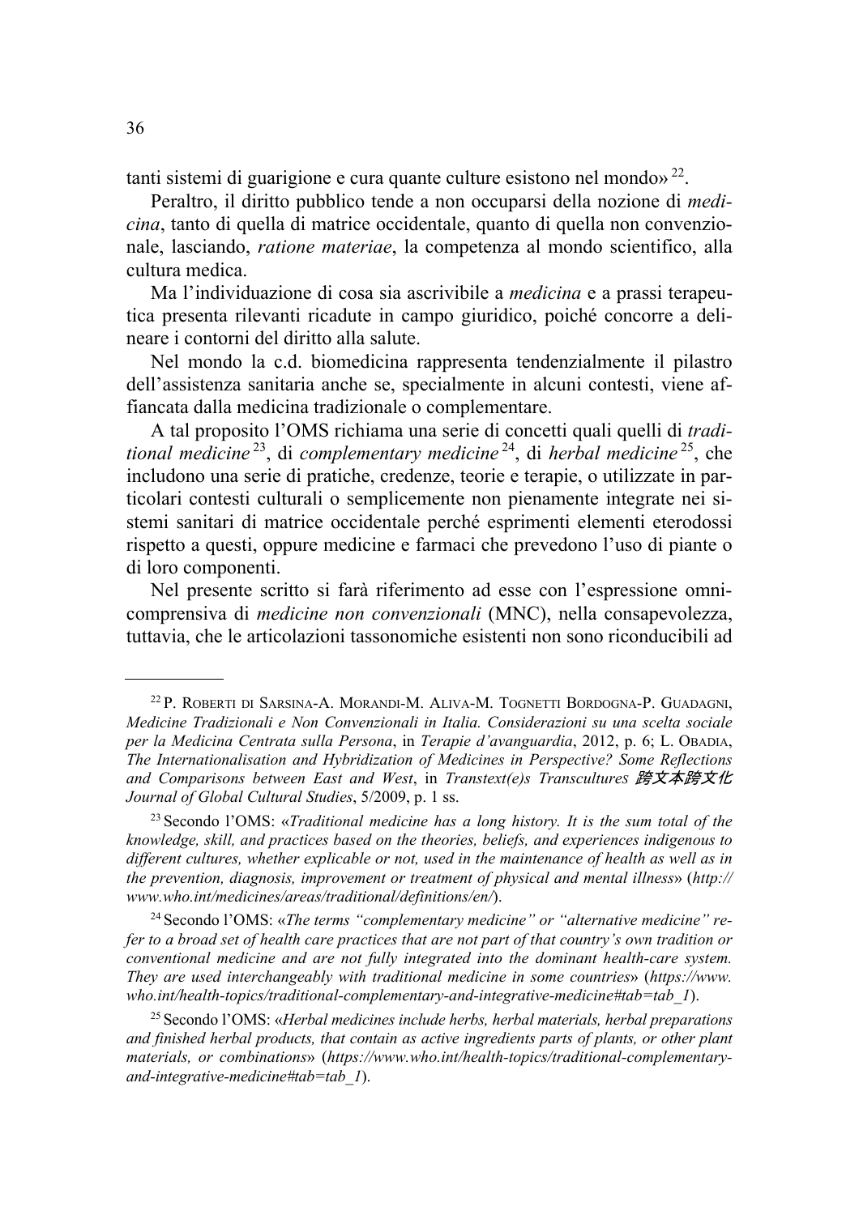tanti sistemi di guarigione e cura quante culture esistono nel mondo»[22].

Peraltro, il diritto pubblico tende a non occuparsi della nozione di *medicina*, tanto di quella di matrice occidentale, quanto di quella non convenzionale, lasciando, *ratione materiae*, la competenza al mondo scientifico, alla cultura medica.

Ma l'individuazione di cosa sia ascrivibile a *medicina* e a prassi terapeutica presenta rilevanti ricadute in campo giuridico, poiché concorre a delineare i contorni del diritto alla salute.

Nel mondo la c.d. biomedicina rappresenta tendenzialmente il pilastro dell'assistenza sanitaria anche se, specialmente in alcuni contesti, viene affiancata dalla medicina tradizionale o complementare.

A tal proposito l'OMS richiama una serie di concetti quali quelli di *traditional medicine*[23], di *complementary medicine*[24], di *herbal medicine*[25], che includono una serie di pratiche, credenze, teorie e terapie, o utilizzate in particolari contesti culturali o semplicemente non pienamente integrate nei sistemi sanitari di matrice occidentale perché esprimenti elementi eterodossi rispetto a questi, oppure medicine e farmaci che prevedono l'uso di piante o di loro componenti.

Nel presente scritto si farà riferimento ad esse con l'espressione omnicomprensiva di *medicine non convenzionali* (MNC), nella consapevolezza, tuttavia, che le articolazioni tassonomiche esistenti non sono riconducibili ad

---

[22] P. Roberti di Sarsina-A. Morandi-M. Aliva-M. Tognetti Bordogna-P. Guadagni, *Medicine Tradizionali e Non Convenzionali in Italia. Considerazioni su una scelta sociale per la Medicina Centrata sulla Persona*, in *Terapie d'avanguardia*, 2012, p. 6; L. Obadia, *The Internationalisation and Hybridization of Medicines in Perspective? Some Reflections and Comparisons between East and West*, in *Transtext(e)s Transcultures 跨文本跨文化 Journal of Global Cultural Studies*, 5/2009, p. 1 ss.

[23] Secondo l'OMS: «*Traditional medicine has a long history. It is the sum total of the knowledge, skill, and practices based on the theories, beliefs, and experiences indigenous to different cultures, whether explicable or not, used in the maintenance of health as well as in the prevention, diagnosis, improvement or treatment of physical and mental illness*» (*http://www.who.int/medicines/areas/traditional/definitions/en/*).

[24] Secondo l'OMS: «*The terms "complementary medicine" or "alternative medicine" refer to a broad set of health care practices that are not part of that country's own tradition or conventional medicine and are not fully integrated into the dominant health-care system. They are used interchangeably with traditional medicine in some countries*» (*https://www.who.int/health-topics/traditional-complementary-and-integrative-medicine#tab=tab_1*).

[25] Secondo l'OMS: «*Herbal medicines include herbs, herbal materials, herbal preparations and finished herbal products, that contain as active ingredients parts of plants, or other plant materials, or combinations*» (*https://www.who.int/health-topics/traditional-complementary-and-integrative-medicine#tab=tab_1*).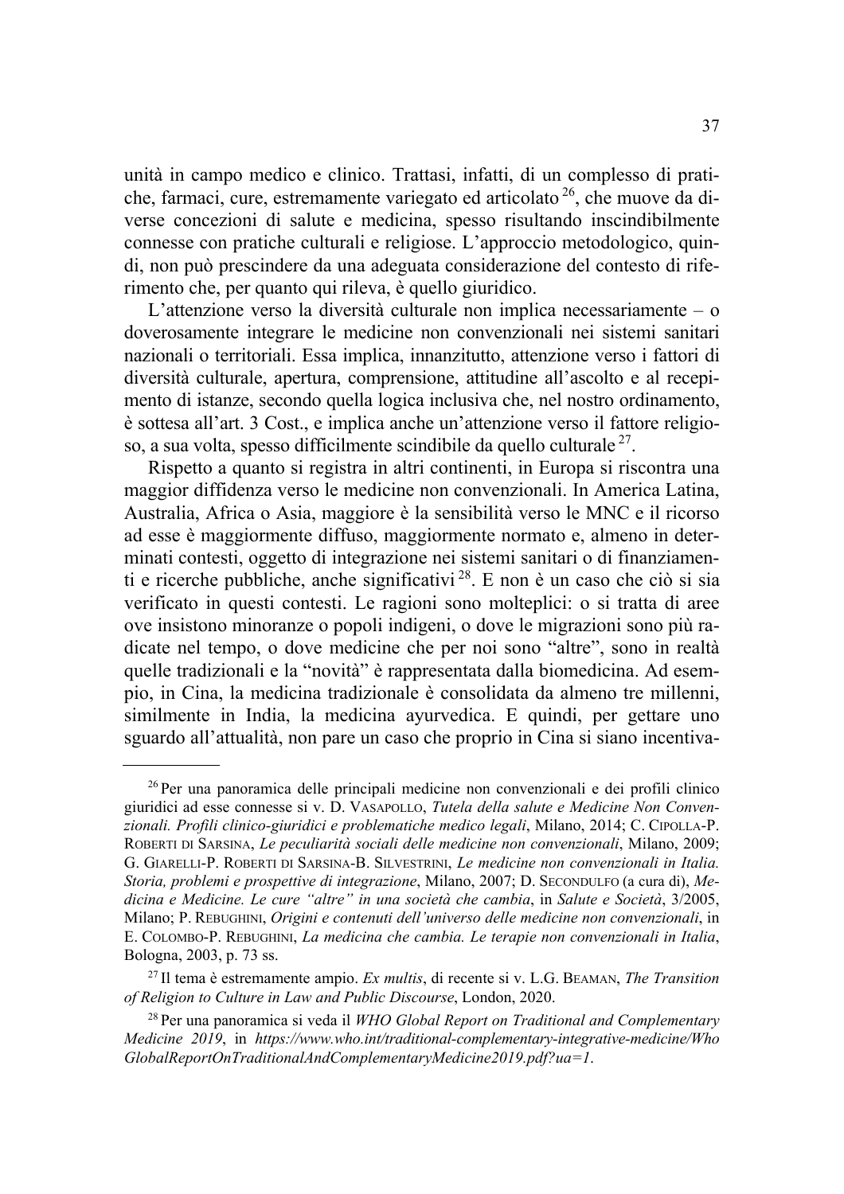unità in campo medico e clinico. Trattasi, infatti, di un complesso di pratiche, farmaci, cure, estremamente variegato ed articolato [26], che muove da diverse concezioni di salute e medicina, spesso risultando inscindibilmente connesse con pratiche culturali e religiose. L'approccio metodologico, quindi, non può prescindere da una adeguata considerazione del contesto di riferimento che, per quanto qui rileva, è quello giuridico.

L'attenzione verso la diversità culturale non implica necessariamente – o doverosamente integrare le medicine non convenzionali nei sistemi sanitari nazionali o territoriali. Essa implica, innanzitutto, attenzione verso i fattori di diversità culturale, apertura, comprensione, attitudine all'ascolto e al recepimento di istanze, secondo quella logica inclusiva che, nel nostro ordinamento, è sottesa all'art. 3 Cost., e implica anche un'attenzione verso il fattore religioso, a sua volta, spesso difficilmente scindibile da quello culturale [27].

Rispetto a quanto si registra in altri continenti, in Europa si riscontra una maggior diffidenza verso le medicine non convenzionali. In America Latina, Australia, Africa o Asia, maggiore è la sensibilità verso le MNC e il ricorso ad esse è maggiormente diffuso, maggiormente normato e, almeno in determinati contesti, oggetto di integrazione nei sistemi sanitari o di finanziamenti e ricerche pubbliche, anche significativi [28]. E non è un caso che ciò si sia verificato in questi contesti. Le ragioni sono molteplici: o si tratta di aree ove insistono minoranze o popoli indigeni, o dove le migrazioni sono più radicate nel tempo, o dove medicine che per noi sono "altre", sono in realtà quelle tradizionali e la "novità" è rappresentata dalla biomedicina. Ad esempio, in Cina, la medicina tradizionale è consolidata da almeno tre millenni, similmente in India, la medicina ayurvedica. E quindi, per gettare uno sguardo all'attualità, non pare un caso che proprio in Cina si siano incentiva-

---

[26] Per una panoramica delle principali medicine non convenzionali e dei profili clinico giuridici ad esse connesse si v. D. VASAPOLLO, *Tutela della salute e Medicine Non Convenzionali. Profili clinico-giuridici e problematiche medico legali*, Milano, 2014; C. CIPOLLA-P. ROBERTI DI SARSINA, *Le peculiarità sociali delle medicine non convenzionali*, Milano, 2009; G. GIARELLI-P. ROBERTI DI SARSINA-B. SILVESTRINI, *Le medicine non convenzionali in Italia. Storia, problemi e prospettive di integrazione*, Milano, 2007; D. SECONDULFO (a cura di), *Medicina e Medicine. Le cure "altre" in una società che cambia*, in *Salute e Società*, 3/2005, Milano; P. REBUGHINI, *Origini e contenuti dell'universo delle medicine non convenzionali*, in E. COLOMBO-P. REBUGHINI, *La medicina che cambia. Le terapie non convenzionali in Italia*, Bologna, 2003, p. 73 ss.

[27] Il tema è estremamente ampio. *Ex multis*, di recente si v. L.G. BEAMAN, *The Transition of Religion to Culture in Law and Public Discourse*, London, 2020.

[28] Per una panoramica si veda il *WHO Global Report on Traditional and Complementary Medicine 2019*, in *https://www.who.int/traditional-complementary-integrative-medicine/WhoGlobalReportOnTraditionalAndComplementaryMedicine2019.pdf?ua=1*.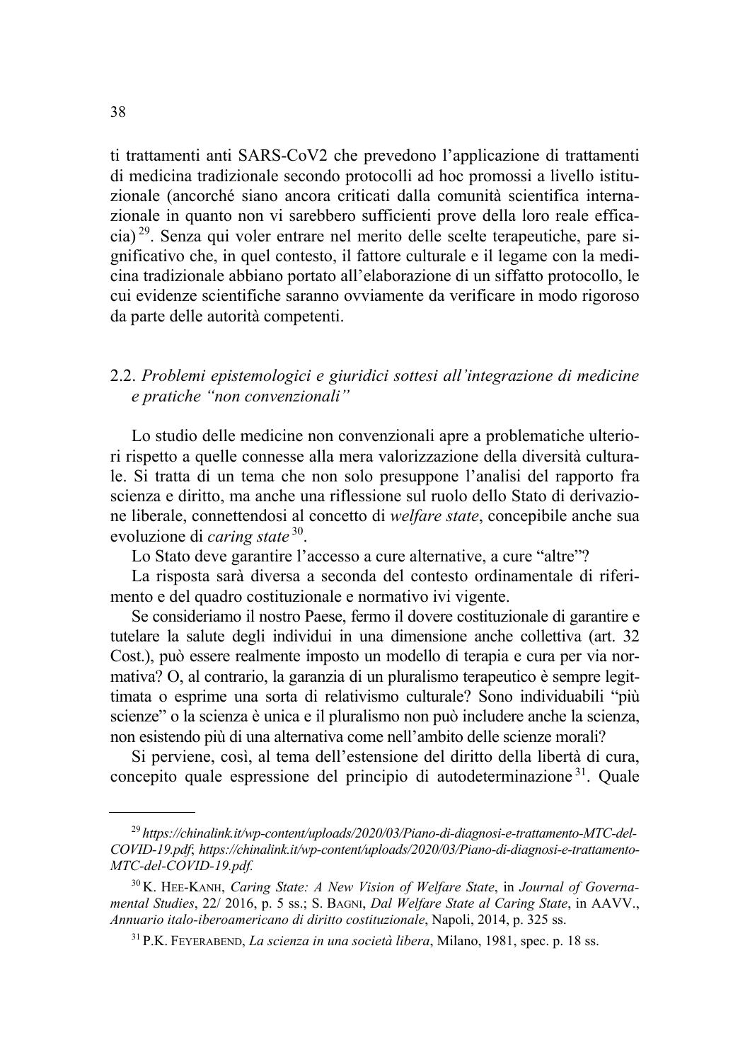ti trattamenti anti SARS-CoV2 che prevedono l'applicazione di trattamenti di medicina tradizionale secondo protocolli ad hoc promossi a livello istituzionale (ancorché siano ancora criticati dalla comunità scientifica internazionale in quanto non vi sarebbero sufficienti prove della loro reale efficacia) [29]. Senza qui voler entrare nel merito delle scelte terapeutiche, pare significativo che, in quel contesto, il fattore culturale e il legame con la medicina tradizionale abbiano portato all'elaborazione di un siffatto protocollo, le cui evidenze scientifiche saranno ovviamente da verificare in modo rigoroso da parte delle autorità competenti.

## 2.2. *Problemi epistemologici e giuridici sottesi all'integrazione di medicine e pratiche "non convenzionali"*

Lo studio delle medicine non convenzionali apre a problematiche ulteriori rispetto a quelle connesse alla mera valorizzazione della diversità culturale. Si tratta di un tema che non solo presuppone l'analisi del rapporto fra scienza e diritto, ma anche una riflessione sul ruolo dello Stato di derivazione liberale, connettendosi al concetto di *welfare state*, concepibile anche sua evoluzione di *caring state* [30].

Lo Stato deve garantire l'accesso a cure alternative, a cure "altre"?

La risposta sarà diversa a seconda del contesto ordinamentale di riferimento e del quadro costituzionale e normativo ivi vigente.

Se consideriamo il nostro Paese, fermo il dovere costituzionale di garantire e tutelare la salute degli individui in una dimensione anche collettiva (art. 32 Cost.), può essere realmente imposto un modello di terapia e cura per via normativa? O, al contrario, la garanzia di un pluralismo terapeutico è sempre legittimata o esprime una sorta di relativismo culturale? Sono individuabili "più scienze" o la scienza è unica e il pluralismo non può includere anche la scienza, non esistendo più di una alternativa come nell'ambito delle scienze morali?

Si perviene, così, al tema dell'estensione del diritto della libertà di cura, concepito quale espressione del principio di autodeterminazione [31]. Quale

---

[29] *https://chinalink.it/wp-content/uploads/2020/03/Piano-di-diagnosi-e-trattamento-MTC-del-COVID-19.pdf*; *https://chinalink.it/wp-content/uploads/2020/03/Piano-di-diagnosi-e-trattamento-MTC-del-COVID-19.pdf.*

[30] K. HEE-KANH, *Caring State: A New Vision of Welfare State*, in *Journal of Governamental Studies*, 22/ 2016, p. 5 ss.; S. BAGNI, *Dal Welfare State al Caring State*, in AAVV., *Annuario italo-iberoamericano di diritto costituzionale*, Napoli, 2014, p. 325 ss.

[31] P.K. FEYERABEND, *La scienza in una società libera*, Milano, 1981, spec. p. 18 ss.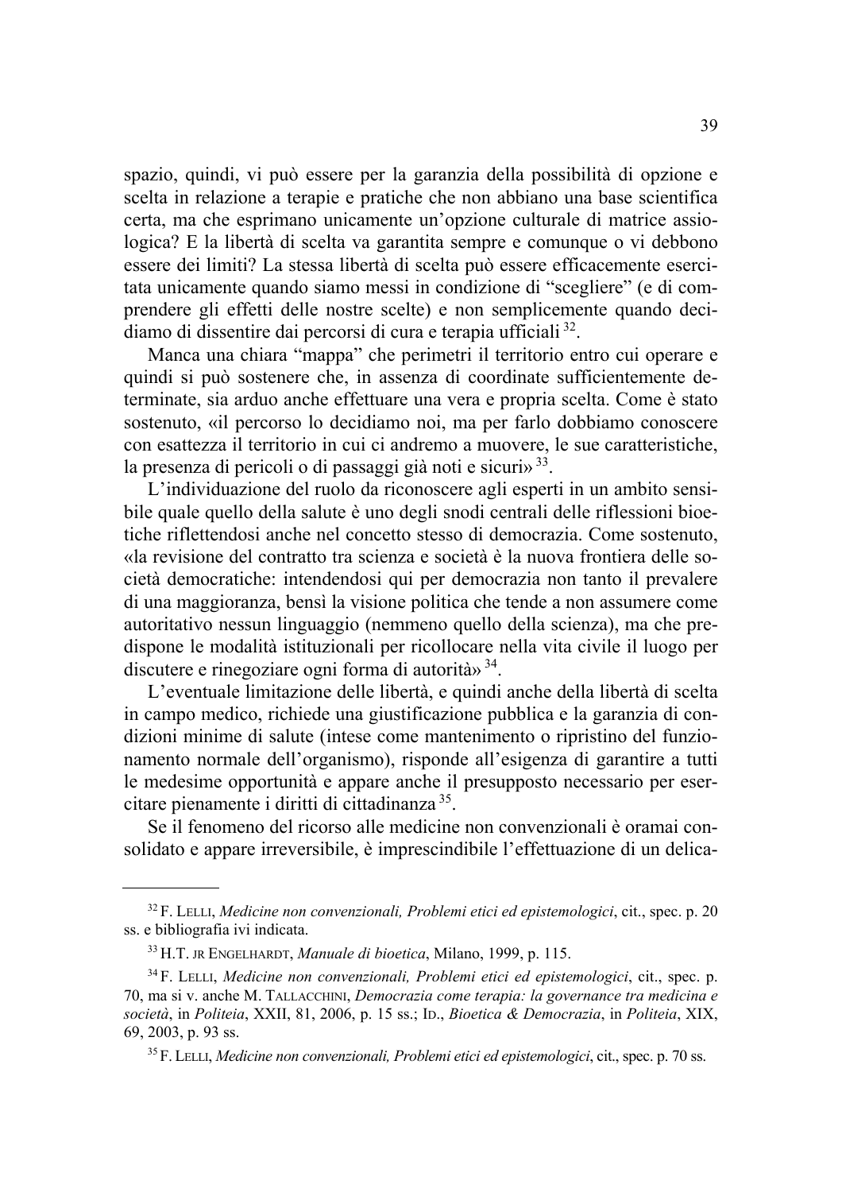spazio, quindi, vi può essere per la garanzia della possibilità di opzione e scelta in relazione a terapie e pratiche che non abbiano una base scientifica certa, ma che esprimano unicamente un'opzione culturale di matrice assiologica? E la libertà di scelta va garantita sempre e comunque o vi debbono essere dei limiti? La stessa libertà di scelta può essere efficacemente esercitata unicamente quando siamo messi in condizione di "scegliere" (e di comprendere gli effetti delle nostre scelte) e non semplicemente quando decidiamo di dissentire dai percorsi di cura e terapia ufficiali [32].

Manca una chiara "mappa" che perimetri il territorio entro cui operare e quindi si può sostenere che, in assenza di coordinate sufficientemente determinate, sia arduo anche effettuare una vera e propria scelta. Come è stato sostenuto, «il percorso lo decidiamo noi, ma per farlo dobbiamo conoscere con esattezza il territorio in cui ci andremo a muovere, le sue caratteristiche, la presenza di pericoli o di passaggi già noti e sicuri» [33].

L'individuazione del ruolo da riconoscere agli esperti in un ambito sensibile quale quello della salute è uno degli snodi centrali delle riflessioni bioetiche riflettendosi anche nel concetto stesso di democrazia. Come sostenuto, «la revisione del contratto tra scienza e società è la nuova frontiera delle società democratiche: intendendosi qui per democrazia non tanto il prevalere di una maggioranza, bensì la visione politica che tende a non assumere come autoritativo nessun linguaggio (nemmeno quello della scienza), ma che predispone le modalità istituzionali per ricollocare nella vita civile il luogo per discutere e rinegoziare ogni forma di autorità» [34].

L'eventuale limitazione delle libertà, e quindi anche della libertà di scelta in campo medico, richiede una giustificazione pubblica e la garanzia di condizioni minime di salute (intese come mantenimento o ripristino del funzionamento normale dell'organismo), risponde all'esigenza di garantire a tutti le medesime opportunità e appare anche il presupposto necessario per esercitare pienamente i diritti di cittadinanza [35].

Se il fenomeno del ricorso alle medicine non convenzionali è oramai consolidato e appare irreversibile, è imprescindibile l'effettuazione di un delica-

---

[32] F. Lelli, *Medicine non convenzionali, Problemi etici ed epistemologici*, cit., spec. p. 20 ss. e bibliografia ivi indicata.

[33] H.T. jr Engelhardt, *Manuale di bioetica*, Milano, 1999, p. 115.

[34] F. Lelli, *Medicine non convenzionali, Problemi etici ed epistemologici*, cit., spec. p. 70, ma si v. anche M. Tallacchini, *Democrazia come terapia: la governance tra medicina e società*, in *Politeia*, XXII, 81, 2006, p. 15 ss.; Id., *Bioetica & Democrazia*, in *Politeia*, XIX, 69, 2003, p. 93 ss.

[35] F. Lelli, *Medicine non convenzionali, Problemi etici ed epistemologici*, cit., spec. p. 70 ss.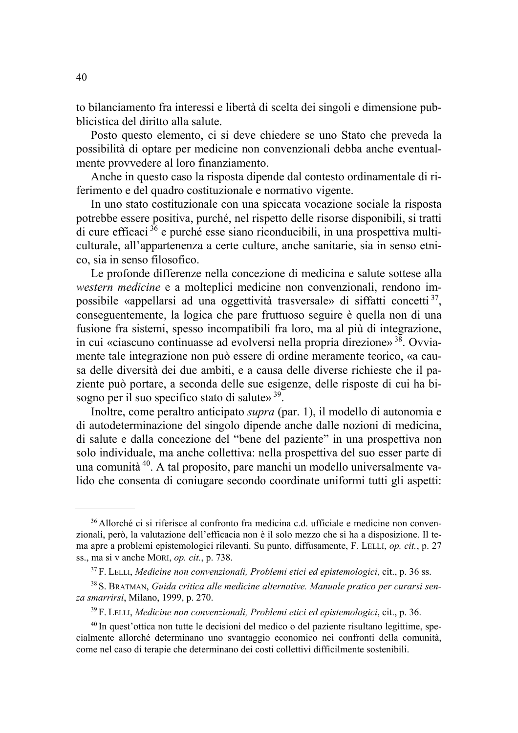to bilanciamento fra interessi e libertà di scelta dei singoli e dimensione pubblicistica del diritto alla salute.

Posto questo elemento, ci si deve chiedere se uno Stato che preveda la possibilità di optare per medicine non convenzionali debba anche eventualmente provvedere al loro finanziamento.

Anche in questo caso la risposta dipende dal contesto ordinamentale di riferimento e del quadro costituzionale e normativo vigente.

In uno stato costituzionale con una spiccata vocazione sociale la risposta potrebbe essere positiva, purché, nel rispetto delle risorse disponibili, si tratti di cure efficaci [36] e purché esse siano riconducibili, in una prospettiva multiculturale, all'appartenenza a certe culture, anche sanitarie, sia in senso etnico, sia in senso filosofico.

Le profonde differenze nella concezione di medicina e salute sottese alla *western medicine* e a molteplici medicine non convenzionali, rendono impossibile «appellarsi ad una oggettività trasversale» di siffatti concetti [37], conseguentemente, la logica che pare fruttuoso seguire è quella non di una fusione fra sistemi, spesso incompatibili fra loro, ma al più di integrazione, in cui «ciascuno continuasse ad evolversi nella propria direzione» [38]. Ovviamente tale integrazione non può essere di ordine meramente teorico, «a causa delle diversità dei due ambiti, e a causa delle diverse richieste che il paziente può portare, a seconda delle sue esigenze, delle risposte di cui ha bisogno per il suo specifico stato di salute» [39].

Inoltre, come peraltro anticipato *supra* (par. 1), il modello di autonomia e di autodeterminazione del singolo dipende anche dalle nozioni di medicina, di salute e dalla concezione del "bene del paziente" in una prospettiva non solo individuale, ma anche collettiva: nella prospettiva del suo esser parte di una comunità [40]. A tal proposito, pare manchi un modello universalmente valido che consenta di coniugare secondo coordinate uniformi tutti gli aspetti:

---

[36] Allorché ci si riferisce al confronto fra medicina c.d. ufficiale e medicine non convenzionali, però, la valutazione dell'efficacia non è il solo mezzo che si ha a disposizione. Il tema apre a problemi epistemologici rilevanti. Su punto, diffusamente, F. LELLI, *op. cit.*, p. 27 ss., ma si v anche MORI, *op. cit.*, p. 738.

[37] F. LELLI, *Medicine non convenzionali, Problemi etici ed epistemologici*, cit., p. 36 ss.

[38] S. BRATMAN, *Guida critica alle medicine alternative. Manuale pratico per curarsi senza smarrirsi*, Milano, 1999, p. 270.

[39] F. LELLI, *Medicine non convenzionali, Problemi etici ed epistemologici*, cit., p. 36.

[40] In quest'ottica non tutte le decisioni del medico o del paziente risultano legittime, specialmente allorché determinano uno svantaggio economico nei confronti della comunità, come nel caso di terapie che determinano dei costi collettivi difficilmente sostenibili.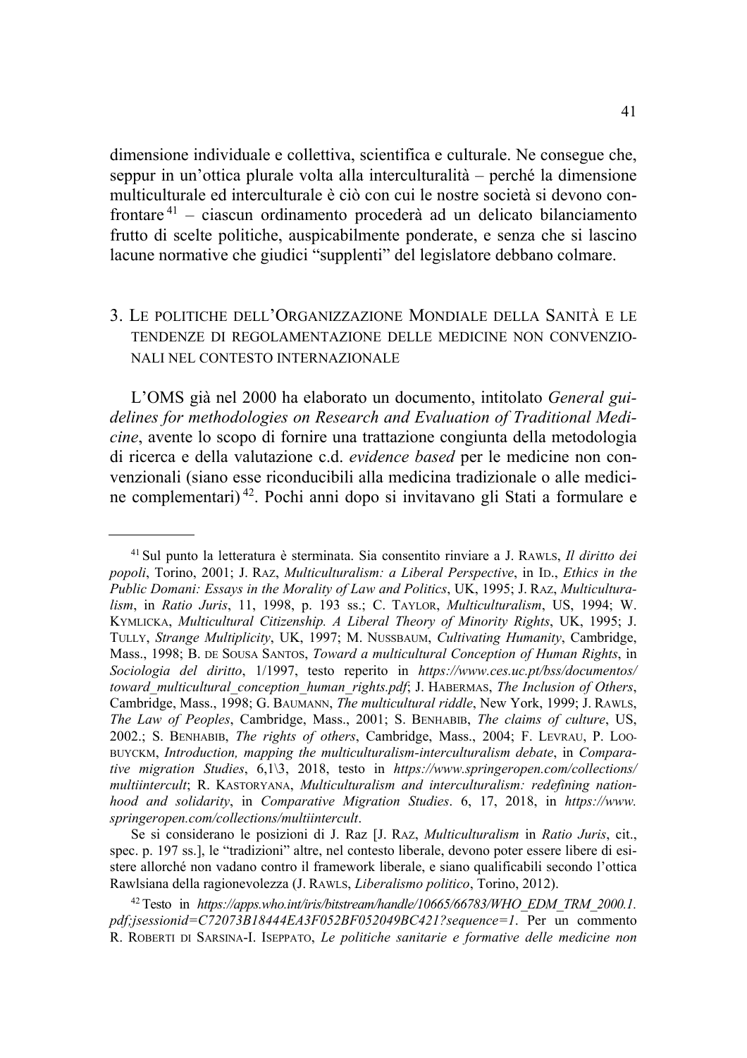dimensione individuale e collettiva, scientifica e culturale. Ne consegue che, seppur in un'ottica plurale volta alla interculturalità – perché la dimensione multiculturale ed interculturale è ciò con cui le nostre società si devono confrontare [41] – ciascun ordinamento procederà ad un delicato bilanciamento frutto di scelte politiche, auspicabilmente ponderate, e senza che si lascino lacune normative che giudici "supplenti" del legislatore debbano colmare.

## 3. Le politiche dell'Organizzazione Mondiale della Sanità e le tendenze di regolamentazione delle medicine non convenzionali nel contesto internazionale

L'OMS già nel 2000 ha elaborato un documento, intitolato *General guidelines for methodologies on Research and Evaluation of Traditional Medicine*, avente lo scopo di fornire una trattazione congiunta della metodologia di ricerca e della valutazione c.d. *evidence based* per le medicine non convenzionali (siano esse riconducibili alla medicina tradizionale o alle medicine complementari) [42]. Pochi anni dopo si invitavano gli Stati a formulare e

---

[41] Sul punto la letteratura è sterminata. Sia consentito rinviare a J. Rawls, *Il diritto dei popoli*, Torino, 2001; J. Raz, *Multiculturalism: a Liberal Perspective*, in Id., *Ethics in the Public Domani: Essays in the Morality of Law and Politics*, UK, 1995; J. Raz, *Multiculturalism*, in *Ratio Juris*, 11, 1998, p. 193 ss.; C. Taylor, *Multiculturalism*, US, 1994; W. Kymlicka, *Multicultural Citizenship. A Liberal Theory of Minority Rights*, UK, 1995; J. Tully, *Strange Multiplicity*, UK, 1997; M. Nussbaum, *Cultivating Humanity*, Cambridge, Mass., 1998; B. de Sousa Santos, *Toward a multicultural Conception of Human Rights*, in *Sociologia del diritto*, 1/1997, testo reperito in *https://www.ces.uc.pt/bss/documentos/toward_multicultural_conception_human_rights.pdf*; J. Habermas, *The Inclusion of Others*, Cambridge, Mass., 1998; G. Baumann, *The multicultural riddle*, New York, 1999; J. Rawls, *The Law of Peoples*, Cambridge, Mass., 2001; S. Benhabib, *The claims of culture*, US, 2002.; S. Benhabib, *The rights of others*, Cambridge, Mass., 2004; F. Levrau, P. Loobuyckm, *Introduction, mapping the multiculturalism-interculturalism debate*, in *Comparative migration Studies*, 6,1\3, 2018, testo in *https://www.springeropen.com/collections/multiintercult*; R. Kastoryana, *Multiculturalism and interculturalism: redefining nationhood and solidarity*, in *Comparative Migration Studies*. 6, 17, 2018, in *https://www.springeropen.com/collections/multiintercult*.

Se si considerano le posizioni di J. Raz [J. Raz, *Multiculturalism* in *Ratio Juris*, cit., spec. p. 197 ss.], le "tradizioni" altre, nel contesto liberale, devono poter essere libere di esistere allorché non vadano contro il framework liberale, e siano qualificabili secondo l'ottica Rawlsiana della ragionevolezza (J. Rawls, *Liberalismo politico*, Torino, 2012).

[42] Testo in *https://apps.who.int/iris/bitstream/handle/10665/66783/WHO_EDM_TRM_2000.1.pdf;jsessionid=C72073B18444EA3F052BF052049BC421?sequence=1*. Per un commento R. Roberti di Sarsina-I. Iseppato, *Le politiche sanitarie e formative delle medicine non*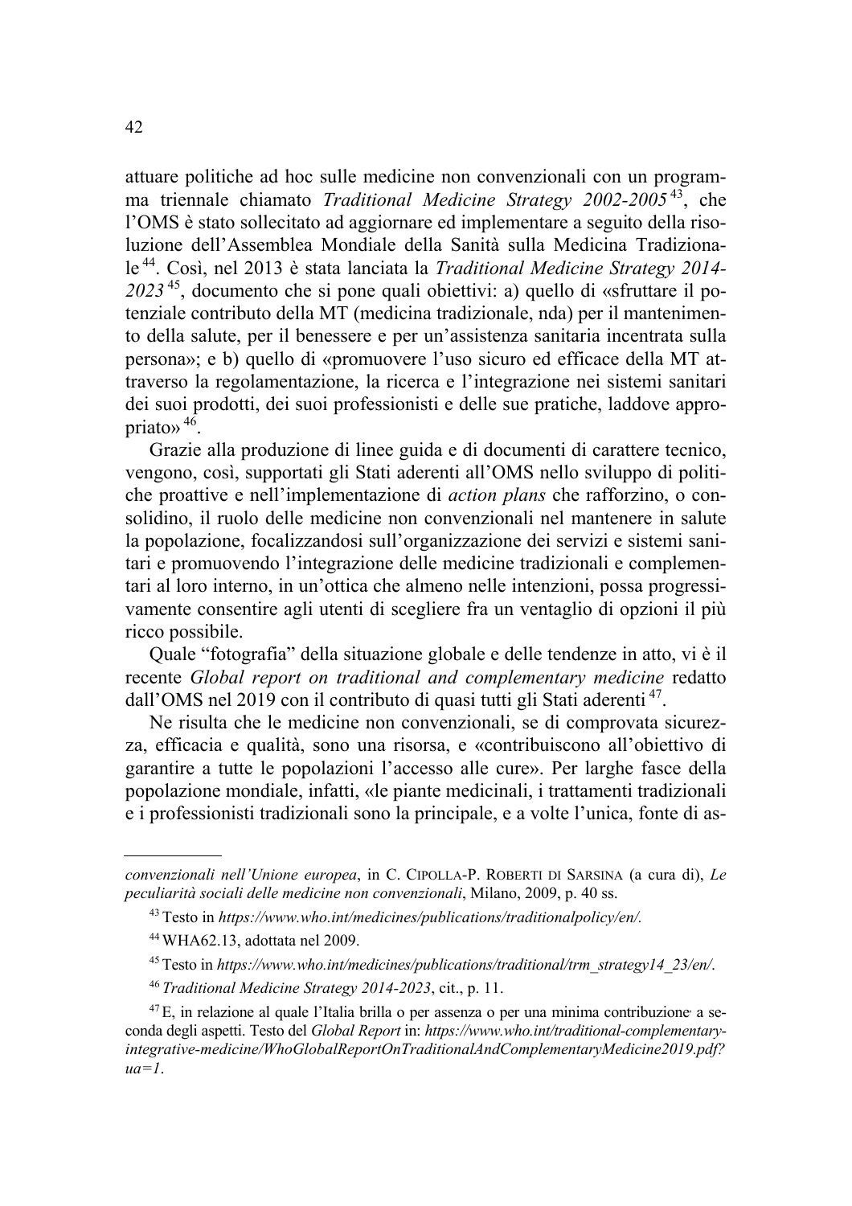attuare politiche ad hoc sulle medicine non convenzionali con un programma triennale chiamato *Traditional Medicine Strategy 2002-2005*[43], che l'OMS è stato sollecitato ad aggiornare ed implementare a seguito della risoluzione dell'Assemblea Mondiale della Sanità sulla Medicina Tradizionale[44]. Così, nel 2013 è stata lanciata la *Traditional Medicine Strategy 2014-2023*[45], documento che si pone quali obiettivi: a) quello di «sfruttare il potenziale contributo della MT (medicina tradizionale, nda) per il mantenimento della salute, per il benessere e per un'assistenza sanitaria incentrata sulla persona»; e b) quello di «promuovere l'uso sicuro ed efficace della MT attraverso la regolamentazione, la ricerca e l'integrazione nei sistemi sanitari dei suoi prodotti, dei suoi professionisti e delle sue pratiche, laddove appropriato»[46].

Grazie alla produzione di linee guida e di documenti di carattere tecnico, vengono, così, supportati gli Stati aderenti all'OMS nello sviluppo di politiche proattive e nell'implementazione di *action plans* che rafforzino, o consolidino, il ruolo delle medicine non convenzionali nel mantenere in salute la popolazione, focalizzandosi sull'organizzazione dei servizi e sistemi sanitari e promuovendo l'integrazione delle medicine tradizionali e complementari al loro interno, in un'ottica che almeno nelle intenzioni, possa progressivamente consentire agli utenti di scegliere fra un ventaglio di opzioni il più ricco possibile.

Quale "fotografia" della situazione globale e delle tendenze in atto, vi è il recente *Global report on traditional and complementary medicine* redatto dall'OMS nel 2019 con il contributo di quasi tutti gli Stati aderenti[47].

Ne risulta che le medicine non convenzionali, se di comprovata sicurezza, efficacia e qualità, sono una risorsa, e «contribuiscono all'obiettivo di garantire a tutte le popolazioni l'accesso alle cure». Per larghe fasce della popolazione mondiale, infatti, «le piante medicinali, i trattamenti tradizionali e i professionisti tradizionali sono la principale, e a volte l'unica, fonte di as-

---

*convenzionali nell'Unione europea*, in C. Cipolla-P. Roberti di Sarsina (a cura di), *Le peculiarità sociali delle medicine non convenzionali*, Milano, 2009, p. 40 ss.

[43] Testo in *https://www.who.int/medicines/publications/traditionalpolicy/en/.*

[44] WHA62.13, adottata nel 2009.

[45] Testo in *https://www.who.int/medicines/publications/traditional/trm_strategy14_23/en/*.

[46] *Traditional Medicine Strategy 2014-2023*, cit., p. 11.

[47] E, in relazione al quale l'Italia brilla o per assenza o per una minima contribuzione a seconda degli aspetti. Testo del *Global Report* in: *https://www.who.int/traditional-complementary-integrative-medicine/WhoGlobalReportOnTraditionalAndComplementaryMedicine2019.pdf?ua=1*.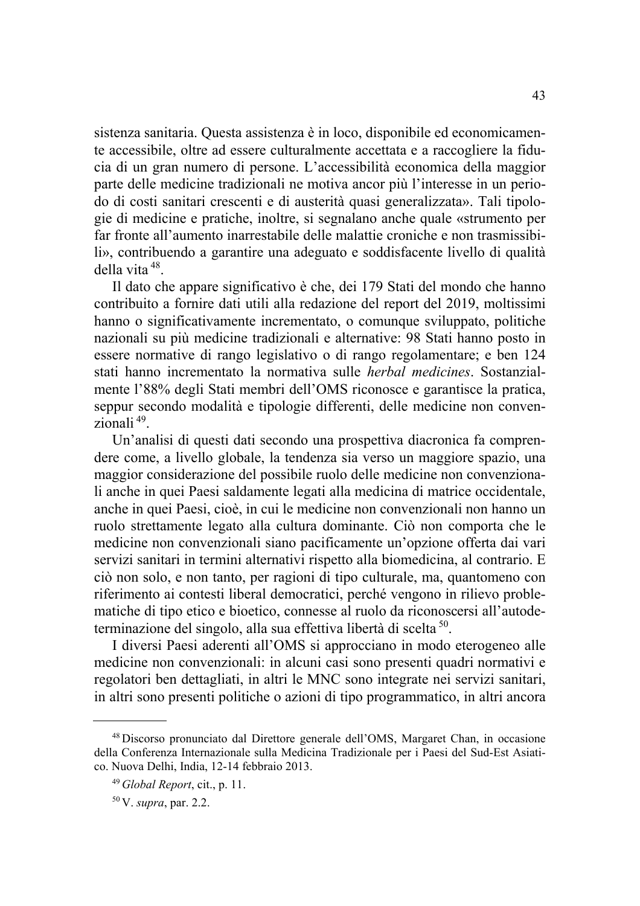sistenza sanitaria. Questa assistenza è in loco, disponibile ed economicamente accessibile, oltre ad essere culturalmente accettata e a raccogliere la fiducia di un gran numero di persone. L'accessibilità economica della maggior parte delle medicine tradizionali ne motiva ancor più l'interesse in un periodo di costi sanitari crescenti e di austerità quasi generalizzata». Tali tipologie di medicine e pratiche, inoltre, si segnalano anche quale «strumento per far fronte all'aumento inarrestabile delle malattie croniche e non trasmissibili», contribuendo a garantire una adeguato e soddisfacente livello di qualità della vita [48].

Il dato che appare significativo è che, dei 179 Stati del mondo che hanno contribuito a fornire dati utili alla redazione del report del 2019, moltissimi hanno o significativamente incrementato, o comunque sviluppato, politiche nazionali su più medicine tradizionali e alternative: 98 Stati hanno posto in essere normative di rango legislativo o di rango regolamentare; e ben 124 stati hanno incrementato la normativa sulle *herbal medicines*. Sostanzialmente l'88% degli Stati membri dell'OMS riconosce e garantisce la pratica, seppur secondo modalità e tipologie differenti, delle medicine non convenzionali [49].

Un'analisi di questi dati secondo una prospettiva diacronica fa comprendere come, a livello globale, la tendenza sia verso un maggiore spazio, una maggior considerazione del possibile ruolo delle medicine non convenzionali anche in quei Paesi saldamente legati alla medicina di matrice occidentale, anche in quei Paesi, cioè, in cui le medicine non convenzionali non hanno un ruolo strettamente legato alla cultura dominante. Ciò non comporta che le medicine non convenzionali siano pacificamente un'opzione offerta dai vari servizi sanitari in termini alternativi rispetto alla biomedicina, al contrario. E ciò non solo, e non tanto, per ragioni di tipo culturale, ma, quantomeno con riferimento ai contesti liberal democratici, perché vengono in rilievo problematiche di tipo etico e bioetico, connesse al ruolo da riconoscersi all'autodeterminazione del singolo, alla sua effettiva libertà di scelta [50].

I diversi Paesi aderenti all'OMS si approcciano in modo eterogeneo alle medicine non convenzionali: in alcuni casi sono presenti quadri normativi e regolatori ben dettagliati, in altri le MNC sono integrate nei servizi sanitari, in altri sono presenti politiche o azioni di tipo programmatico, in altri ancora

---

[48] Discorso pronunciato dal Direttore generale dell'OMS, Margaret Chan, in occasione della Conferenza Internazionale sulla Medicina Tradizionale per i Paesi del Sud-Est Asiatico. Nuova Delhi, India, 12-14 febbraio 2013.

[49] *Global Report*, cit., p. 11.

[50] V. *supra*, par. 2.2.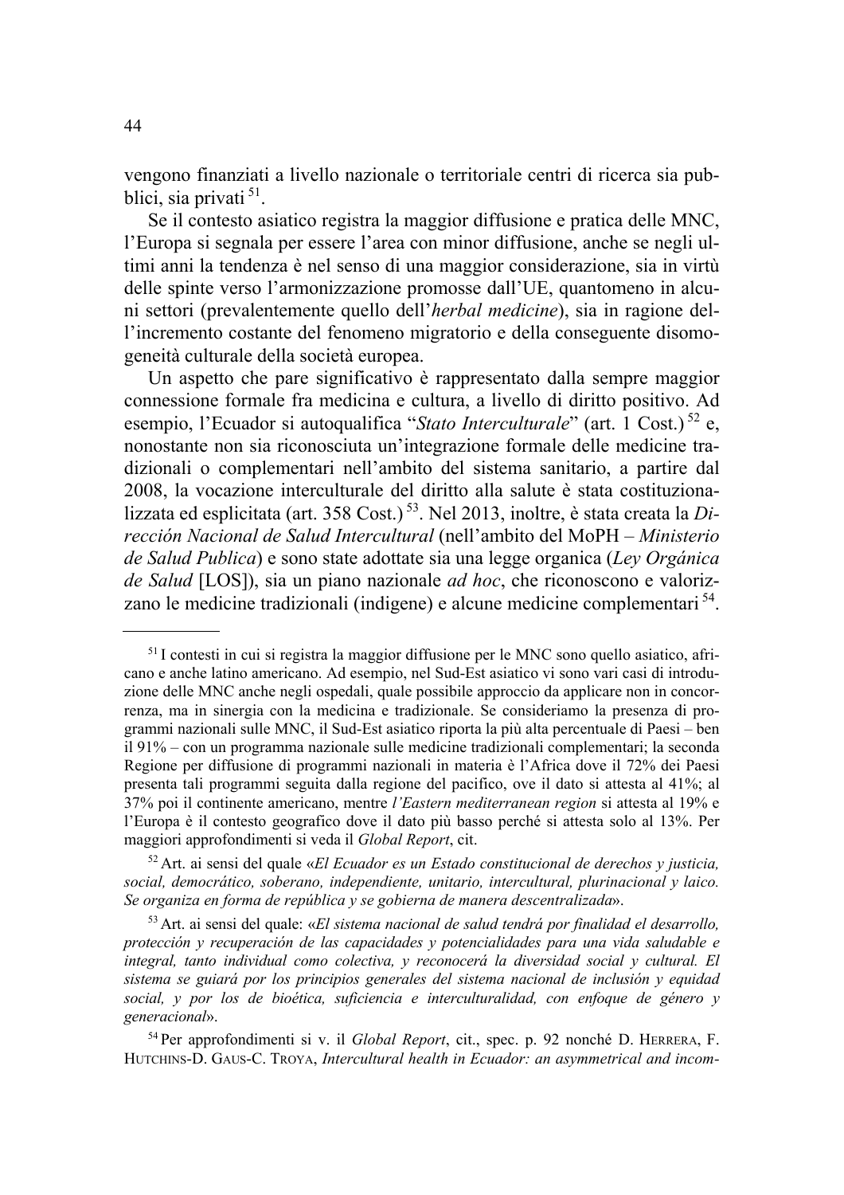vengono finanziati a livello nazionale o territoriale centri di ricerca sia pubblici, sia privati [51].

Se il contesto asiatico registra la maggior diffusione e pratica delle MNC, l'Europa si segnala per essere l'area con minor diffusione, anche se negli ultimi anni la tendenza è nel senso di una maggior considerazione, sia in virtù delle spinte verso l'armonizzazione promosse dall'UE, quantomeno in alcuni settori (prevalentemente quello dell'*herbal medicine*), sia in ragione dell'incremento costante del fenomeno migratorio e della conseguente disomogeneità culturale della società europea.

Un aspetto che pare significativo è rappresentato dalla sempre maggior connessione formale fra medicina e cultura, a livello di diritto positivo. Ad esempio, l'Ecuador si autoqualifica "*Stato Interculturale*" (art. 1 Cost.) [52] e, nonostante non sia riconosciuta un'integrazione formale delle medicine tradizionali o complementari nell'ambito del sistema sanitario, a partire dal 2008, la vocazione interculturale del diritto alla salute è stata costituzionalizzata ed esplicitata (art. 358 Cost.) [53]. Nel 2013, inoltre, è stata creata la *Dirección Nacional de Salud Intercultural* (nell'ambito del MoPH – *Ministerio de Salud Publica*) e sono state adottate sia una legge organica (*Ley Orgánica de Salud* [LOS]), sia un piano nazionale *ad hoc*, che riconoscono e valorizzano le medicine tradizionali (indigene) e alcune medicine complementari [54].

---

[51] I contesti in cui si registra la maggior diffusione per le MNC sono quello asiatico, africano e anche latino americano. Ad esempio, nel Sud-Est asiatico vi sono vari casi di introduzione delle MNC anche negli ospedali, quale possibile approccio da applicare non in concorrenza, ma in sinergia con la medicina e tradizionale. Se consideriamo la presenza di programmi nazionali sulle MNC, il Sud-Est asiatico riporta la più alta percentuale di Paesi – ben il 91% – con un programma nazionale sulle medicine tradizionali complementari; la seconda Regione per diffusione di programmi nazionali in materia è l'Africa dove il 72% dei Paesi presenta tali programmi seguita dalla regione del pacifico, ove il dato si attesta al 41%; al 37% poi il continente americano, mentre *l'Eastern mediterranean region* si attesta al 19% e l'Europa è il contesto geografico dove il dato più basso perché si attesta solo al 13%. Per maggiori approfondimenti si veda il *Global Report*, cit.

[52] Art. ai sensi del quale «*El Ecuador es un Estado constitucional de derechos y justicia, social, democrático, soberano, independiente, unitario, intercultural, plurinacional y laico. Se organiza en forma de república y se gobierna de manera descentralizada*».

[53] Art. ai sensi del quale: «*El sistema nacional de salud tendrá por finalidad el desarrollo, protección y recuperación de las capacidades y potencialidades para una vida saludable e integral, tanto individual como colectiva, y reconocerá la diversidad social y cultural. El sistema se guiará por los principios generales del sistema nacional de inclusión y equidad social, y por los de bioética, suficiencia e interculturalidad, con enfoque de género y generacional*».

[54] Per approfondimenti si v. il *Global Report*, cit., spec. p. 92 nonché D. HERRERA, F. HUTCHINS-D. GAUS-C. TROYA, *Intercultural health in Ecuador: an asymmetrical and incom-*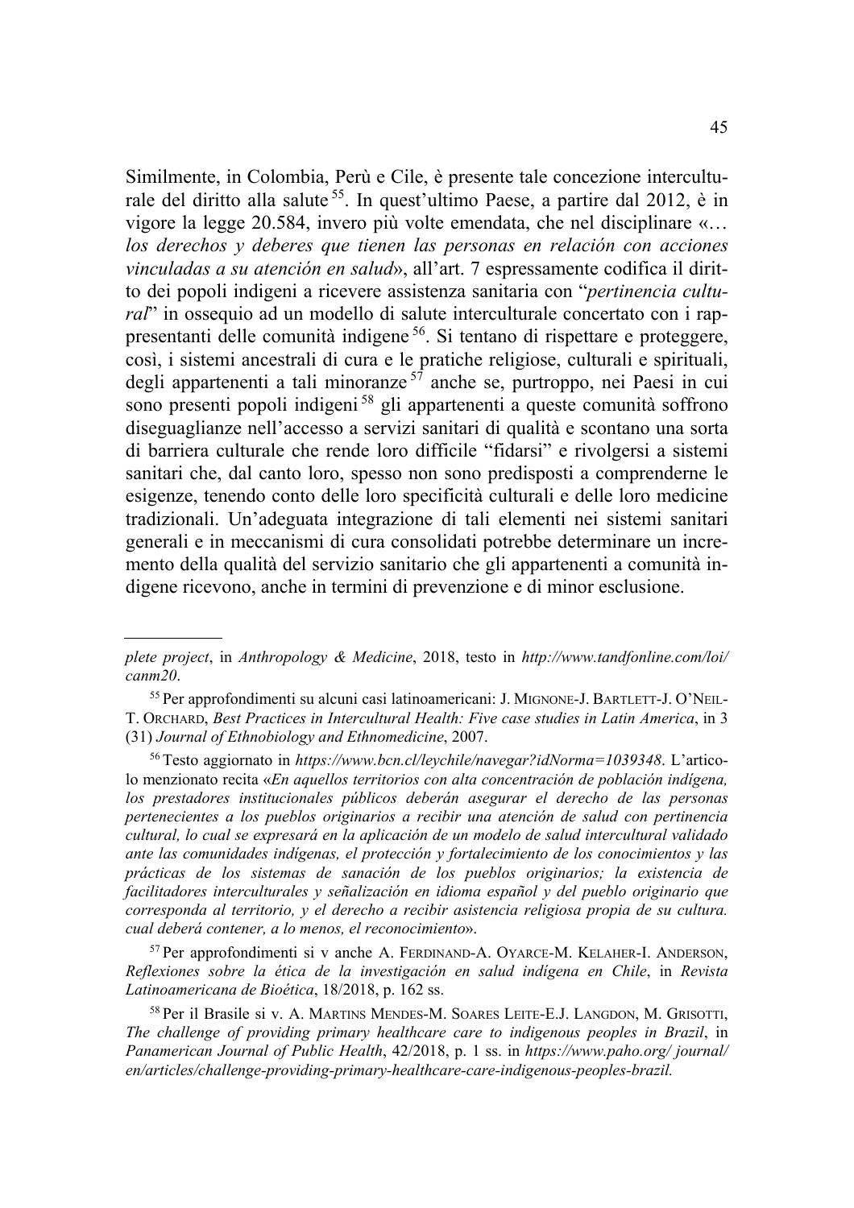Similmente, in Colombia, Perù e Cile, è presente tale concezione interculturale del diritto alla salute [55]. In quest'ultimo Paese, a partire dal 2012, è in vigore la legge 20.584, invero più volte emendata, che nel disciplinare «… *los derechos y deberes que tienen las personas en relación con acciones vinculadas a su atención en salud*», all'art. 7 espressamente codifica il diritto dei popoli indigeni a ricevere assistenza sanitaria con "*pertinencia cultural*" in ossequio ad un modello di salute interculturale concertato con i rappresentanti delle comunità indigene [56]. Si tentano di rispettare e proteggere, così, i sistemi ancestrali di cura e le pratiche religiose, culturali e spirituali, degli appartenenti a tali minoranze [57] anche se, purtroppo, nei Paesi in cui sono presenti popoli indigeni [58] gli appartenenti a queste comunità soffrono diseguaglianze nell'accesso a servizi sanitari di qualità e scontano una sorta di barriera culturale che rende loro difficile "fidarsi" e rivolgersi a sistemi sanitari che, dal canto loro, spesso non sono predisposti a comprenderne le esigenze, tenendo conto delle loro specificità culturali e delle loro medicine tradizionali. Un'adeguata integrazione di tali elementi nei sistemi sanitari generali e in meccanismi di cura consolidati potrebbe determinare un incremento della qualità del servizio sanitario che gli appartenenti a comunità indigene ricevono, anche in termini di prevenzione e di minor esclusione.

---

*plete project*, in *Anthropology & Medicine*, 2018, testo in *http://www.tandfonline.com/loi/canm20*.

[55] Per approfondimenti su alcuni casi latinoamericani: J. MIGNONE-J. BARTLETT-J. O'NEIL-T. ORCHARD, *Best Practices in Intercultural Health: Five case studies in Latin America*, in 3 (31) *Journal of Ethnobiology and Ethnomedicine*, 2007.

[56] Testo aggiornato in *https://www.bcn.cl/leychile/navegar?idNorma=1039348*. L'articolo menzionato recita «*En aquellos territorios con alta concentración de población indígena, los prestadores institucionales públicos deberán asegurar el derecho de las personas pertenecientes a los pueblos originarios a recibir una atención de salud con pertinencia cultural, lo cual se expresará en la aplicación de un modelo de salud intercultural validado ante las comunidades indígenas, el protección y fortalecimiento de los conocimientos y las prácticas de los sistemas de sanación de los pueblos originarios; la existencia de facilitadores interculturales y señalización en idioma español y del pueblo originario que corresponda al territorio, y el derecho a recibir asistencia religiosa propia de su cultura. cual deberá contener, a lo menos, el reconocimiento*».

[57] Per approfondimenti si v anche A. FERDINAND-A. OYARCE-M. KELAHER-I. ANDERSON, *Reflexiones sobre la ética de la investigación en salud indígena en Chile*, in *Revista Latinoamericana de Bioética*, 18/2018, p. 162 ss.

[58] Per il Brasile si v. A. MARTINS MENDES-M. SOARES LEITE-E.J. LANGDON, M. GRISOTTI, *The challenge of providing primary healthcare care to indigenous peoples in Brazil*, in *Panamerican Journal of Public Health*, 42/2018, p. 1 ss. in *https://www.paho.org/ journal/en/articles/challenge-providing-primary-healthcare-care-indigenous-peoples-brazil.*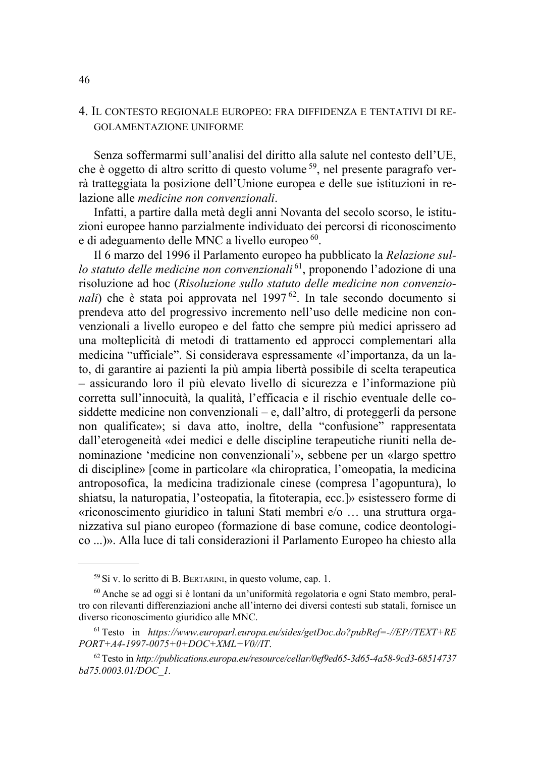## 4. IL CONTESTO REGIONALE EUROPEO: FRA DIFFIDENZA E TENTATIVI DI REGOLAMENTAZIONE UNIFORME

Senza soffermarmi sull'analisi del diritto alla salute nel contesto dell'UE, che è oggetto di altro scritto di questo volume [59], nel presente paragrafo verrà tratteggiata la posizione dell'Unione europea e delle sue istituzioni in relazione alle *medicine non convenzionali*.

Infatti, a partire dalla metà degli anni Novanta del secolo scorso, le istituzioni europee hanno parzialmente individuato dei percorsi di riconoscimento e di adeguamento delle MNC a livello europeo [60].

Il 6 marzo del 1996 il Parlamento europeo ha pubblicato la *Relazione sullo statuto delle medicine non convenzionali* [61], proponendo l'adozione di una risoluzione ad hoc (*Risoluzione sullo statuto delle medicine non convenzionali*) che è stata poi approvata nel 1997 [62]. In tale secondo documento si prendeva atto del progressivo incremento nell'uso delle medicine non convenzionali a livello europeo e del fatto che sempre più medici aprissero ad una molteplicità di metodi di trattamento ed approcci complementari alla medicina "ufficiale". Si considerava espressamente «l'importanza, da un lato, di garantire ai pazienti la più ampia libertà possibile di scelta terapeutica – assicurando loro il più elevato livello di sicurezza e l'informazione più corretta sull'innocuità, la qualità, l'efficacia e il rischio eventuale delle cosiddette medicine non convenzionali – e, dall'altro, di proteggerli da persone non qualificate»; si dava atto, inoltre, della "confusione" rappresentata dall'eterogeneità «dei medici e delle discipline terapeutiche riuniti nella denominazione 'medicine non convenzionali'», sebbene per un «largo spettro di discipline» [come in particolare «la chiropratica, l'omeopatia, la medicina antroposofica, la medicina tradizionale cinese (compresa l'agopuntura), lo shiatsu, la naturopatia, l'osteopatia, la fitoterapia, ecc.]» esistessero forme di «riconoscimento giuridico in taluni Stati membri e/o … una struttura organizzativa sul piano europeo (formazione di base comune, codice deontologico ...)». Alla luce di tali considerazioni il Parlamento Europeo ha chiesto alla

---

[59] Si v. lo scritto di B. BERTARINI, in questo volume, cap. 1.

[60] Anche se ad oggi si è lontani da un'uniformità regolatoria e ogni Stato membro, peraltro con rilevanti differenziazioni anche all'interno dei diversi contesti sub statali, fornisce un diverso riconoscimento giuridico alle MNC.

[61] Testo in *https://www.europarl.europa.eu/sides/getDoc.do?pubRef=-//EP//TEXT+REPORT+A4-1997-0075+0+DOC+XML+V0//IT*.

[62] Testo in *http://publications.europa.eu/resource/cellar/0ef9ed65-3d65-4a58-9cd3-68514737bd75.0003.01/DOC_1*.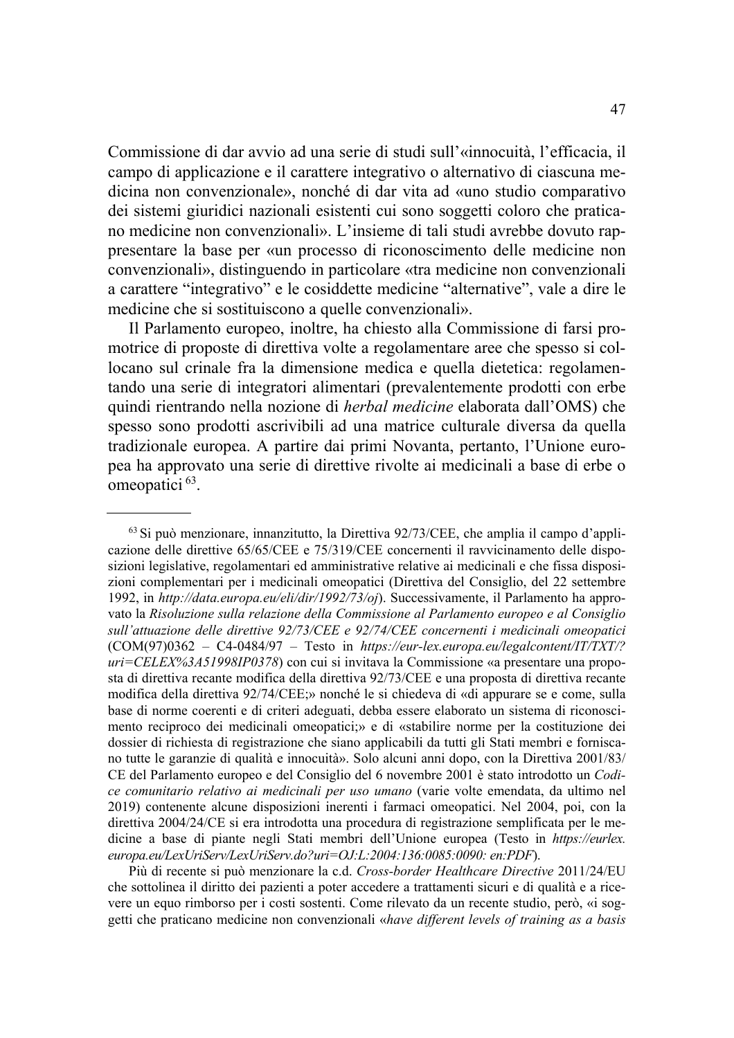Commissione di dar avvio ad una serie di studi sull'«innocuità, l'efficacia, il campo di applicazione e il carattere integrativo o alternativo di ciascuna medicina non convenzionale», nonché di dar vita ad «uno studio comparativo dei sistemi giuridici nazionali esistenti cui sono soggetti coloro che praticano medicine non convenzionali». L'insieme di tali studi avrebbe dovuto rappresentare la base per «un processo di riconoscimento delle medicine non convenzionali», distinguendo in particolare «tra medicine non convenzionali a carattere "integrativo" e le cosiddette medicine "alternative", vale a dire le medicine che si sostituiscono a quelle convenzionali».

Il Parlamento europeo, inoltre, ha chiesto alla Commissione di farsi promotrice di proposte di direttiva volte a regolamentare aree che spesso si collocano sul crinale fra la dimensione medica e quella dietetica: regolamentando una serie di integratori alimentari (prevalentemente prodotti con erbe quindi rientrando nella nozione di *herbal medicine* elaborata dall'OMS) che spesso sono prodotti ascrivibili ad una matrice culturale diversa da quella tradizionale europea. A partire dai primi Novanta, pertanto, l'Unione europea ha approvato una serie di direttive rivolte ai medicinali a base di erbe o omeopatici [63].

---

[63] Si può menzionare, innanzitutto, la Direttiva 92/73/CEE, che amplia il campo d'applicazione delle direttive 65/65/CEE e 75/319/CEE concernenti il ravvicinamento delle disposizioni legislative, regolamentari ed amministrative relative ai medicinali e che fissa disposizioni complementari per i medicinali omeopatici (Direttiva del Consiglio, del 22 settembre 1992, in *http://data.europa.eu/eli/dir/1992/73/oj*). Successivamente, il Parlamento ha approvato la *Risoluzione sulla relazione della Commissione al Parlamento europeo e al Consiglio sull'attuazione delle direttive 92/73/CEE e 92/74/CEE concernenti i medicinali omeopatici* (COM(97)0362 – C4-0484/97 – Testo in *https://eur-lex.europa.eu/legalcontent/IT/TXT/?uri=CELEX%3A51998IP0378*) con cui si invitava la Commissione «a presentare una proposta di direttiva recante modifica della direttiva 92/73/CEE e una proposta di direttiva recante modifica della direttiva 92/74/CEE;» nonché le si chiedeva di «di appurare se e come, sulla base di norme coerenti e di criteri adeguati, debba essere elaborato un sistema di riconoscimento reciproco dei medicinali omeopatici;» e di «stabilire norme per la costituzione dei dossier di richiesta di registrazione che siano applicabili da tutti gli Stati membri e forniscano tutte le garanzie di qualità e innocuità». Solo alcuni anni dopo, con la Direttiva 2001/83/CE del Parlamento europeo e del Consiglio del 6 novembre 2001 è stato introdotto un *Codice comunitario relativo ai medicinali per uso umano* (varie volte emendata, da ultimo nel 2019) contenente alcune disposizioni inerenti i farmaci omeopatici. Nel 2004, poi, con la direttiva 2004/24/CE si era introdotta una procedura di registrazione semplificata per le medicine a base di piante negli Stati membri dell'Unione europea (Testo in *https://eurlex.europa.eu/LexUriServ/LexUriServ.do?uri=OJ:L:2004:136:0085:0090: en:PDF*).

Più di recente si può menzionare la c.d. *Cross-border Healthcare Directive* 2011/24/EU che sottolinea il diritto dei pazienti a poter accedere a trattamenti sicuri e di qualità e a ricevere un equo rimborso per i costi sostenti. Come rilevato da un recente studio, però, «i soggetti che praticano medicine non convenzionali «*have different levels of training as a basis*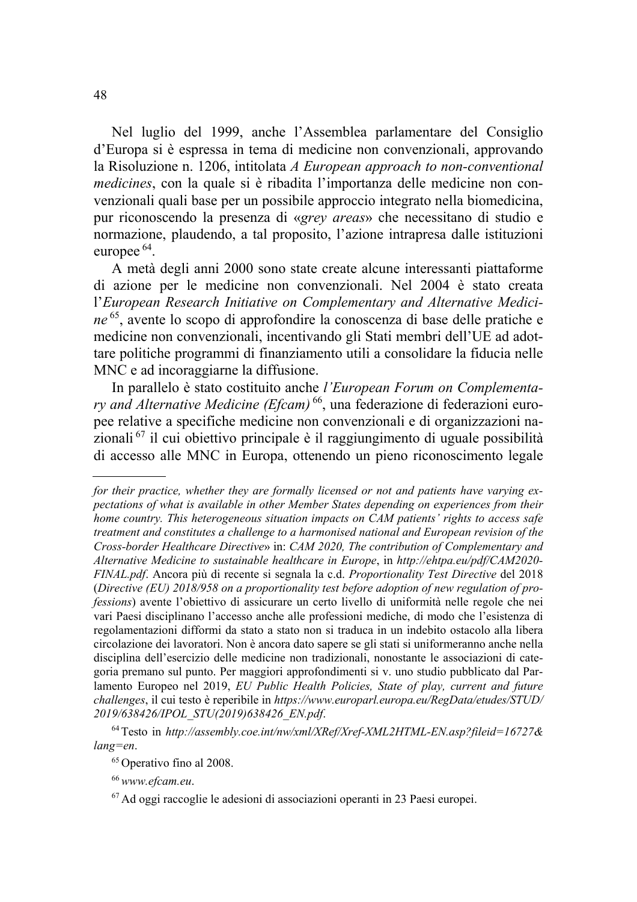Nel luglio del 1999, anche l'Assemblea parlamentare del Consiglio d'Europa si è espressa in tema di medicine non convenzionali, approvando la Risoluzione n. 1206, intitolata *A European approach to non-conventional medicines*, con la quale si è ribadita l'importanza delle medicine non convenzionali quali base per un possibile approccio integrato nella biomedicina, pur riconoscendo la presenza di «*grey areas*» che necessitano di studio e normazione, plaudendo, a tal proposito, l'azione intrapresa dalle istituzioni europee [64].

A metà degli anni 2000 sono state create alcune interessanti piattaforme di azione per le medicine non convenzionali. Nel 2004 è stato creata l'*European Research Initiative on Complementary and Alternative Medicine* [65], avente lo scopo di approfondire la conoscenza di base delle pratiche e medicine non convenzionali, incentivando gli Stati membri dell'UE ad adottare politiche programmi di finanziamento utili a consolidare la fiducia nelle MNC e ad incoraggiarne la diffusione.

In parallelo è stato costituito anche *l'European Forum on Complementary and Alternative Medicine (Efcam)* [66], una federazione di federazioni europee relative a specifiche medicine non convenzionali e di organizzazioni nazionali [67] il cui obiettivo principale è il raggiungimento di uguale possibilità di accesso alle MNC in Europa, ottenendo un pieno riconoscimento legale

---

*for their practice, whether they are formally licensed or not and patients have varying expectations of what is available in other Member States depending on experiences from their home country. This heterogeneous situation impacts on CAM patients' rights to access safe treatment and constitutes a challenge to a harmonised national and European revision of the Cross-border Healthcare Directive*» in: *CAM 2020, The contribution of Complementary and Alternative Medicine to sustainable healthcare in Europe*, in *http://ehtpa.eu/pdf/CAM2020-FINAL.pdf*. Ancora più di recente si segnala la c.d. *Proportionality Test Directive* del 2018 (*Directive (EU) 2018/958 on a proportionality test before adoption of new regulation of professions*) avente l'obiettivo di assicurare un certo livello di uniformità nelle regole che nei vari Paesi disciplinano l'accesso anche alle professioni mediche, di modo che l'esistenza di regolamentazioni difformi da stato a stato non si traduca in un indebito ostacolo alla libera circolazione dei lavoratori. Non è ancora dato sapere se gli stati si uniformeranno anche nella disciplina dell'esercizio delle medicine non tradizionali, nonostante le associazioni di categoria premano sul punto. Per maggiori approfondimenti si v. uno studio pubblicato dal Parlamento Europeo nel 2019, *EU Public Health Policies, State of play, current and future challenges*, il cui testo è reperibile in *https://www.europarl.europa.eu/RegData/etudes/STUD/2019/638426/IPOL_STU(2019)638426_EN.pdf*.

[64] Testo in *http://assembly.coe.int/nw/xml/XRef/Xref-XML2HTML-EN.asp?fileid=16727&lang=en*.

[65] Operativo fino al 2008.

[66] *www.efcam.eu*.

[67] Ad oggi raccoglie le adesioni di associazioni operanti in 23 Paesi europei.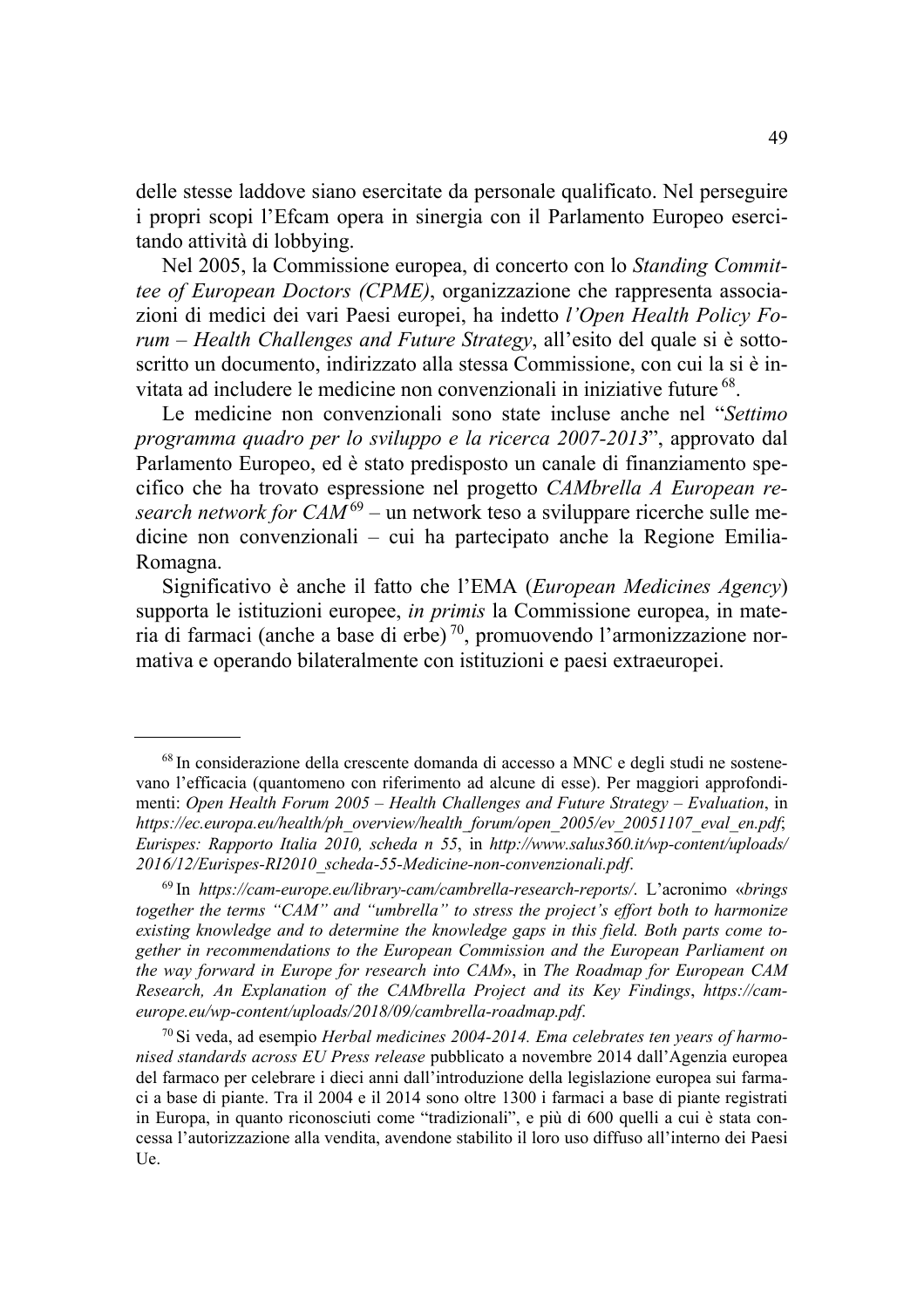delle stesse laddove siano esercitate da personale qualificato. Nel perseguire i propri scopi l'Efcam opera in sinergia con il Parlamento Europeo esercitando attività di lobbying.

Nel 2005, la Commissione europea, di concerto con lo *Standing Committee of European Doctors (CPME)*, organizzazione che rappresenta associazioni di medici dei vari Paesi europei, ha indetto *l'Open Health Policy Forum – Health Challenges and Future Strategy*, all'esito del quale si è sottoscritto un documento, indirizzato alla stessa Commissione, con cui la si è invitata ad includere le medicine non convenzionali in iniziative future [68].

Le medicine non convenzionali sono state incluse anche nel "*Settimo programma quadro per lo sviluppo e la ricerca 2007-2013*", approvato dal Parlamento Europeo, ed è stato predisposto un canale di finanziamento specifico che ha trovato espressione nel progetto *CAMbrella A European research network for CAM* [69] – un network teso a sviluppare ricerche sulle medicine non convenzionali – cui ha partecipato anche la Regione Emilia-Romagna.

Significativo è anche il fatto che l'EMA (*European Medicines Agency*) supporta le istituzioni europee, *in primis* la Commissione europea, in materia di farmaci (anche a base di erbe) [70], promuovendo l'armonizzazione normativa e operando bilateralmente con istituzioni e paesi extraeuropei.

---

[68] In considerazione della crescente domanda di accesso a MNC e degli studi ne sostenevano l'efficacia (quantomeno con riferimento ad alcune di esse). Per maggiori approfondimenti: *Open Health Forum 2005 – Health Challenges and Future Strategy – Evaluation*, in *https://ec.europa.eu/health/ph_overview/health_forum/open_2005/ev_20051107_eval_en.pdf*; *Eurispes: Rapporto Italia 2010, scheda n 55*, in *http://www.salus360.it/wp-content/uploads/2016/12/Eurispes-RI2010_scheda-55-Medicine-non-convenzionali.pdf*.

[69] In *https://cam-europe.eu/library-cam/cambrella-research-reports/*. L'acronimo «*brings together the terms "CAM" and "umbrella" to stress the project's effort both to harmonize existing knowledge and to determine the knowledge gaps in this field. Both parts come together in recommendations to the European Commission and the European Parliament on the way forward in Europe for research into CAM*», in *The Roadmap for European CAM Research, An Explanation of the CAMbrella Project and its Key Findings*, *https://cam-europe.eu/wp-content/uploads/2018/09/cambrella-roadmap.pdf*.

[70] Si veda, ad esempio *Herbal medicines 2004-2014. Ema celebrates ten years of harmonised standards across EU Press release* pubblicato a novembre 2014 dall'Agenzia europea del farmaco per celebrare i dieci anni dall'introduzione della legislazione europea sui farmaci a base di piante. Tra il 2004 e il 2014 sono oltre 1300 i farmaci a base di piante registrati in Europa, in quanto riconosciuti come "tradizionali", e più di 600 quelli a cui è stata concessa l'autorizzazione alla vendita, avendone stabilito il loro uso diffuso all'interno dei Paesi Ue.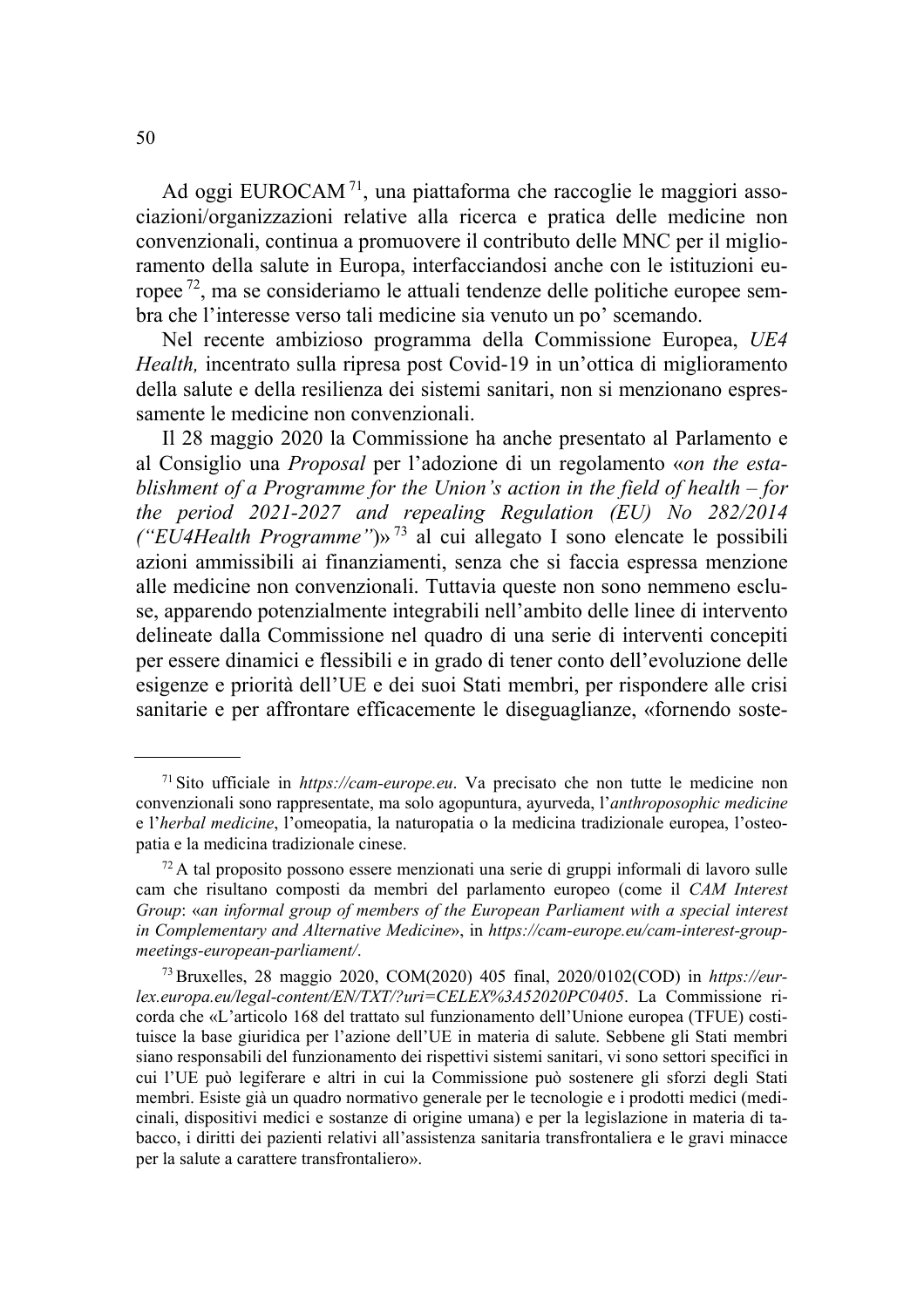Ad oggi EUROCAM [71], una piattaforma che raccoglie le maggiori associazioni/organizzazioni relative alla ricerca e pratica delle medicine non convenzionali, continua a promuovere il contributo delle MNC per il miglioramento della salute in Europa, interfacciandosi anche con le istituzioni europee [72], ma se consideriamo le attuali tendenze delle politiche europee sembra che l'interesse verso tali medicine sia venuto un po' scemando.

Nel recente ambizioso programma della Commissione Europea, *UE4 Health,* incentrato sulla ripresa post Covid-19 in un'ottica di miglioramento della salute e della resilienza dei sistemi sanitari, non si menzionano espressamente le medicine non convenzionali.

Il 28 maggio 2020 la Commissione ha anche presentato al Parlamento e al Consiglio una *Proposal* per l'adozione di un regolamento «*on the establishment of a Programme for the Union's action in the field of health – for the period 2021-2027 and repealing Regulation (EU) No 282/2014 ("EU4Health Programme")*» [73] al cui allegato I sono elencate le possibili azioni ammissibili ai finanziamenti, senza che si faccia espressa menzione alle medicine non convenzionali. Tuttavia queste non sono nemmeno escluse, apparendo potenzialmente integrabili nell'ambito delle linee di intervento delineate dalla Commissione nel quadro di una serie di interventi concepiti per essere dinamici e flessibili e in grado di tener conto dell'evoluzione delle esigenze e priorità dell'UE e dei suoi Stati membri, per rispondere alle crisi sanitarie e per affrontare efficacemente le diseguaglianze, «fornendo soste-

---

[71] Sito ufficiale in *https://cam-europe.eu*. Va precisato che non tutte le medicine non convenzionali sono rappresentate, ma solo agopuntura, ayurveda, l'*anthroposophic medicine* e l'*herbal medicine*, l'omeopatia, la naturopatia o la medicina tradizionale europea, l'osteopatia e la medicina tradizionale cinese.

[72] A tal proposito possono essere menzionati una serie di gruppi informali di lavoro sulle cam che risultano composti da membri del parlamento europeo (come il *CAM Interest Group*: «*an informal group of members of the European Parliament with a special interest in Complementary and Alternative Medicine*», in *https://cam-europe.eu/cam-interest-group-meetings-european-parliament/*.

[73] Bruxelles, 28 maggio 2020, COM(2020) 405 final, 2020/0102(COD) in *https://eur-lex.europa.eu/legal-content/EN/TXT/?uri=CELEX%3A52020PC0405*. La Commissione ricorda che «L'articolo 168 del trattato sul funzionamento dell'Unione europea (TFUE) costituisce la base giuridica per l'azione dell'UE in materia di salute. Sebbene gli Stati membri siano responsabili del funzionamento dei rispettivi sistemi sanitari, vi sono settori specifici in cui l'UE può legiferare e altri in cui la Commissione può sostenere gli sforzi degli Stati membri. Esiste già un quadro normativo generale per le tecnologie e i prodotti medici (medicinali, dispositivi medici e sostanze di origine umana) e per la legislazione in materia di tabacco, i diritti dei pazienti relativi all'assistenza sanitaria transfrontaliera e le gravi minacce per la salute a carattere transfrontaliero».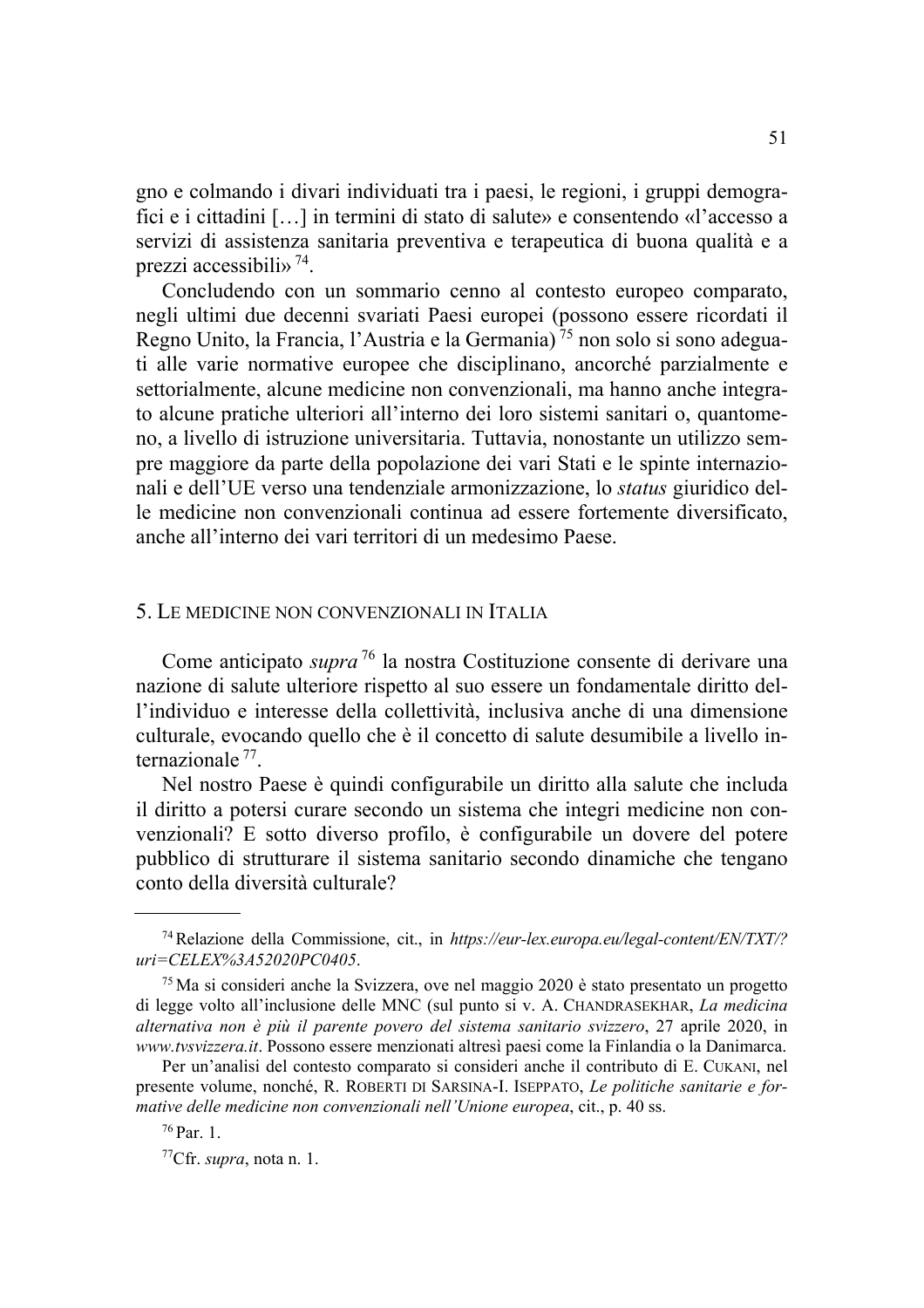gno e colmando i divari individuati tra i paesi, le regioni, i gruppi demografici e i cittadini […] in termini di stato di salute» e consentendo «l'accesso a servizi di assistenza sanitaria preventiva e terapeutica di buona qualità e a prezzi accessibili» [74].

Concludendo con un sommario cenno al contesto europeo comparato, negli ultimi due decenni svariati Paesi europei (possono essere ricordati il Regno Unito, la Francia, l'Austria e la Germania) [75] non solo si sono adeguati alle varie normative europee che disciplinano, ancorché parzialmente e settorialmente, alcune medicine non convenzionali, ma hanno anche integrato alcune pratiche ulteriori all'interno dei loro sistemi sanitari o, quantomeno, a livello di istruzione universitaria. Tuttavia, nonostante un utilizzo sempre maggiore da parte della popolazione dei vari Stati e le spinte internazionali e dell'UE verso una tendenziale armonizzazione, lo *status* giuridico delle medicine non convenzionali continua ad essere fortemente diversificato, anche all'interno dei vari territori di un medesimo Paese.

## 5. Le medicine non convenzionali in Italia

Come anticipato *supra* [76] la nostra Costituzione consente di derivare una nazione di salute ulteriore rispetto al suo essere un fondamentale diritto dell'individuo e interesse della collettività, inclusiva anche di una dimensione culturale, evocando quello che è il concetto di salute desumibile a livello internazionale [77].

Nel nostro Paese è quindi configurabile un diritto alla salute che includa il diritto a potersi curare secondo un sistema che integri medicine non convenzionali? E sotto diverso profilo, è configurabile un dovere del potere pubblico di strutturare il sistema sanitario secondo dinamiche che tengano conto della diversità culturale?

---

[74] Relazione della Commissione, cit., in *https://eur-lex.europa.eu/legal-content/EN/TXT/?uri=CELEX%3A52020PC0405*.

[75] Ma si consideri anche la Svizzera, ove nel maggio 2020 è stato presentato un progetto di legge volto all'inclusione delle MNC (sul punto si v. A. Chandrasekhar, *La medicina alternativa non è più il parente povero del sistema sanitario svizzero*, 27 aprile 2020, in *www.tvsvizzera.it*. Possono essere menzionati altresì paesi come la Finlandia o la Danimarca.

Per un'analisi del contesto comparato si consideri anche il contributo di E. Cukani, nel presente volume, nonché, R. Roberti di Sarsina-I. Iseppato, *Le politiche sanitarie e formative delle medicine non convenzionali nell'Unione europea*, cit., p. 40 ss.

[76] Par. 1.

[77] Cfr. *supra*, nota n. 1.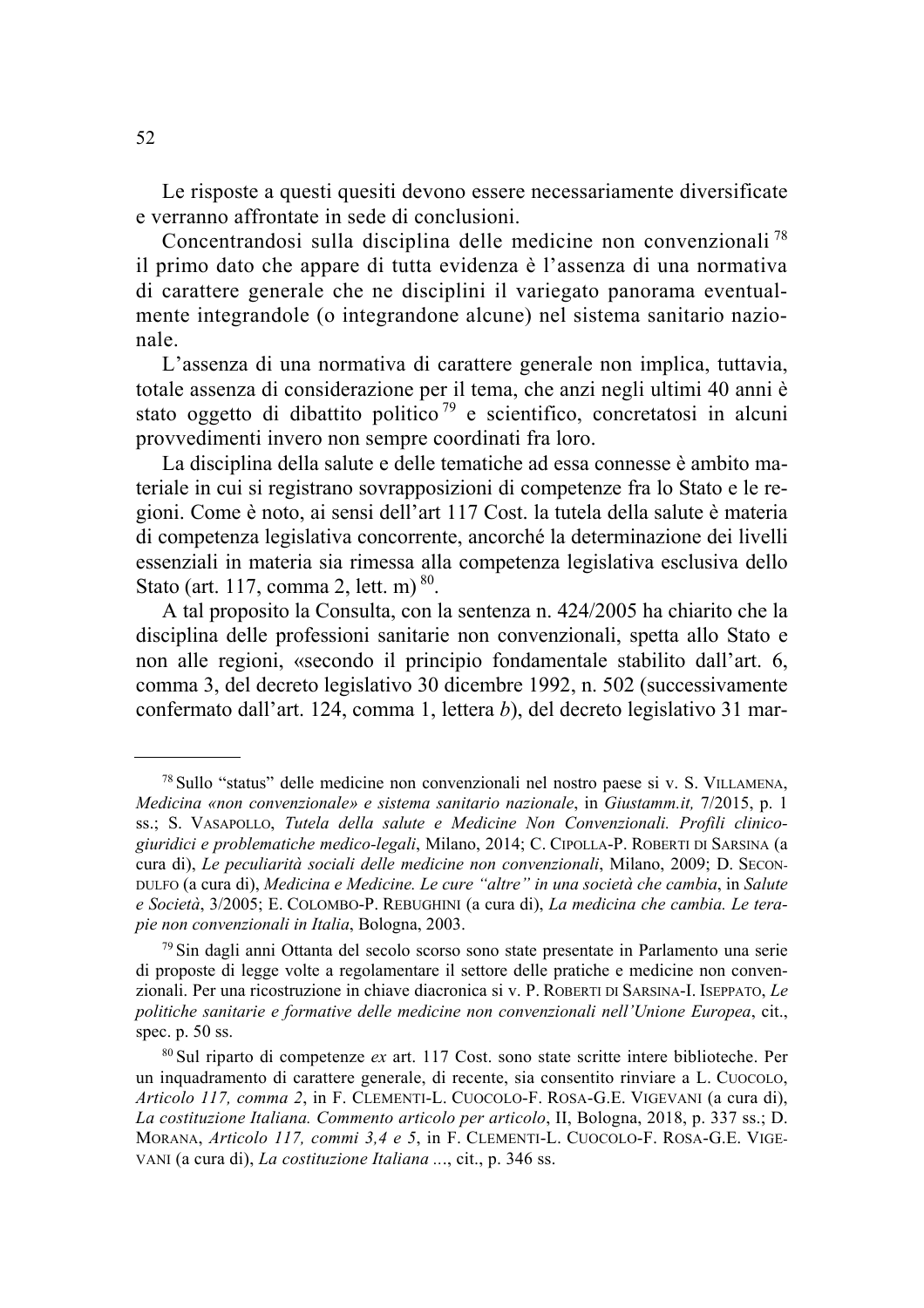Le risposte a questi quesiti devono essere necessariamente diversificate e verranno affrontate in sede di conclusioni.

Concentrandosi sulla disciplina delle medicine non convenzionali [78] il primo dato che appare di tutta evidenza è l'assenza di una normativa di carattere generale che ne disciplini il variegato panorama eventualmente integrandole (o integrandone alcune) nel sistema sanitario nazionale.

L'assenza di una normativa di carattere generale non implica, tuttavia, totale assenza di considerazione per il tema, che anzi negli ultimi 40 anni è stato oggetto di dibattito politico [79] e scientifico, concretatosi in alcuni provvedimenti invero non sempre coordinati fra loro.

La disciplina della salute e delle tematiche ad essa connesse è ambito materiale in cui si registrano sovrapposizioni di competenze fra lo Stato e le regioni. Come è noto, ai sensi dell'art 117 Cost. la tutela della salute è materia di competenza legislativa concorrente, ancorché la determinazione dei livelli essenziali in materia sia rimessa alla competenza legislativa esclusiva dello Stato (art. 117, comma 2, lett. m) [80].

A tal proposito la Consulta, con la sentenza n. 424/2005 ha chiarito che la disciplina delle professioni sanitarie non convenzionali, spetta allo Stato e non alle regioni, «secondo il principio fondamentale stabilito dall'art. 6, comma 3, del decreto legislativo 30 dicembre 1992, n. 502 (successivamente confermato dall'art. 124, comma 1, lettera *b*), del decreto legislativo 31 mar-

---

[78] Sullo "status" delle medicine non convenzionali nel nostro paese si v. S. Villamena, *Medicina «non convenzionale» e sistema sanitario nazionale*, in *Giustamm.it,* 7/2015, p. 1 ss.; S. Vasapollo, *Tutela della salute e Medicine Non Convenzionali. Profili clinico-giuridici e problematiche medico-legali*, Milano, 2014; C. Cipolla-P. Roberti di Sarsina (a cura di), *Le peculiarità sociali delle medicine non convenzionali*, Milano, 2009; D. Secondulfo (a cura di), *Medicina e Medicine. Le cure "altre" in una società che cambia*, in *Salute e Società*, 3/2005; E. Colombo-P. Rebughini (a cura di), *La medicina che cambia. Le terapie non convenzionali in Italia*, Bologna, 2003.

[79] Sin dagli anni Ottanta del secolo scorso sono state presentate in Parlamento una serie di proposte di legge volte a regolamentare il settore delle pratiche e medicine non convenzionali. Per una ricostruzione in chiave diacronica si v. P. Roberti di Sarsina-I. Iseppato, *Le politiche sanitarie e formative delle medicine non convenzionali nell'Unione Europea*, cit., spec. p. 50 ss.

[80] Sul riparto di competenze *ex* art. 117 Cost. sono state scritte intere biblioteche. Per un inquadramento di carattere generale, di recente, sia consentito rinviare a L. Cuocolo, *Articolo 117, comma 2*, in F. Clementi-L. Cuocolo-F. Rosa-G.E. Vigevani (a cura di), *La costituzione Italiana. Commento articolo per articolo*, II, Bologna, 2018, p. 337 ss.; D. Morana, *Articolo 117, commi 3,4 e 5*, in F. Clementi-L. Cuocolo-F. Rosa-G.E. Vigevani (a cura di), *La costituzione Italiana ...*, cit., p. 346 ss.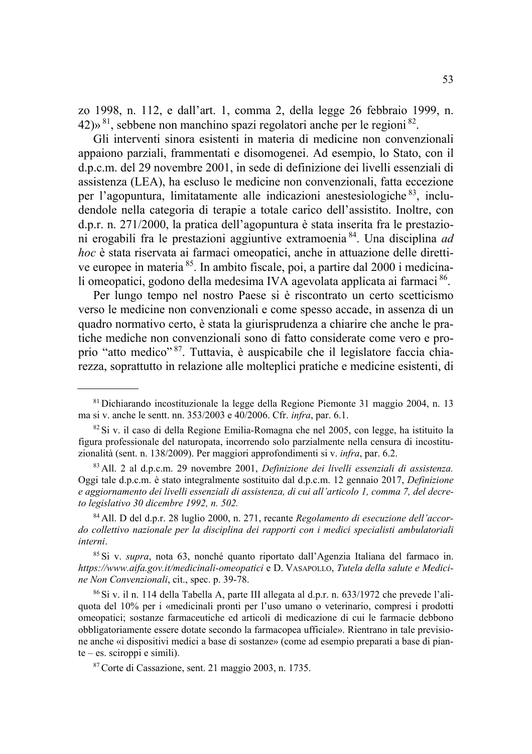zo 1998, n. 112, e dall'art. 1, comma 2, della legge 26 febbraio 1999, n. 42)»[81], sebbene non manchino spazi regolatori anche per le regioni[82].

Gli interventi sinora esistenti in materia di medicine non convenzionali appaiono parziali, frammentati e disomogenei. Ad esempio, lo Stato, con il d.p.c.m. del 29 novembre 2001, in sede di definizione dei livelli essenziali di assistenza (LEA), ha escluso le medicine non convenzionali, fatta eccezione per l'agopuntura, limitatamente alle indicazioni anestesiologiche[83], includendole nella categoria di terapie a totale carico dell'assistito. Inoltre, con d.p.r. n. 271/2000, la pratica dell'agopuntura è stata inserita fra le prestazioni erogabili fra le prestazioni aggiuntive extramoenia[84]. Una disciplina *ad hoc* è stata riservata ai farmaci omeopatici, anche in attuazione delle direttive europee in materia[85]. In ambito fiscale, poi, a partire dal 2000 i medicinali omeopatici, godono della medesima IVA agevolata applicata ai farmaci[86].

Per lungo tempo nel nostro Paese si è riscontrato un certo scetticismo verso le medicine non convenzionali e come spesso accade, in assenza di un quadro normativo certo, è stata la giurisprudenza a chiarire che anche le pratiche mediche non convenzionali sono di fatto considerate come vero e proprio "atto medico"[87]. Tuttavia, è auspicabile che il legislatore faccia chiarezza, soprattutto in relazione alle molteplici pratiche e medicine esistenti, di

---

[81] Dichiarando incostituzionale la legge della Regione Piemonte 31 maggio 2004, n. 13 ma si v. anche le sentt. nn. 353/2003 e 40/2006. Cfr. *infra*, par. 6.1.

[82] Si v. il caso di della Regione Emilia-Romagna che nel 2005, con legge, ha istituito la figura professionale del naturopata, incorrendo solo parzialmente nella censura di incostituzionalità (sent. n. 138/2009). Per maggiori approfondimenti si v. *infra*, par. 6.2.

[83] All. 2 al d.p.c.m. 29 novembre 2001, *Definizione dei livelli essenziali di assistenza.* Oggi tale d.p.c.m. è stato integralmente sostituito dal d.p.c.m. 12 gennaio 2017, *Definizione e aggiornamento dei livelli essenziali di assistenza, di cui all'articolo 1, comma 7, del decreto legislativo 30 dicembre 1992, n. 502.*

[84] All. D del d.p.r. 28 luglio 2000, n. 271, recante *Regolamento di esecuzione dell'accordo collettivo nazionale per la disciplina dei rapporti con i medici specialisti ambulatoriali interni*.

[85] Si v. *supra*, nota 63, nonché quanto riportato dall'Agenzia Italiana del farmaco in. *https://www.aifa.gov.it/medicinali-omeopatici* e D. VASAPOLLO, *Tutela della salute e Medicine Non Convenzionali*, cit., spec. p. 39-78.

[86] Si v. il n. 114 della Tabella A, parte III allegata al d.p.r. n. 633/1972 che prevede l'aliquota del 10% per i «medicinali pronti per l'uso umano o veterinario, compresi i prodotti omeopatici; sostanze farmaceutiche ed articoli di medicazione di cui le farmacie debbono obbligatoriamente essere dotate secondo la farmacopea ufficiale». Rientrano in tale previsione anche «i dispositivi medici a base di sostanze» (come ad esempio preparati a base di piante – es. sciroppi e simili).

[87] Corte di Cassazione, sent. 21 maggio 2003, n. 1735.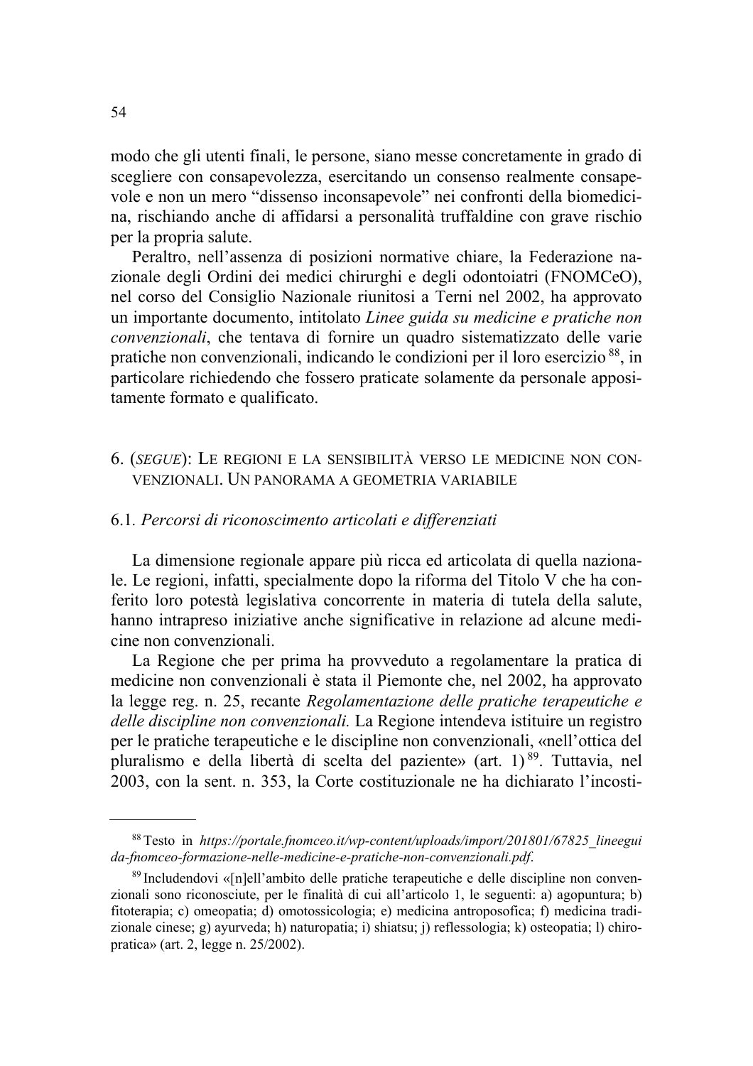modo che gli utenti finali, le persone, siano messe concretamente in grado di scegliere con consapevolezza, esercitando un consenso realmente consapevole e non un mero "dissenso inconsapevole" nei confronti della biomedicina, rischiando anche di affidarsi a personalità truffaldine con grave rischio per la propria salute.

Peraltro, nell'assenza di posizioni normative chiare, la Federazione nazionale degli Ordini dei medici chirurghi e degli odontoiatri (FNOMCeO), nel corso del Consiglio Nazionale riunitosi a Terni nel 2002, ha approvato un importante documento, intitolato *Linee guida su medicine e pratiche non convenzionali*, che tentava di fornire un quadro sistematizzato delle varie pratiche non convenzionali, indicando le condizioni per il loro esercizio [88], in particolare richiedendo che fossero praticate solamente da personale appositamente formato e qualificato.

## 6. (*SEGUE*): LE REGIONI E LA SENSIBILITÀ VERSO LE MEDICINE NON CONVENZIONALI. UN PANORAMA A GEOMETRIA VARIABILE

### 6.1. *Percorsi di riconoscimento articolati e differenziati*

La dimensione regionale appare più ricca ed articolata di quella nazionale. Le regioni, infatti, specialmente dopo la riforma del Titolo V che ha conferito loro potestà legislativa concorrente in materia di tutela della salute, hanno intrapreso iniziative anche significative in relazione ad alcune medicine non convenzionali.

La Regione che per prima ha provveduto a regolamentare la pratica di medicine non convenzionali è stata il Piemonte che, nel 2002, ha approvato la legge reg. n. 25, recante *Regolamentazione delle pratiche terapeutiche e delle discipline non convenzionali.* La Regione intendeva istituire un registro per le pratiche terapeutiche e le discipline non convenzionali, «nell'ottica del pluralismo e della libertà di scelta del paziente» (art. 1) [89]. Tuttavia, nel 2003, con la sent. n. 353, la Corte costituzionale ne ha dichiarato l'incosti-

---

[88] Testo in *https://portale.fnomceo.it/wp-content/uploads/import/201801/67825_lineeguida-fnomceo-formazione-nelle-medicine-e-pratiche-non-convenzionali.pdf*.

[89] Includendovi «[n]ell'ambito delle pratiche terapeutiche e delle discipline non convenzionali sono riconosciute, per le finalità di cui all'articolo 1, le seguenti: a) agopuntura; b) fitoterapia; c) omeopatia; d) omotossicologia; e) medicina antroposofica; f) medicina tradizionale cinese; g) ayurveda; h) naturopatia; i) shiatsu; j) reflessologia; k) osteopatia; l) chiropratica» (art. 2, legge n. 25/2002).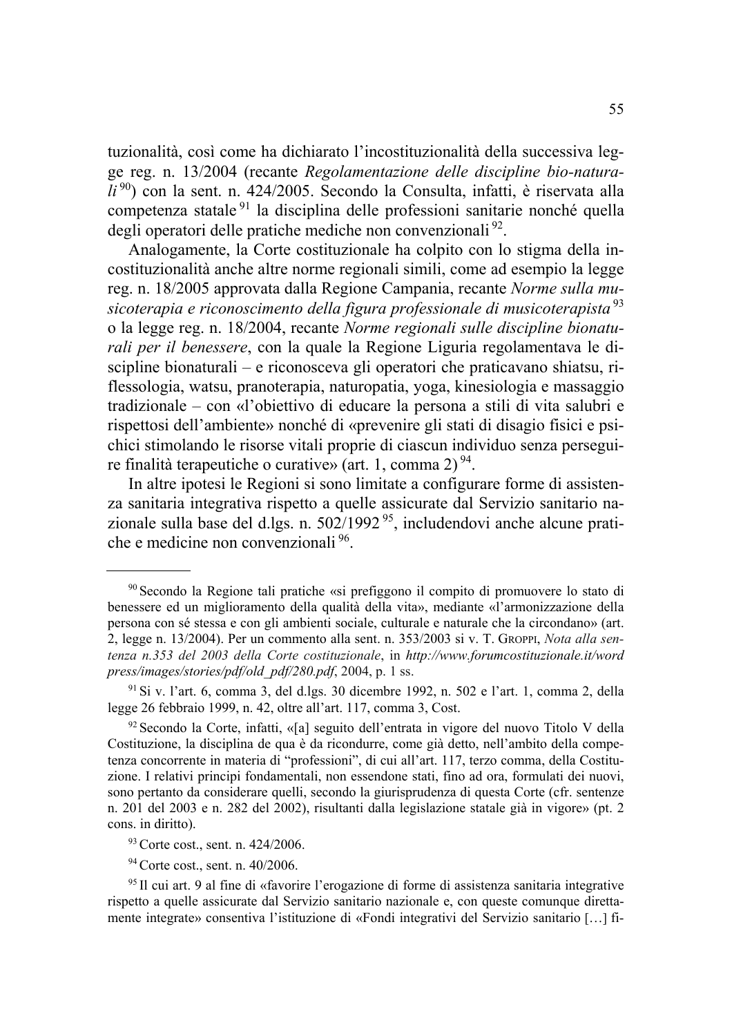tuzionalità, così come ha dichiarato l'incostituzionalità della successiva legge reg. n. 13/2004 (recante *Regolamentazione delle discipline bio-naturali*[90]) con la sent. n. 424/2005. Secondo la Consulta, infatti, è riservata alla competenza statale[91] la disciplina delle professioni sanitarie nonché quella degli operatori delle pratiche mediche non convenzionali[92].

Analogamente, la Corte costituzionale ha colpito con lo stigma della incostituzionalità anche altre norme regionali simili, come ad esempio la legge reg. n. 18/2005 approvata dalla Regione Campania, recante *Norme sulla musicoterapia e riconoscimento della figura professionale di musicoterapista*[93] o la legge reg. n. 18/2004, recante *Norme regionali sulle discipline bionaturali per il benessere*, con la quale la Regione Liguria regolamentava le discipline bionaturali – e riconosceva gli operatori che praticavano shiatsu, riflessologia, watsu, pranoterapia, naturopatia, yoga, kinesiologia e massaggio tradizionale – con «l'obiettivo di educare la persona a stili di vita salubri e rispettosi dell'ambiente» nonché di «prevenire gli stati di disagio fisici e psichici stimolando le risorse vitali proprie di ciascun individuo senza perseguire finalità terapeutiche o curative» (art. 1, comma 2)[94].

In altre ipotesi le Regioni si sono limitate a configurare forme di assistenza sanitaria integrativa rispetto a quelle assicurate dal Servizio sanitario nazionale sulla base del d.lgs. n. 502/1992[95], includendovi anche alcune pratiche e medicine non convenzionali[96].

---

[90] Secondo la Regione tali pratiche «si prefiggono il compito di promuovere lo stato di benessere ed un miglioramento della qualità della vita», mediante «l'armonizzazione della persona con sé stessa e con gli ambienti sociale, culturale e naturale che la circondano» (art. 2, legge n. 13/2004). Per un commento alla sent. n. 353/2003 si v. T. GROPPI, *Nota alla sentenza n.353 del 2003 della Corte costituzionale*, in *http://www.forumcostituzionale.it/wordpress/images/stories/pdf/old_pdf/280.pdf*, 2004, p. 1 ss.

[91] Si v. l'art. 6, comma 3, del d.lgs. 30 dicembre 1992, n. 502 e l'art. 1, comma 2, della legge 26 febbraio 1999, n. 42, oltre all'art. 117, comma 3, Cost.

[92] Secondo la Corte, infatti, «[a] seguito dell'entrata in vigore del nuovo Titolo V della Costituzione, la disciplina de qua è da ricondurre, come già detto, nell'ambito della competenza concorrente in materia di "professioni", di cui all'art. 117, terzo comma, della Costituzione. I relativi principi fondamentali, non essendone stati, fino ad ora, formulati dei nuovi, sono pertanto da considerare quelli, secondo la giurisprudenza di questa Corte (cfr. sentenze n. 201 del 2003 e n. 282 del 2002), risultanti dalla legislazione statale già in vigore» (pt. 2 cons. in diritto).

[93] Corte cost., sent. n. 424/2006.

[94] Corte cost., sent. n. 40/2006.

[95] Il cui art. 9 al fine di «favorire l'erogazione di forme di assistenza sanitaria integrative rispetto a quelle assicurate dal Servizio sanitario nazionale e, con queste comunque direttamente integrate» consentiva l'istituzione di «Fondi integrativi del Servizio sanitario […] fi-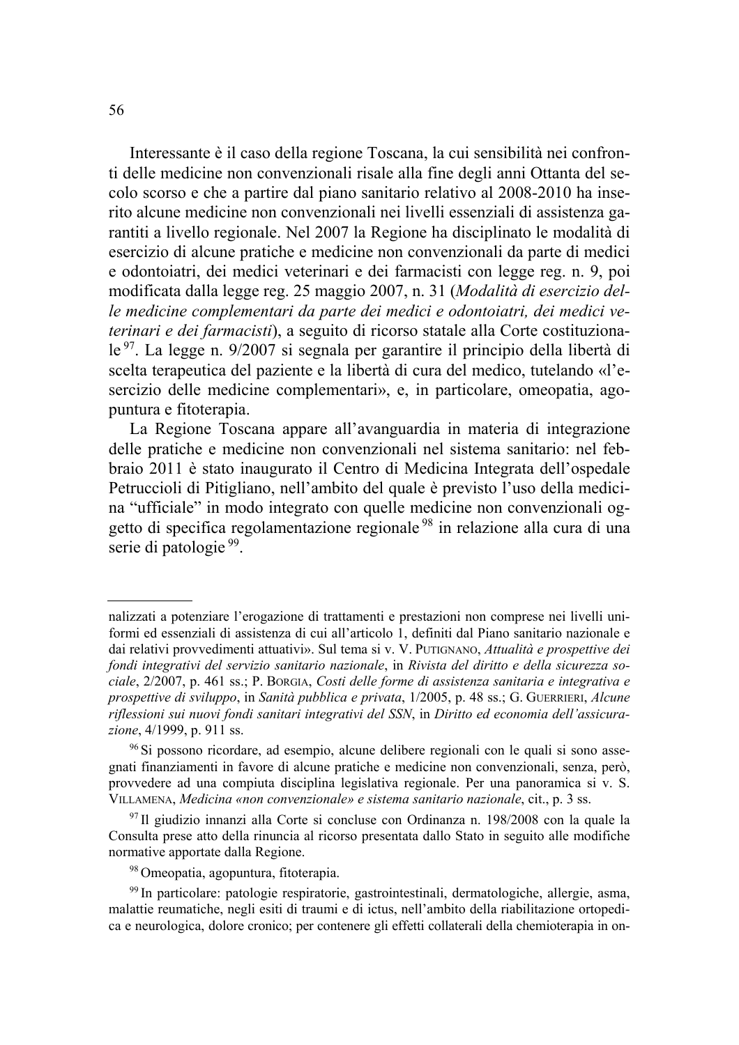Interessante è il caso della regione Toscana, la cui sensibilità nei confronti delle medicine non convenzionali risale alla fine degli anni Ottanta del secolo scorso e che a partire dal piano sanitario relativo al 2008-2010 ha inserito alcune medicine non convenzionali nei livelli essenziali di assistenza garantiti a livello regionale. Nel 2007 la Regione ha disciplinato le modalità di esercizio di alcune pratiche e medicine non convenzionali da parte di medici e odontoiatri, dei medici veterinari e dei farmacisti con legge reg. n. 9, poi modificata dalla legge reg. 25 maggio 2007, n. 31 (*Modalità di esercizio delle medicine complementari da parte dei medici e odontoiatri, dei medici veterinari e dei farmacisti*), a seguito di ricorso statale alla Corte costituzionale [97]. La legge n. 9/2007 si segnala per garantire il principio della libertà di scelta terapeutica del paziente e la libertà di cura del medico, tutelando «l'esercizio delle medicine complementari», e, in particolare, omeopatia, agopuntura e fitoterapia.

La Regione Toscana appare all'avanguardia in materia di integrazione delle pratiche e medicine non convenzionali nel sistema sanitario: nel febbraio 2011 è stato inaugurato il Centro di Medicina Integrata dell'ospedale Petruccioli di Pitigliano, nell'ambito del quale è previsto l'uso della medicina "ufficiale" in modo integrato con quelle medicine non convenzionali oggetto di specifica regolamentazione regionale [98] in relazione alla cura di una serie di patologie [99].

---

nalizzati a potenziare l'erogazione di trattamenti e prestazioni non comprese nei livelli uniformi ed essenziali di assistenza di cui all'articolo 1, definiti dal Piano sanitario nazionale e dai relativi provvedimenti attuativi». Sul tema si v. V. PUTIGNANO, *Attualità e prospettive dei fondi integrativi del servizio sanitario nazionale*, in *Rivista del diritto e della sicurezza sociale*, 2/2007, p. 461 ss.; P. BORGIA, *Costi delle forme di assistenza sanitaria e integrativa e prospettive di sviluppo*, in *Sanità pubblica e privata*, 1/2005, p. 48 ss.; G. GUERRIERI, *Alcune riflessioni sui nuovi fondi sanitari integrativi del SSN*, in *Diritto ed economia dell'assicurazione*, 4/1999, p. 911 ss.

[96] Si possono ricordare, ad esempio, alcune delibere regionali con le quali si sono assegnati finanziamenti in favore di alcune pratiche e medicine non convenzionali, senza, però, provvedere ad una compiuta disciplina legislativa regionale. Per una panoramica si v. S. VILLAMENA, *Medicina «non convenzionale» e sistema sanitario nazionale*, cit., p. 3 ss.

[97] Il giudizio innanzi alla Corte si concluse con Ordinanza n. 198/2008 con la quale la Consulta prese atto della rinuncia al ricorso presentata dallo Stato in seguito alle modifiche normative apportate dalla Regione.

[98] Omeopatia, agopuntura, fitoterapia.

[99] In particolare: patologie respiratorie, gastrointestinali, dermatologiche, allergie, asma, malattie reumatiche, negli esiti di traumi e di ictus, nell'ambito della riabilitazione ortopedica e neurologica, dolore cronico; per contenere gli effetti collaterali della chemioterapia in on-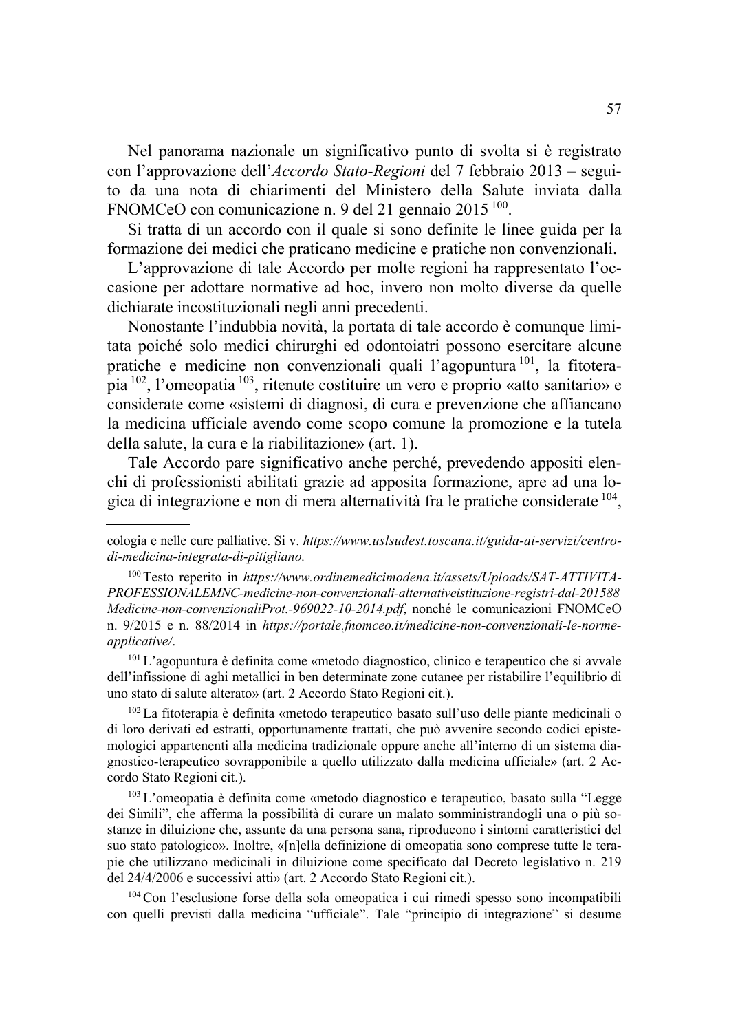Nel panorama nazionale un significativo punto di svolta si è registrato con l'approvazione dell'*Accordo Stato-Regioni* del 7 febbraio 2013 – seguito da una nota di chiarimenti del Ministero della Salute inviata dalla FNOMCeO con comunicazione n. 9 del 21 gennaio 2015 [100].

Si tratta di un accordo con il quale si sono definite le linee guida per la formazione dei medici che praticano medicine e pratiche non convenzionali.

L'approvazione di tale Accordo per molte regioni ha rappresentato l'occasione per adottare normative ad hoc, invero non molto diverse da quelle dichiarate incostituzionali negli anni precedenti.

Nonostante l'indubbia novità, la portata di tale accordo è comunque limitata poiché solo medici chirurghi ed odontoiatri possono esercitare alcune pratiche e medicine non convenzionali quali l'agopuntura [101], la fitoterapia [102], l'omeopatia [103], ritenute costituire un vero e proprio «atto sanitario» e considerate come «sistemi di diagnosi, di cura e prevenzione che affiancano la medicina ufficiale avendo come scopo comune la promozione e la tutela della salute, la cura e la riabilitazione» (art. 1).

Tale Accordo pare significativo anche perché, prevedendo appositi elenchi di professionisti abilitati grazie ad apposita formazione, apre ad una logica di integrazione e non di mera alternatività fra le pratiche considerate [104],

---

cologia e nelle cure palliative. Si v. *https://www.uslsudest.toscana.it/guida-ai-servizi/centro-di-medicina-integrata-di-pitigliano.*

[100] Testo reperito in *https://www.ordinemedicimodena.it/assets/Uploads/SAT-ATTIVITA-PROFESSIONALEMNC-medicine-non-convenzionali-alternativeistituzione-registri-dal-201588Medicine-non-convenzionaliProt.-969022-10-2014.pdf*, nonché le comunicazioni FNOMCeO n. 9/2015 e n. 88/2014 in *https://portale.fnomceo.it/medicine-non-convenzionali-le-norme-applicative/*.

[101] L'agopuntura è definita come «metodo diagnostico, clinico e terapeutico che si avvale dell'infissione di aghi metallici in ben determinate zone cutanee per ristabilire l'equilibrio di uno stato di salute alterato» (art. 2 Accordo Stato Regioni cit.).

[102] La fitoterapia è definita «metodo terapeutico basato sull'uso delle piante medicinali o di loro derivati ed estratti, opportunamente trattati, che può avvenire secondo codici epistemologici appartenenti alla medicina tradizionale oppure anche all'interno di un sistema diagnostico-terapeutico sovrapponibile a quello utilizzato dalla medicina ufficiale» (art. 2 Accordo Stato Regioni cit.).

[103] L'omeopatia è definita come «metodo diagnostico e terapeutico, basato sulla "Legge dei Simili", che afferma la possibilità di curare un malato somministrandogli una o più sostanze in diluizione che, assunte da una persona sana, riproducono i sintomi caratteristici del suo stato patologico». Inoltre, «[n]ella definizione di omeopatia sono comprese tutte le terapie che utilizzano medicinali in diluizione come specificato dal Decreto legislativo n. 219 del 24/4/2006 e successivi atti» (art. 2 Accordo Stato Regioni cit.).

[104] Con l'esclusione forse della sola omeopatica i cui rimedi spesso sono incompatibili con quelli previsti dalla medicina "ufficiale". Tale "principio di integrazione" si desume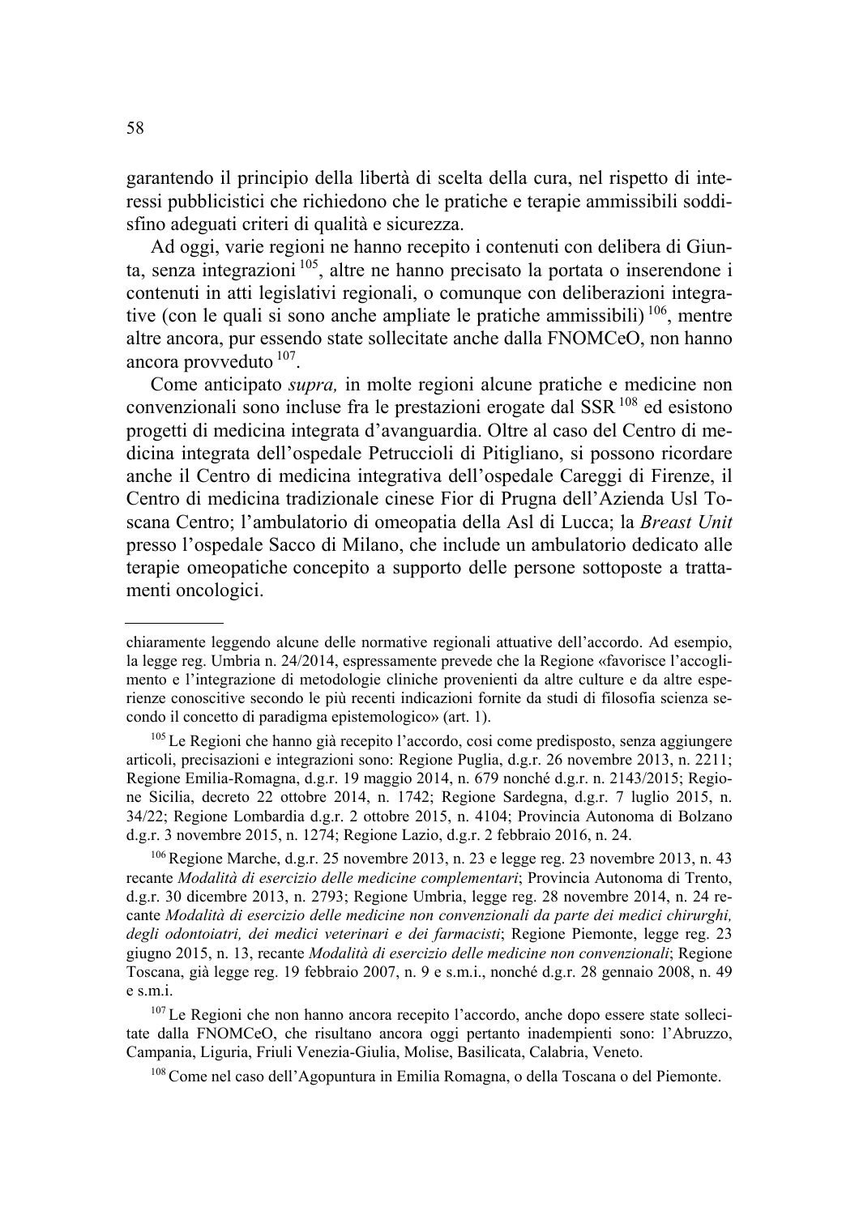garantendo il principio della libertà di scelta della cura, nel rispetto di interessi pubblicistici che richiedono che le pratiche e terapie ammissibili soddisfino adeguati criteri di qualità e sicurezza.

Ad oggi, varie regioni ne hanno recepito i contenuti con delibera di Giunta, senza integrazioni [105], altre ne hanno precisato la portata o inserendone i contenuti in atti legislativi regionali, o comunque con deliberazioni integrative (con le quali si sono anche ampliate le pratiche ammissibili) [106], mentre altre ancora, pur essendo state sollecitate anche dalla FNOMCeO, non hanno ancora provveduto [107].

Come anticipato *supra,* in molte regioni alcune pratiche e medicine non convenzionali sono incluse fra le prestazioni erogate dal SSR [108] ed esistono progetti di medicina integrata d'avanguardia. Oltre al caso del Centro di medicina integrata dell'ospedale Petruccioli di Pitigliano, si possono ricordare anche il Centro di medicina integrativa dell'ospedale Careggi di Firenze, il Centro di medicina tradizionale cinese Fior di Prugna dell'Azienda Usl Toscana Centro; l'ambulatorio di omeopatia della Asl di Lucca; la *Breast Unit* presso l'ospedale Sacco di Milano, che include un ambulatorio dedicato alle terapie omeopatiche concepito a supporto delle persone sottoposte a trattamenti oncologici.

---

chiaramente leggendo alcune delle normative regionali attuative dell'accordo. Ad esempio, la legge reg. Umbria n. 24/2014, espressamente prevede che la Regione «favorisce l'accoglimento e l'integrazione di metodologie cliniche provenienti da altre culture e da altre esperienze conoscitive secondo le più recenti indicazioni fornite da studi di filosofia scienza secondo il concetto di paradigma epistemologico» (art. 1).

[105] Le Regioni che hanno già recepito l'accordo, cosi come predisposto, senza aggiungere articoli, precisazioni e integrazioni sono: Regione Puglia, d.g.r. 26 novembre 2013, n. 2211; Regione Emilia-Romagna, d.g.r. 19 maggio 2014, n. 679 nonché d.g.r. n. 2143/2015; Regione Sicilia, decreto 22 ottobre 2014, n. 1742; Regione Sardegna, d.g.r. 7 luglio 2015, n. 34/22; Regione Lombardia d.g.r. 2 ottobre 2015, n. 4104; Provincia Autonoma di Bolzano d.g.r. 3 novembre 2015, n. 1274; Regione Lazio, d.g.r. 2 febbraio 2016, n. 24.

[106] Regione Marche, d.g.r. 25 novembre 2013, n. 23 e legge reg. 23 novembre 2013, n. 43 recante *Modalità di esercizio delle medicine complementari*; Provincia Autonoma di Trento, d.g.r. 30 dicembre 2013, n. 2793; Regione Umbria, legge reg. 28 novembre 2014, n. 24 recante *Modalità di esercizio delle medicine non convenzionali da parte dei medici chirurghi, degli odontoiatri, dei medici veterinari e dei farmacisti*; Regione Piemonte, legge reg. 23 giugno 2015, n. 13, recante *Modalità di esercizio delle medicine non convenzionali*; Regione Toscana, già legge reg. 19 febbraio 2007, n. 9 e s.m.i., nonché d.g.r. 28 gennaio 2008, n. 49 e s.m.i.

[107] Le Regioni che non hanno ancora recepito l'accordo, anche dopo essere state sollecitate dalla FNOMCeO, che risultano ancora oggi pertanto inadempienti sono: l'Abruzzo, Campania, Liguria, Friuli Venezia-Giulia, Molise, Basilicata, Calabria, Veneto.

[108] Come nel caso dell'Agopuntura in Emilia Romagna, o della Toscana o del Piemonte.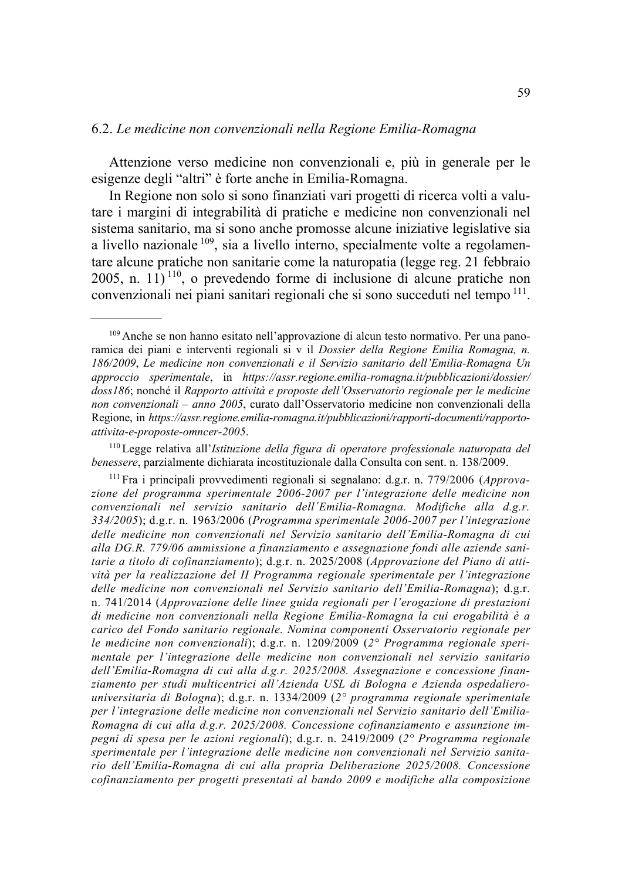## 6.2. *Le medicine non convenzionali nella Regione Emilia-Romagna*

Attenzione verso medicine non convenzionali e, più in generale per le esigenze degli "altri" è forte anche in Emilia-Romagna.

In Regione non solo si sono finanziati vari progetti di ricerca volti a valutare i margini di integrabilità di pratiche e medicine non convenzionali nel sistema sanitario, ma si sono anche promosse alcune iniziative legislative sia a livello nazionale [109], sia a livello interno, specialmente volte a regolamentare alcune pratiche non sanitarie come la naturopatia (legge reg. 21 febbraio 2005, n. 11) [110], o prevedendo forme di inclusione di alcune pratiche non convenzionali nei piani sanitari regionali che si sono succeduti nel tempo [111].

---

[109] Anche se non hanno esitato nell'approvazione di alcun testo normativo. Per una panoramica dei piani e interventi regionali si v il *Dossier della Regione Emilia Romagna, n. 186/2009*, *Le medicine non convenzionali e il Servizio sanitario dell'Emilia-Romagna Un approccio sperimentale*, in *https://assr.regione.emilia-romagna.it/pubblicazioni/dossier/doss186*; nonché il *Rapporto attività e proposte dell'Osservatorio regionale per le medicine non convenzionali – anno 2005*, curato dall'Osservatorio medicine non convenzionali della Regione, in *https://assr.regione.emilia-romagna.it/pubblicazioni/rapporti-documenti/rapporto-attivita-e-proposte-omncer-2005*.

[110] Legge relativa all'*Istituzione della figura di operatore professionale naturopata del benessere*, parzialmente dichiarata incostituzionale dalla Consulta con sent. n. 138/2009.

[111] Fra i principali provvedimenti regionali si segnalano: d.g.r. n. 779/2006 (*Approvazione del programma sperimentale 2006-2007 per l'integrazione delle medicine non convenzionali nel servizio sanitario dell'Emilia-Romagna. Modifiche alla d.g.r. 334/2005*); d.g.r. n. 1963/2006 (*Programma sperimentale 2006-2007 per l'integrazione delle medicine non convenzionali nel Servizio sanitario dell'Emilia-Romagna di cui alla DG.R. 779/06 ammissione a finanziamento e assegnazione fondi alle aziende sanitarie a titolo di cofinanziamento*); d.g.r. n. 2025/2008 (*Approvazione del Piano di attività per la realizzazione del II Programma regionale sperimentale per l'integrazione delle medicine non convenzionali nel Servizio sanitario dell'Emilia-Romagna*); d.g.r. n. 741/2014 (*Approvazione delle linee guida regionali per l'erogazione di prestazioni di medicine non convenzionali nella Regione Emilia-Romagna la cui erogabilità è a carico del Fondo sanitario regionale. Nomina componenti Osservatorio regionale per le medicine non convenzionali*); d.g.r. n. 1209/2009 (*2° Programma regionale sperimentale per l'integrazione delle medicine non convenzionali nel servizio sanitario dell'Emilia-Romagna di cui alla d.g.r. 2025/2008. Assegnazione e concessione finanziamento per studi multicentrici all'Azienda USL di Bologna e Azienda ospedaliero-universitaria di Bologna*); d.g.r. n. 1334/2009 (*2° programma regionale sperimentale per l'integrazione delle medicine non convenzionali nel Servizio sanitario dell'Emilia-Romagna di cui alla d.g.r. 2025/2008. Concessione cofinanziamento e assunzione impegni di spesa per le azioni regionali*); d.g.r. n. 2419/2009 (*2° Programma regionale sperimentale per l'integrazione delle medicine non convenzionali nel Servizio sanitario dell'Emilia-Romagna di cui alla propria Deliberazione 2025/2008. Concessione cofinanziamento per progetti presentati al bando 2009 e modifiche alla composizione*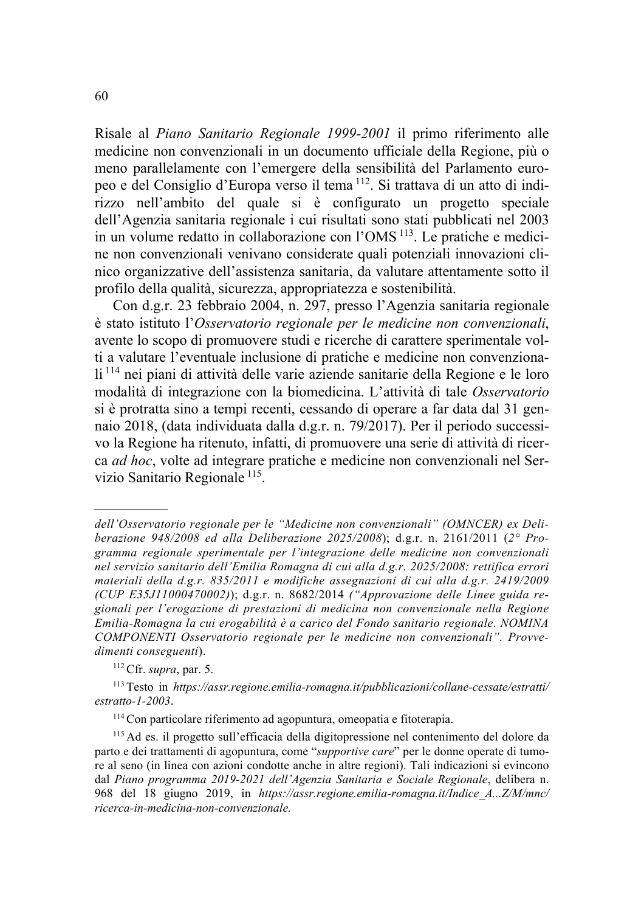Risale al *Piano Sanitario Regionale 1999-2001* il primo riferimento alle medicine non convenzionali in un documento ufficiale della Regione, più o meno parallelamente con l'emergere della sensibilità del Parlamento europeo e del Consiglio d'Europa verso il tema [112]. Si trattava di un atto di indirizzo nell'ambito del quale si è configurato un progetto speciale dell'Agenzia sanitaria regionale i cui risultati sono stati pubblicati nel 2003 in un volume redatto in collaborazione con l'OMS [113]. Le pratiche e medicine non convenzionali venivano considerate quali potenziali innovazioni clinico organizzative dell'assistenza sanitaria, da valutare attentamente sotto il profilo della qualità, sicurezza, appropriatezza e sostenibilità.

Con d.g.r. 23 febbraio 2004, n. 297, presso l'Agenzia sanitaria regionale è stato istituto l'*Osservatorio regionale per le medicine non convenzionali*, avente lo scopo di promuovere studi e ricerche di carattere sperimentale volti a valutare l'eventuale inclusione di pratiche e medicine non convenzionali [114] nei piani di attività delle varie aziende sanitarie della Regione e le loro modalità di integrazione con la biomedicina. L'attività di tale *Osservatorio* si è protratta sino a tempi recenti, cessando di operare a far data dal 31 gennaio 2018, (data individuata dalla d.g.r. n. 79/2017). Per il periodo successivo la Regione ha ritenuto, infatti, di promuovere una serie di attività di ricerca *ad hoc*, volte ad integrare pratiche e medicine non convenzionali nel Servizio Sanitario Regionale [115].

---

*dell'Osservatorio regionale per le "Medicine non convenzionali" (OMNCER) ex Deliberazione 948/2008 ed alla Deliberazione 2025/2008*); d.g.r. n. 2161/2011 (*2° Programma regionale sperimentale per l'integrazione delle medicine non convenzionali nel servizio sanitario dell'Emilia Romagna di cui alla d.g.r. 2025/2008: rettifica errori materiali della d.g.r. 835/2011 e modifiche assegnazioni di cui alla d.g.r. 2419/2009 (CUP E35J11000470002)*); d.g.r. n. 8682/2014 *("Approvazione delle Linee guida regionali per l'erogazione di prestazioni di medicina non convenzionale nella Regione Emilia-Romagna la cui erogabilità è a carico del Fondo sanitario regionale. NOMINA COMPONENTI Osservatorio regionale per le medicine non convenzionali". Provvedimenti conseguenti*).

[112] Cfr. *supra*, par. 5.

[113] Testo in *https://assr.regione.emilia-romagna.it/pubblicazioni/collane-cessate/estratti/estratto-1-2003*.

[114] Con particolare riferimento ad agopuntura, omeopatia e fitoterapia.

[115] Ad es. il progetto sull'efficacia della digitopressione nel contenimento del dolore da parto e dei trattamenti di agopuntura, come "*supportive care*" per le donne operate di tumore al seno (in linea con azioni condotte anche in altre regioni). Tali indicazioni si evincono dal *Piano programma 2019-2021 dell'Agenzia Sanitaria e Sociale Regionale*, delibera n. 968 del 18 giugno 2019, in *https://assr.regione.emilia-romagna.it/Indice_A...Z/M/mnc/ricerca-in-medicina-non-convenzionale.*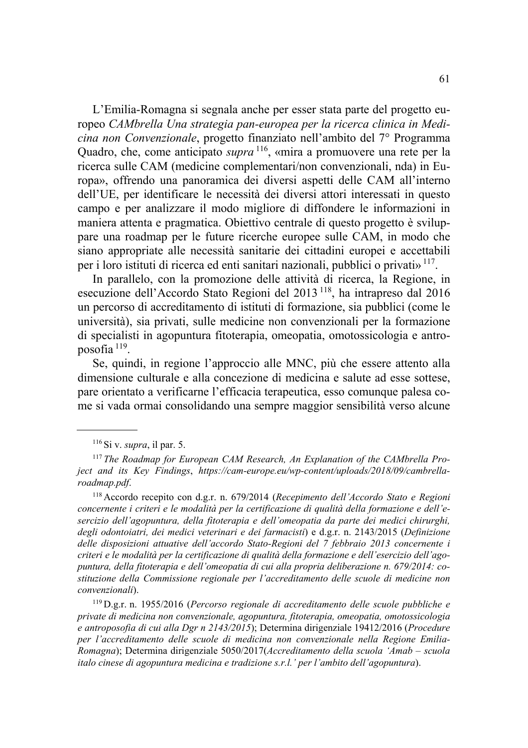L'Emilia-Romagna si segnala anche per esser stata parte del progetto europeo *CAMbrella Una strategia pan-europea per la ricerca clinica in Medicina non Convenzionale*, progetto finanziato nell'ambito del 7° Programma Quadro, che, come anticipato *supra*[116], «mira a promuovere una rete per la ricerca sulle CAM (medicine complementari/non convenzionali, nda) in Europa», offrendo una panoramica dei diversi aspetti delle CAM all'interno dell'UE, per identificare le necessità dei diversi attori interessati in questo campo e per analizzare il modo migliore di diffondere le informazioni in maniera attenta e pragmatica. Obiettivo centrale di questo progetto è sviluppare una roadmap per le future ricerche europee sulle CAM, in modo che siano appropriate alle necessità sanitarie dei cittadini europei e accettabili per i loro istituti di ricerca ed enti sanitari nazionali, pubblici o privati»[117].

In parallelo, con la promozione delle attività di ricerca, la Regione, in esecuzione dell'Accordo Stato Regioni del 2013[118], ha intrapreso dal 2016 un percorso di accreditamento di istituti di formazione, sia pubblici (come le università), sia privati, sulle medicine non convenzionali per la formazione di specialisti in agopuntura fitoterapia, omeopatia, omotossicologia e antroposofia[119].

Se, quindi, in regione l'approccio alle MNC, più che essere attento alla dimensione culturale e alla concezione di medicina e salute ad esse sottese, pare orientato a verificarne l'efficacia terapeutica, esso comunque palesa come si vada ormai consolidando una sempre maggior sensibilità verso alcune

---

[116] Si v. *supra*, il par. 5.

[117] *The Roadmap for European CAM Research, An Explanation of the CAMbrella Project and its Key Findings*, *https://cam-europe.eu/wp-content/uploads/2018/09/cambrella-roadmap.pdf*.

[118] Accordo recepito con d.g.r. n. 679/2014 (*Recepimento dell'Accordo Stato e Regioni concernente i criteri e le modalità per la certificazione di qualità della formazione e dell'esercizio dell'agopuntura, della fitoterapia e dell'omeopatia da parte dei medici chirurghi, degli odontoiatri, dei medici veterinari e dei farmacisti*) e d.g.r. n. 2143/2015 (*Definizione delle disposizioni attuative dell'accordo Stato-Regioni del 7 febbraio 2013 concernente i criteri e le modalità per la certificazione di qualità della formazione e dell'esercizio dell'agopuntura, della fitoterapia e dell'omeopatia di cui alla propria deliberazione n. 679/2014: costituzione della Commissione regionale per l'accreditamento delle scuole di medicine non convenzionali*).

[119] D.g.r. n. 1955/2016 (*Percorso regionale di accreditamento delle scuole pubbliche e private di medicina non convenzionale, agopuntura, fitoterapia, omeopatia, omotossicologia e antroposofia di cui alla Dgr n 2143/2015*); Determina dirigenziale 19412/2016 (*Procedure per l'accreditamento delle scuole di medicina non convenzionale nella Regione Emilia-Romagna*); Determina dirigenziale 5050/2017(*Accreditamento della scuola 'Amab – scuola italo cinese di agopuntura medicina e tradizione s.r.l.' per l'ambito dell'agopuntura*).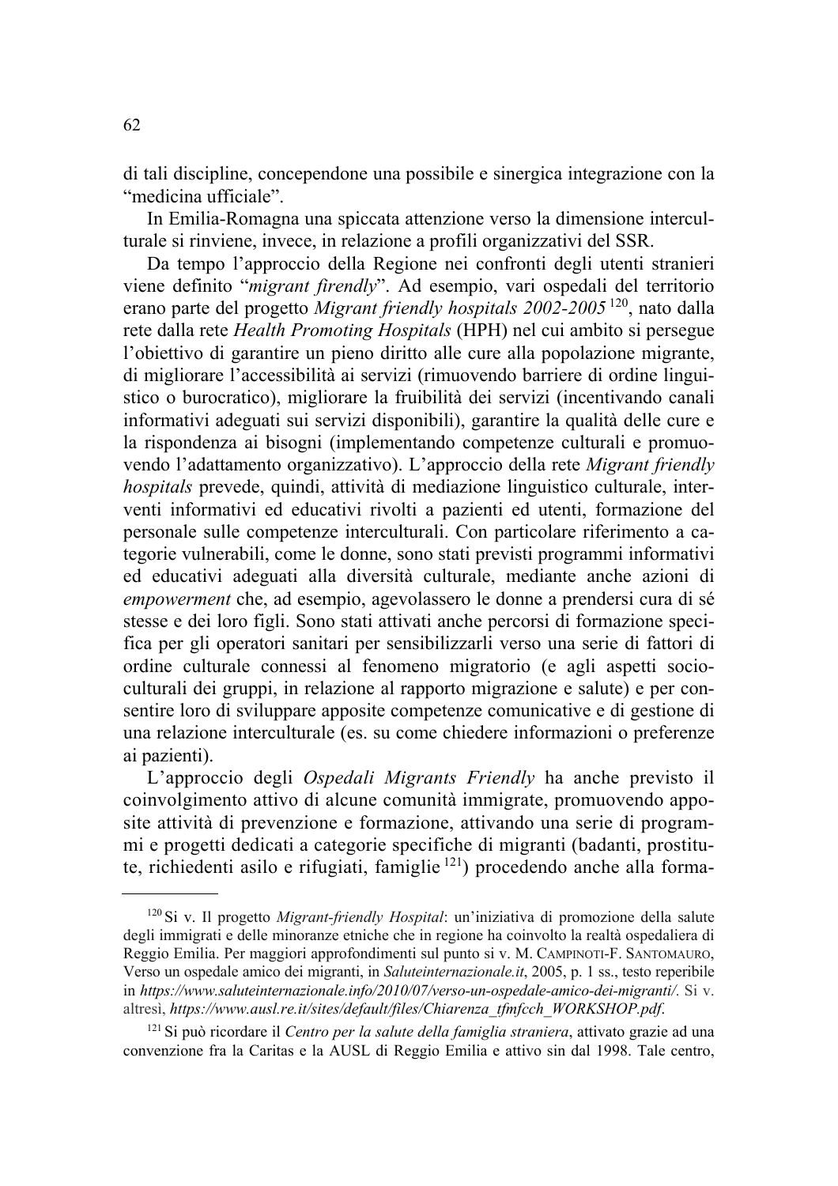di tali discipline, concependone una possibile e sinergica integrazione con la "medicina ufficiale".

In Emilia-Romagna una spiccata attenzione verso la dimensione interculturale si rinviene, invece, in relazione a profili organizzativi del SSR.

Da tempo l'approccio della Regione nei confronti degli utenti stranieri viene definito "*migrant firendly*". Ad esempio, vari ospedali del territorio erano parte del progetto *Migrant friendly hospitals 2002-2005*[120], nato dalla rete dalla rete *Health Promoting Hospitals* (HPH) nel cui ambito si persegue l'obiettivo di garantire un pieno diritto alle cure alla popolazione migrante, di migliorare l'accessibilità ai servizi (rimuovendo barriere di ordine linguistico o burocratico), migliorare la fruibilità dei servizi (incentivando canali informativi adeguati sui servizi disponibili), garantire la qualità delle cure e la rispondenza ai bisogni (implementando competenze culturali e promuovendo l'adattamento organizzativo). L'approccio della rete *Migrant friendly hospitals* prevede, quindi, attività di mediazione linguistico culturale, interventi informativi ed educativi rivolti a pazienti ed utenti, formazione del personale sulle competenze interculturali. Con particolare riferimento a categorie vulnerabili, come le donne, sono stati previsti programmi informativi ed educativi adeguati alla diversità culturale, mediante anche azioni di *empowerment* che, ad esempio, agevolassero le donne a prendersi cura di sé stesse e dei loro figli. Sono stati attivati anche percorsi di formazione specifica per gli operatori sanitari per sensibilizzarli verso una serie di fattori di ordine culturale connessi al fenomeno migratorio (e agli aspetti socio-culturali dei gruppi, in relazione al rapporto migrazione e salute) e per consentire loro di sviluppare apposite competenze comunicative e di gestione di una relazione interculturale (es. su come chiedere informazioni o preferenze ai pazienti).

L'approccio degli *Ospedali Migrants Friendly* ha anche previsto il coinvolgimento attivo di alcune comunità immigrate, promuovendo apposite attività di prevenzione e formazione, attivando una serie di programmi e progetti dedicati a categorie specifiche di migranti (badanti, prostitute, richiedenti asilo e rifugiati, famiglie[121]) procedendo anche alla forma-

---

[120] Si v. Il progetto *Migrant-friendly Hospital*: un'iniziativa di promozione della salute degli immigrati e delle minoranze etniche che in regione ha coinvolto la realtà ospedaliera di Reggio Emilia. Per maggiori approfondimenti sul punto si v. M. CAMPINOTI-F. SANTOMAURO, Verso un ospedale amico dei migranti, in *Saluteinternazionale.it*, 2005, p. 1 ss., testo reperibile in *https://www.saluteinternazionale.info/2010/07/verso-un-ospedale-amico-dei-migranti/*. Si v. altresì, *https://www.ausl.re.it/sites/default/files/Chiarenza_tfmfcch_WORKSHOP.pdf*.

[121] Si può ricordare il *Centro per la salute della famiglia straniera*, attivato grazie ad una convenzione fra la Caritas e la AUSL di Reggio Emilia e attivo sin dal 1998. Tale centro,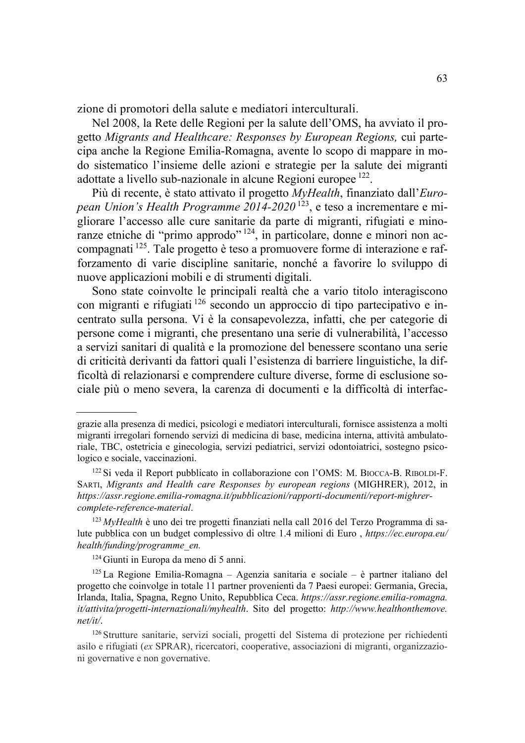zione di promotori della salute e mediatori interculturali.

Nel 2008, la Rete delle Regioni per la salute dell'OMS, ha avviato il progetto *Migrants and Healthcare: Responses by European Regions,* cui partecipa anche la Regione Emilia-Romagna, avente lo scopo di mappare in modo sistematico l'insieme delle azioni e strategie per la salute dei migranti adottate a livello sub-nazionale in alcune Regioni europee [122].

Più di recente, è stato attivato il progetto *MyHealth*, finanziato dall'*European Union's Health Programme 2014-2020* [123], e teso a incrementare e migliorare l'accesso alle cure sanitarie da parte di migranti, rifugiati e minoranze etniche di "primo approdo" [124], in particolare, donne e minori non accompagnati [125]. Tale progetto è teso a promuovere forme di interazione e rafforzamento di varie discipline sanitarie, nonché a favorire lo sviluppo di nuove applicazioni mobili e di strumenti digitali.

Sono state coinvolte le principali realtà che a vario titolo interagiscono con migranti e rifugiati [126] secondo un approccio di tipo partecipativo e incentrato sulla persona. Vi è la consapevolezza, infatti, che per categorie di persone come i migranti, che presentano una serie di vulnerabilità, l'accesso a servizi sanitari di qualità e la promozione del benessere scontano una serie di criticità derivanti da fattori quali l'esistenza di barriere linguistiche, la difficoltà di relazionarsi e comprendere culture diverse, forme di esclusione sociale più o meno severa, la carenza di documenti e la difficoltà di interfac-

---

grazie alla presenza di medici, psicologi e mediatori interculturali, fornisce assistenza a molti migranti irregolari fornendo servizi di medicina di base, medicina interna, attività ambulatoriale, TBC, ostetricia e ginecologia, servizi pediatrici, servizi odontoiatrici, sostegno psicologico e sociale, vaccinazioni.

[122] Si veda il Report pubblicato in collaborazione con l'OMS: M. Biocca-B. Riboldi-F. Sarti, *Migrants and Health care Responses by european regions* (MIGHRER), 2012, in *https://assr.regione.emilia-romagna.it/pubblicazioni/rapporti-documenti/report-mighrer-complete-reference-material*.

[123] *MyHealth* è uno dei tre progetti finanziati nella call 2016 del Terzo Programma di salute pubblica con un budget complessivo di oltre 1.4 milioni di Euro , *https://ec.europa.eu/health/funding/programme_en.*

[124] Giunti in Europa da meno di 5 anni.

[125] La Regione Emilia-Romagna – Agenzia sanitaria e sociale – è partner italiano del progetto che coinvolge in totale 11 partner provenienti da 7 Paesi europei: Germania, Grecia, Irlanda, Italia, Spagna, Regno Unito, Repubblica Ceca. *https://assr.regione.emilia-romagna.it/attivita/progetti-internazionali/myhealth*. Sito del progetto: *http://www.healthonthemove.net/it/*.

[126] Strutture sanitarie, servizi sociali, progetti del Sistema di protezione per richiedenti asilo e rifugiati (*ex* SPRAR), ricercatori, cooperative, associazioni di migranti, organizzazioni governative e non governative.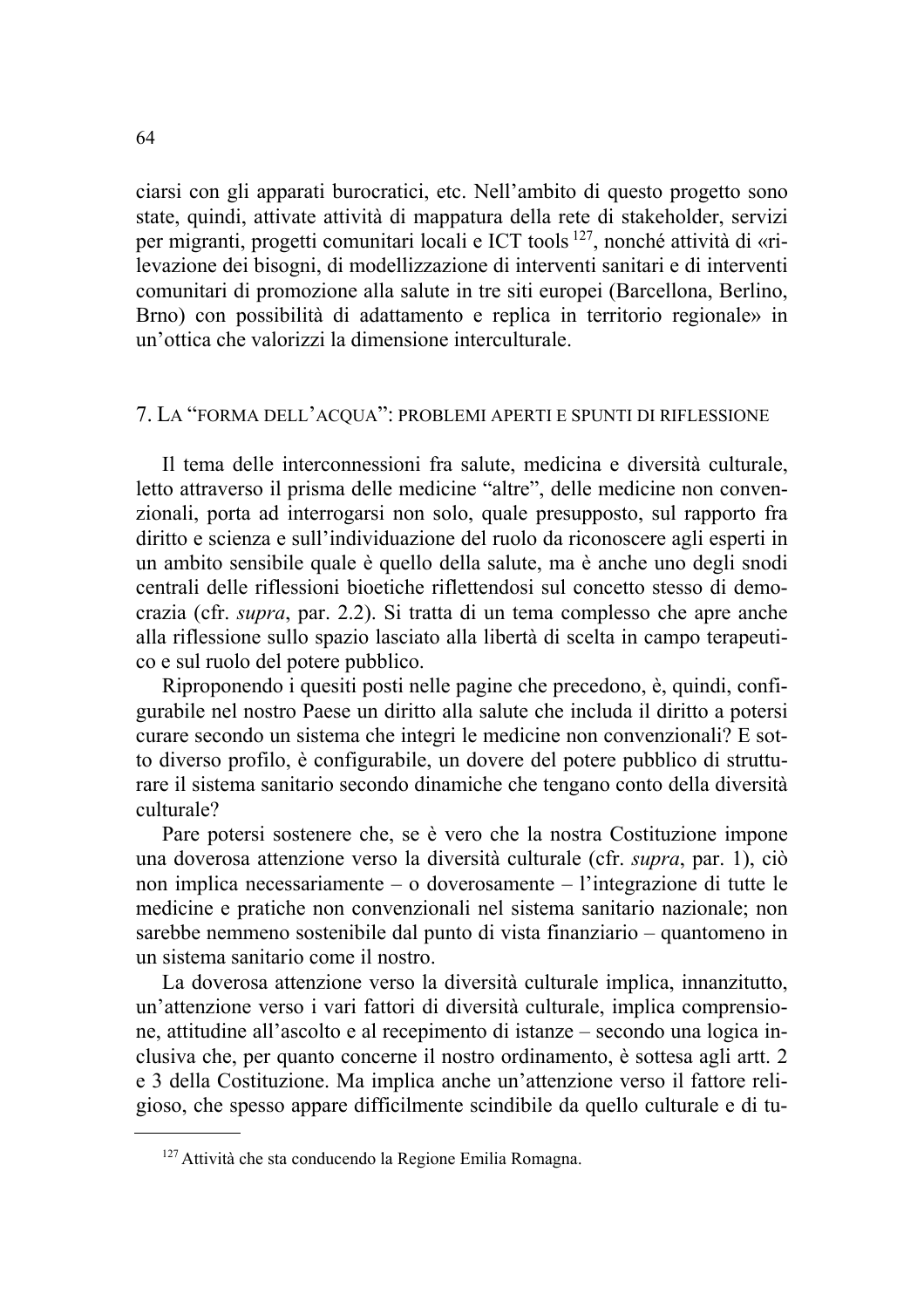ciarsi con gli apparati burocratici, etc. Nell'ambito di questo progetto sono state, quindi, attivate attività di mappatura della rete di stakeholder, servizi per migranti, progetti comunitari locali e ICT tools [127], nonché attività di «rilevazione dei bisogni, di modellizzazione di interventi sanitari e di interventi comunitari di promozione alla salute in tre siti europei (Barcellona, Berlino, Brno) con possibilità di adattamento e replica in territorio regionale» in un'ottica che valorizzi la dimensione interculturale.

## 7. La "forma dell'acqua": problemi aperti e spunti di riflessione

Il tema delle interconnessioni fra salute, medicina e diversità culturale, letto attraverso il prisma delle medicine "altre", delle medicine non convenzionali, porta ad interrogarsi non solo, quale presupposto, sul rapporto fra diritto e scienza e sull'individuazione del ruolo da riconoscere agli esperti in un ambito sensibile quale è quello della salute, ma è anche uno degli snodi centrali delle riflessioni bioetiche riflettendosi sul concetto stesso di democrazia (cfr. *supra*, par. 2.2). Si tratta di un tema complesso che apre anche alla riflessione sullo spazio lasciato alla libertà di scelta in campo terapeutico e sul ruolo del potere pubblico.

Riproponendo i quesiti posti nelle pagine che precedono, è, quindi, configurabile nel nostro Paese un diritto alla salute che includa il diritto a potersi curare secondo un sistema che integri le medicine non convenzionali? E sotto diverso profilo, è configurabile, un dovere del potere pubblico di strutturare il sistema sanitario secondo dinamiche che tengano conto della diversità culturale?

Pare potersi sostenere che, se è vero che la nostra Costituzione impone una doverosa attenzione verso la diversità culturale (cfr. *supra*, par. 1), ciò non implica necessariamente – o doverosamente – l'integrazione di tutte le medicine e pratiche non convenzionali nel sistema sanitario nazionale; non sarebbe nemmeno sostenibile dal punto di vista finanziario – quantomeno in un sistema sanitario come il nostro.

La doverosa attenzione verso la diversità culturale implica, innanzitutto, un'attenzione verso i vari fattori di diversità culturale, implica comprensione, attitudine all'ascolto e al recepimento di istanze – secondo una logica inclusiva che, per quanto concerne il nostro ordinamento, è sottesa agli artt. 2 e 3 della Costituzione. Ma implica anche un'attenzione verso il fattore religioso, che spesso appare difficilmente scindibile da quello culturale e di tu-

---

[127] Attività che sta conducendo la Regione Emilia Romagna.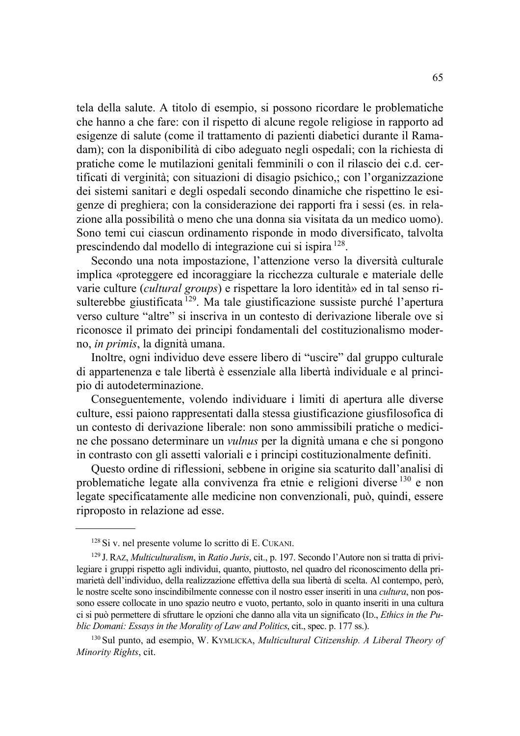tela della salute. A titolo di esempio, si possono ricordare le problematiche che hanno a che fare: con il rispetto di alcune regole religiose in rapporto ad esigenze di salute (come il trattamento di pazienti diabetici durante il Ramadam); con la disponibilità di cibo adeguato negli ospedali; con la richiesta di pratiche come le mutilazioni genitali femminili o con il rilascio dei c.d. certificati di verginità; con situazioni di disagio psichico,; con l'organizzazione dei sistemi sanitari e degli ospedali secondo dinamiche che rispettino le esigenze di preghiera; con la considerazione dei rapporti fra i sessi (es. in relazione alla possibilità o meno che una donna sia visitata da un medico uomo). Sono temi cui ciascun ordinamento risponde in modo diversificato, talvolta prescindendo dal modello di integrazione cui si ispira [128].

Secondo una nota impostazione, l'attenzione verso la diversità culturale implica «proteggere ed incoraggiare la ricchezza culturale e materiale delle varie culture (*cultural groups*) e rispettare la loro identità» ed in tal senso risulterebbe giustificata [129]. Ma tale giustificazione sussiste purché l'apertura verso culture "altre" si inscriva in un contesto di derivazione liberale ove si riconosce il primato dei principi fondamentali del costituzionalismo moderno, *in primis*, la dignità umana.

Inoltre, ogni individuo deve essere libero di "uscire" dal gruppo culturale di appartenenza e tale libertà è essenziale alla libertà individuale e al principio di autodeterminazione.

Conseguentemente, volendo individuare i limiti di apertura alle diverse culture, essi paiono rappresentati dalla stessa giustificazione giusfilosofica di un contesto di derivazione liberale: non sono ammissibili pratiche o medicine che possano determinare un *vulnus* per la dignità umana e che si pongono in contrasto con gli assetti valoriali e i principi costituzionalmente definiti.

Questo ordine di riflessioni, sebbene in origine sia scaturito dall'analisi di problematiche legate alla convivenza fra etnie e religioni diverse [130] e non legate specificatamente alle medicine non convenzionali, può, quindi, essere riproposto in relazione ad esse.

---

[128] Si v. nel presente volume lo scritto di E. CUKANI.

[129] J. RAZ, *Multiculturalism*, in *Ratio Juris*, cit., p. 197. Secondo l'Autore non si tratta di privilegiare i gruppi rispetto agli individui, quanto, piuttosto, nel quadro del riconoscimento della primarietà dell'individuo, della realizzazione effettiva della sua libertà di scelta. Al contempo, però, le nostre scelte sono inscindibilmente connesse con il nostro esser inseriti in una *cultura*, non possono essere collocate in uno spazio neutro e vuoto, pertanto, solo in quanto inseriti in una cultura ci si può permettere di sfruttare le opzioni che danno alla vita un significato (ID., *Ethics in the Public Domani: Essays in the Morality of Law and Politics*, cit., spec. p. 177 ss.).

[130] Sul punto, ad esempio, W. KYMLICKA, *Multicultural Citizenship. A Liberal Theory of Minority Rights*, cit.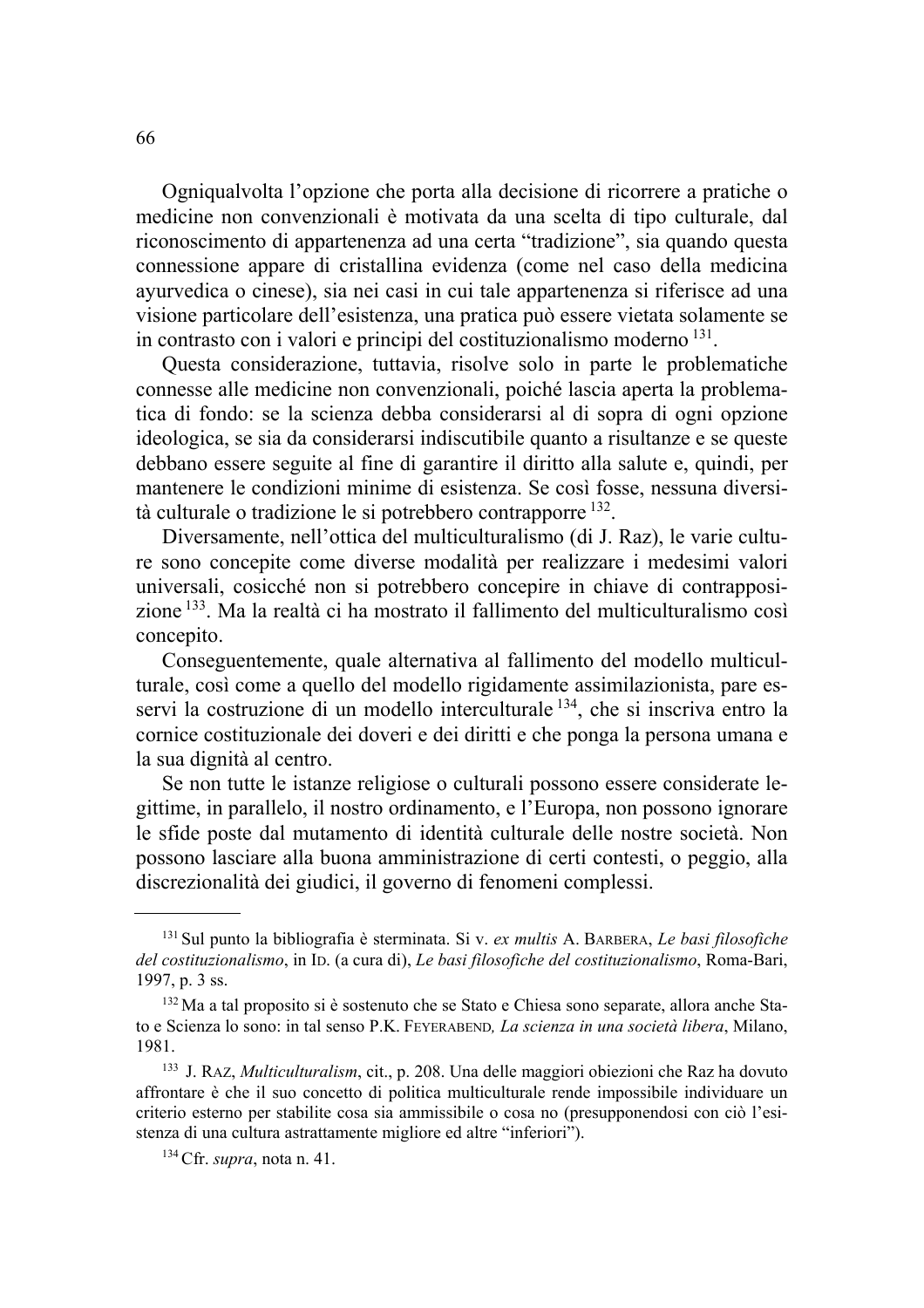Ogniqualvolta l'opzione che porta alla decisione di ricorrere a pratiche o medicine non convenzionali è motivata da una scelta di tipo culturale, dal riconoscimento di appartenenza ad una certa "tradizione", sia quando questa connessione appare di cristallina evidenza (come nel caso della medicina ayurvedica o cinese), sia nei casi in cui tale appartenenza si riferisce ad una visione particolare dell'esistenza, una pratica può essere vietata solamente se in contrasto con i valori e principi del costituzionalismo moderno [131].

Questa considerazione, tuttavia, risolve solo in parte le problematiche connesse alle medicine non convenzionali, poiché lascia aperta la problematica di fondo: se la scienza debba considerarsi al di sopra di ogni opzione ideologica, se sia da considerarsi indiscutibile quanto a risultanze e se queste debbano essere seguite al fine di garantire il diritto alla salute e, quindi, per mantenere le condizioni minime di esistenza. Se così fosse, nessuna diversità culturale o tradizione le si potrebbero contrapporre [132].

Diversamente, nell'ottica del multiculturalismo (di J. Raz), le varie culture sono concepite come diverse modalità per realizzare i medesimi valori universali, cosicché non si potrebbero concepire in chiave di contrapposizione [133]. Ma la realtà ci ha mostrato il fallimento del multiculturalismo così concepito.

Conseguentemente, quale alternativa al fallimento del modello multiculturale, così come a quello del modello rigidamente assimilazionista, pare esservi la costruzione di un modello interculturale [134], che si inscriva entro la cornice costituzionale dei doveri e dei diritti e che ponga la persona umana e la sua dignità al centro.

Se non tutte le istanze religiose o culturali possono essere considerate legittime, in parallelo, il nostro ordinamento, e l'Europa, non possono ignorare le sfide poste dal mutamento di identità culturale delle nostre società. Non possono lasciare alla buona amministrazione di certi contesti, o peggio, alla discrezionalità dei giudici, il governo di fenomeni complessi.

---

[131] Sul punto la bibliografia è sterminata. Si v. *ex multis* A. BARBERA, *Le basi filosofiche del costituzionalismo*, in ID. (a cura di), *Le basi filosofiche del costituzionalismo*, Roma-Bari, 1997, p. 3 ss.

[132] Ma a tal proposito si è sostenuto che se Stato e Chiesa sono separate, allora anche Stato e Scienza lo sono: in tal senso P.K. FEYERABEND, *La scienza in una società libera*, Milano, 1981.

[133] J. RAZ, *Multiculturalism*, cit., p. 208. Una delle maggiori obiezioni che Raz ha dovuto affrontare è che il suo concetto di politica multiculturale rende impossibile individuare un criterio esterno per stabilite cosa sia ammissibile o cosa no (presupponendosi con ciò l'esistenza di una cultura astrattamente migliore ed altre "inferiori").

[134] Cfr. *supra*, nota n. 41.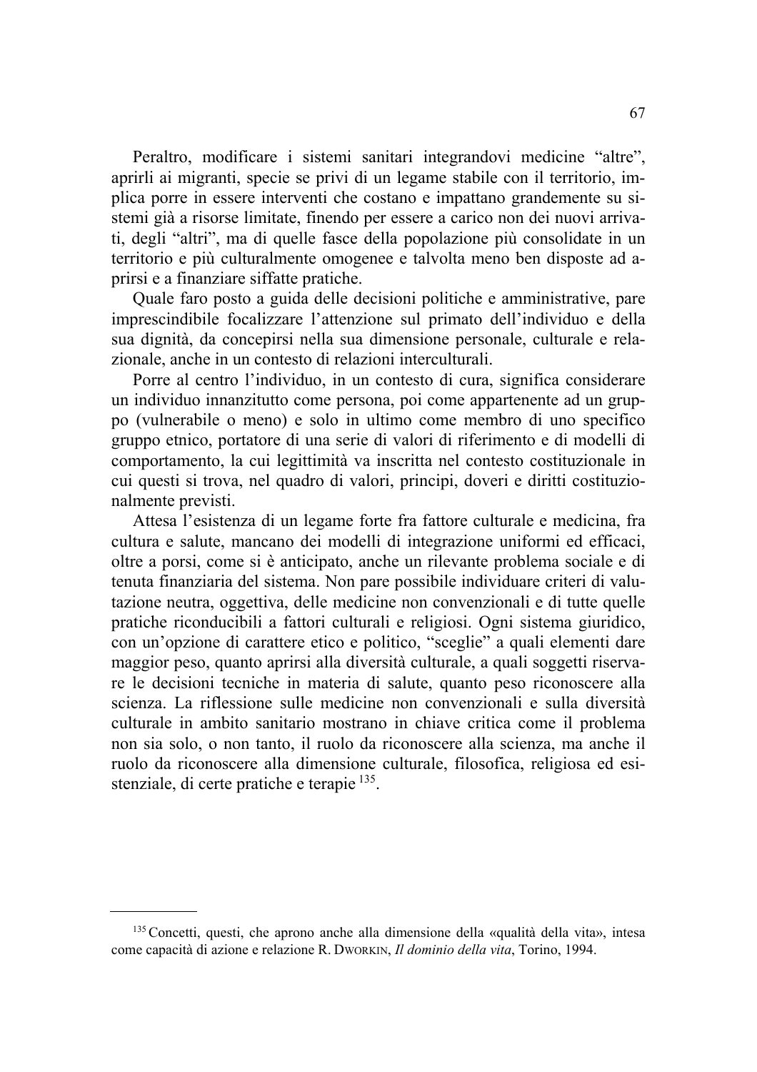Peraltro, modificare i sistemi sanitari integrandovi medicine “altre”, aprirli ai migranti, specie se privi di un legame stabile con il territorio, implica porre in essere interventi che costano e impattano grandemente su sistemi già a risorse limitate, finendo per essere a carico non dei nuovi arrivati, degli “altri”, ma di quelle fasce della popolazione più consolidate in un territorio e più culturalmente omogenee e talvolta meno ben disposte ad aprirsi e a finanziare siffatte pratiche.

Quale faro posto a guida delle decisioni politiche e amministrative, pare imprescindibile focalizzare l’attenzione sul primato dell’individuo e della sua dignità, da concepirsi nella sua dimensione personale, culturale e relazionale, anche in un contesto di relazioni interculturali.

Porre al centro l’individuo, in un contesto di cura, significa considerare un individuo innanzitutto come persona, poi come appartenente ad un gruppo (vulnerabile o meno) e solo in ultimo come membro di uno specifico gruppo etnico, portatore di una serie di valori di riferimento e di modelli di comportamento, la cui legittimità va inscritta nel contesto costituzionale in cui questi si trova, nel quadro di valori, principi, doveri e diritti costituzionalmente previsti.

Attesa l’esistenza di un legame forte fra fattore culturale e medicina, fra cultura e salute, mancano dei modelli di integrazione uniformi ed efficaci, oltre a porsi, come si è anticipato, anche un rilevante problema sociale e di tenuta finanziaria del sistema. Non pare possibile individuare criteri di valutazione neutra, oggettiva, delle medicine non convenzionali e di tutte quelle pratiche riconducibili a fattori culturali e religiosi. Ogni sistema giuridico, con un’opzione di carattere etico e politico, “sceglie” a quali elementi dare maggior peso, quanto aprirsi alla diversità culturale, a quali soggetti riservare le decisioni tecniche in materia di salute, quanto peso riconoscere alla scienza. La riflessione sulle medicine non convenzionali e sulla diversità culturale in ambito sanitario mostrano in chiave critica come il problema non sia solo, o non tanto, il ruolo da riconoscere alla scienza, ma anche il ruolo da riconoscere alla dimensione culturale, filosofica, religiosa ed esistenziale, di certe pratiche e terapie [135].

---

[135] Concetti, questi, che aprono anche alla dimensione della «qualità della vita», intesa come capacità di azione e relazione R. DWORKIN, *Il dominio della vita*, Torino, 1994.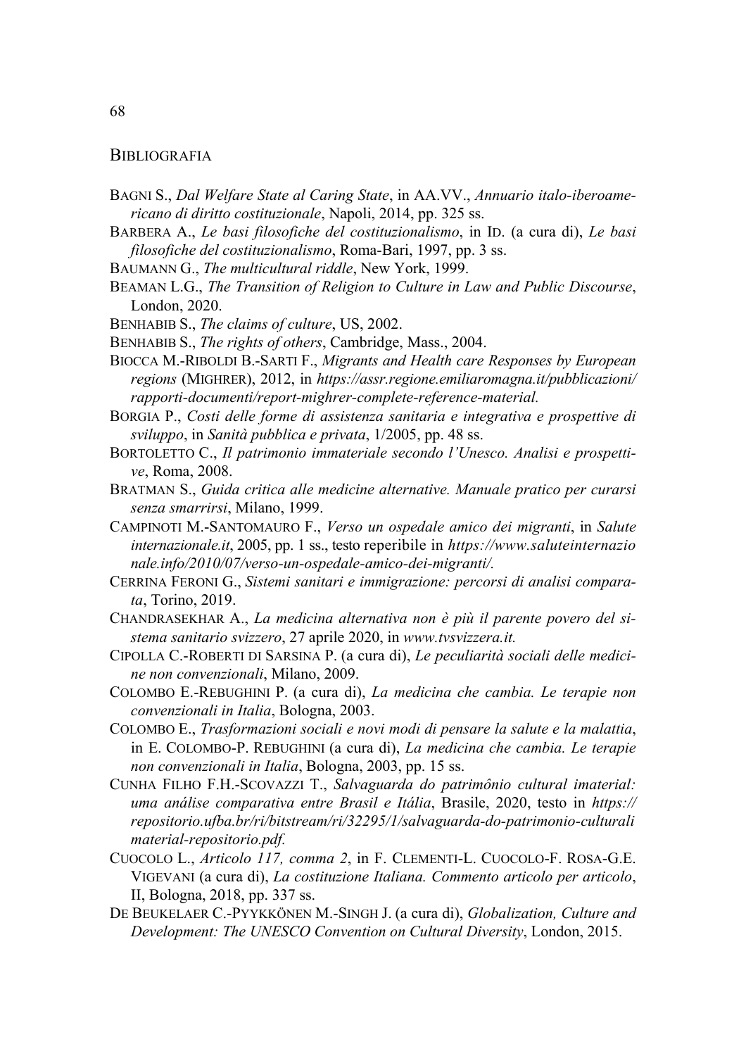## BIBLIOGRAFIA

BAGNI S., *Dal Welfare State al Caring State*, in AA.VV., *Annuario italo-iberoamericano di diritto costituzionale*, Napoli, 2014, pp. 325 ss.

BARBERA A., *Le basi filosofiche del costituzionalismo*, in ID. (a cura di), *Le basi filosofiche del costituzionalismo*, Roma-Bari, 1997, pp. 3 ss.

BAUMANN G., *The multicultural riddle*, New York, 1999.

BEAMAN L.G., *The Transition of Religion to Culture in Law and Public Discourse*, London, 2020.

BENHABIB S., *The claims of culture*, US, 2002.

BENHABIB S., *The rights of others*, Cambridge, Mass., 2004.

BIOCCA M.-RIBOLDI B.-SARTI F., *Migrants and Health care Responses by European regions* (MIGHRER), 2012, in *https://assr.regione.emiliaromagna.it/pubblicazioni/rapporti-documenti/report-mighrer-complete-reference-material.*

BORGIA P., *Costi delle forme di assistenza sanitaria e integrativa e prospettive di sviluppo*, in *Sanità pubblica e privata*, 1/2005, pp. 48 ss.

BORTOLETTO C., *Il patrimonio immateriale secondo l'Unesco. Analisi e prospettive*, Roma, 2008.

BRATMAN S., *Guida critica alle medicine alternative. Manuale pratico per curarsi senza smarrirsi*, Milano, 1999.

CAMPINOTI M.-SANTOMAURO F., *Verso un ospedale amico dei migranti*, in *Salute internazionale.it*, 2005, pp. 1 ss., testo reperibile in *https://www.saluteinternazionale.info/2010/07/verso-un-ospedale-amico-dei-migranti/.*

CERRINA FERONI G., *Sistemi sanitari e immigrazione: percorsi di analisi comparata*, Torino, 2019.

CHANDRASEKHAR A., *La medicina alternativa non è più il parente povero del sistema sanitario svizzero*, 27 aprile 2020, in *www.tvsvizzera.it.*

CIPOLLA C.-ROBERTI DI SARSINA P. (a cura di), *Le peculiarità sociali delle medicine non convenzionali*, Milano, 2009.

COLOMBO E.-REBUGHINI P. (a cura di), *La medicina che cambia. Le terapie non convenzionali in Italia*, Bologna, 2003.

COLOMBO E., *Trasformazioni sociali e novi modi di pensare la salute e la malattia*, in E. COLOMBO-P. REBUGHINI (a cura di), *La medicina che cambia. Le terapie non convenzionali in Italia*, Bologna, 2003, pp. 15 ss.

CUNHA FILHO F.H.-SCOVAZZI T., *Salvaguarda do patrimônio cultural imaterial: uma análise comparativa entre Brasil e Itália*, Brasile, 2020, testo in *https://repositorio.ufba.br/ri/bitstream/ri/32295/1/salvaguarda-do-patrimonio-culturalimaterial-repositorio.pdf.*

CUOCOLO L., *Articolo 117, comma 2*, in F. CLEMENTI-L. CUOCOLO-F. ROSA-G.E. VIGEVANI (a cura di), *La costituzione Italiana. Commento articolo per articolo*, II, Bologna, 2018, pp. 337 ss.

DE BEUKELAER C.-PYYKKÖNEN M.-SINGH J. (a cura di), *Globalization, Culture and Development: The UNESCO Convention on Cultural Diversity*, London, 2015.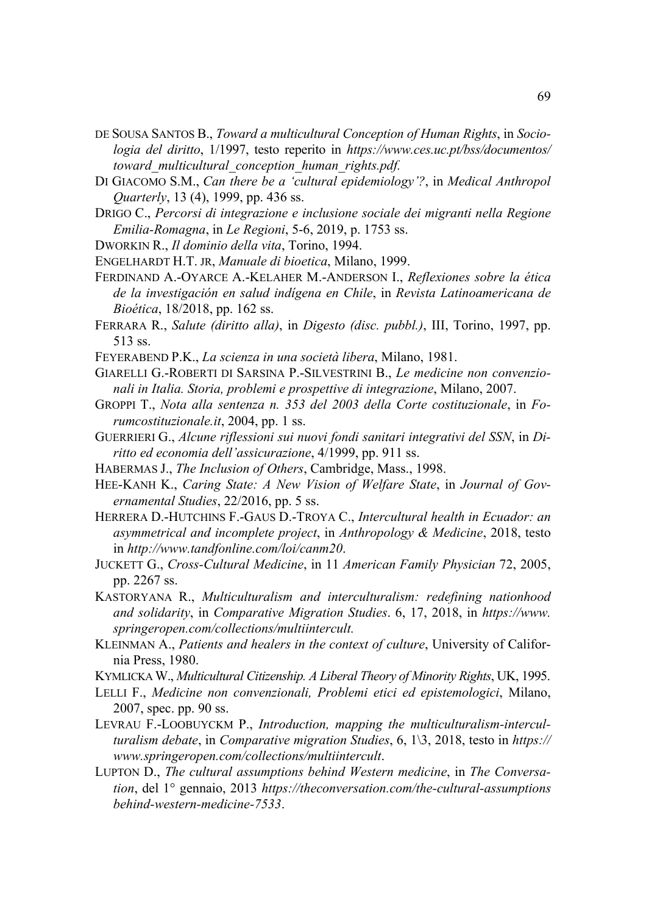DE SOUSA SANTOS B., *Toward a multicultural Conception of Human Rights*, in *Sociologia del diritto*, 1/1997, testo reperito in *https://www.ces.uc.pt/bss/documentos/toward_multicultural_conception_human_rights.pdf.*

DI GIACOMO S.M., *Can there be a 'cultural epidemiology'?*, in *Medical Anthropol Quarterly*, 13 (4), 1999, pp. 436 ss.

DRIGO C., *Percorsi di integrazione e inclusione sociale dei migranti nella Regione Emilia-Romagna*, in *Le Regioni*, 5-6, 2019, p. 1753 ss.

DWORKIN R., *Il dominio della vita*, Torino, 1994.

ENGELHARDT H.T. JR, *Manuale di bioetica*, Milano, 1999.

FERDINAND A.-OYARCE A.-KELAHER M.-ANDERSON I., *Reflexiones sobre la ética de la investigación en salud indígena en Chile*, in *Revista Latinoamericana de Bioética*, 18/2018, pp. 162 ss.

FERRARA R., *Salute (diritto alla)*, in *Digesto (disc. pubbl.)*, III, Torino, 1997, pp. 513 ss.

FEYERABEND P.K., *La scienza in una società libera*, Milano, 1981.

GIARELLI G.-ROBERTI DI SARSINA P.-SILVESTRINI B., *Le medicine non convenzionali in Italia. Storia, problemi e prospettive di integrazione*, Milano, 2007.

GROPPI T., *Nota alla sentenza n. 353 del 2003 della Corte costituzionale*, in *Forumcostituzionale.it*, 2004, pp. 1 ss.

GUERRIERI G., *Alcune riflessioni sui nuovi fondi sanitari integrativi del SSN*, in *Diritto ed economia dell'assicurazione*, 4/1999, pp. 911 ss.

HABERMAS J., *The Inclusion of Others*, Cambridge, Mass., 1998.

HEE-KANH K., *Caring State: A New Vision of Welfare State*, in *Journal of Governamental Studies*, 22/2016, pp. 5 ss.

HERRERA D.-HUTCHINS F.-GAUS D.-TROYA C., *Intercultural health in Ecuador: an asymmetrical and incomplete project*, in *Anthropology & Medicine*, 2018, testo in *http://www.tandfonline.com/loi/canm20*.

JUCKETT G., *Cross-Cultural Medicine*, in 11 *American Family Physician* 72, 2005, pp. 2267 ss.

KASTORYANA R., *Multiculturalism and interculturalism: redefining nationhood and solidarity*, in *Comparative Migration Studies*. 6, 17, 2018, in *https://www.springeropen.com/collections/multiintercult.*

KLEINMAN A., *Patients and healers in the context of culture*, University of California Press, 1980.

KYMLICKA W., *Multicultural Citizenship. A Liberal Theory of Minority Rights*, UK, 1995.

LELLI F., *Medicine non convenzionali, Problemi etici ed epistemologici*, Milano, 2007, spec. pp. 90 ss.

LEVRAU F.-LOOBUYCKM P., *Introduction, mapping the multiculturalism-interculturalism debate*, in *Comparative migration Studies*, 6, 1\3, 2018, testo in *https://www.springeropen.com/collections/multiintercult*.

LUPTON D., *The cultural assumptions behind Western medicine*, in *The Conversation*, del 1° gennaio, 2013 *https://theconversation.com/the-cultural-assumptions behind-western-medicine-7533*.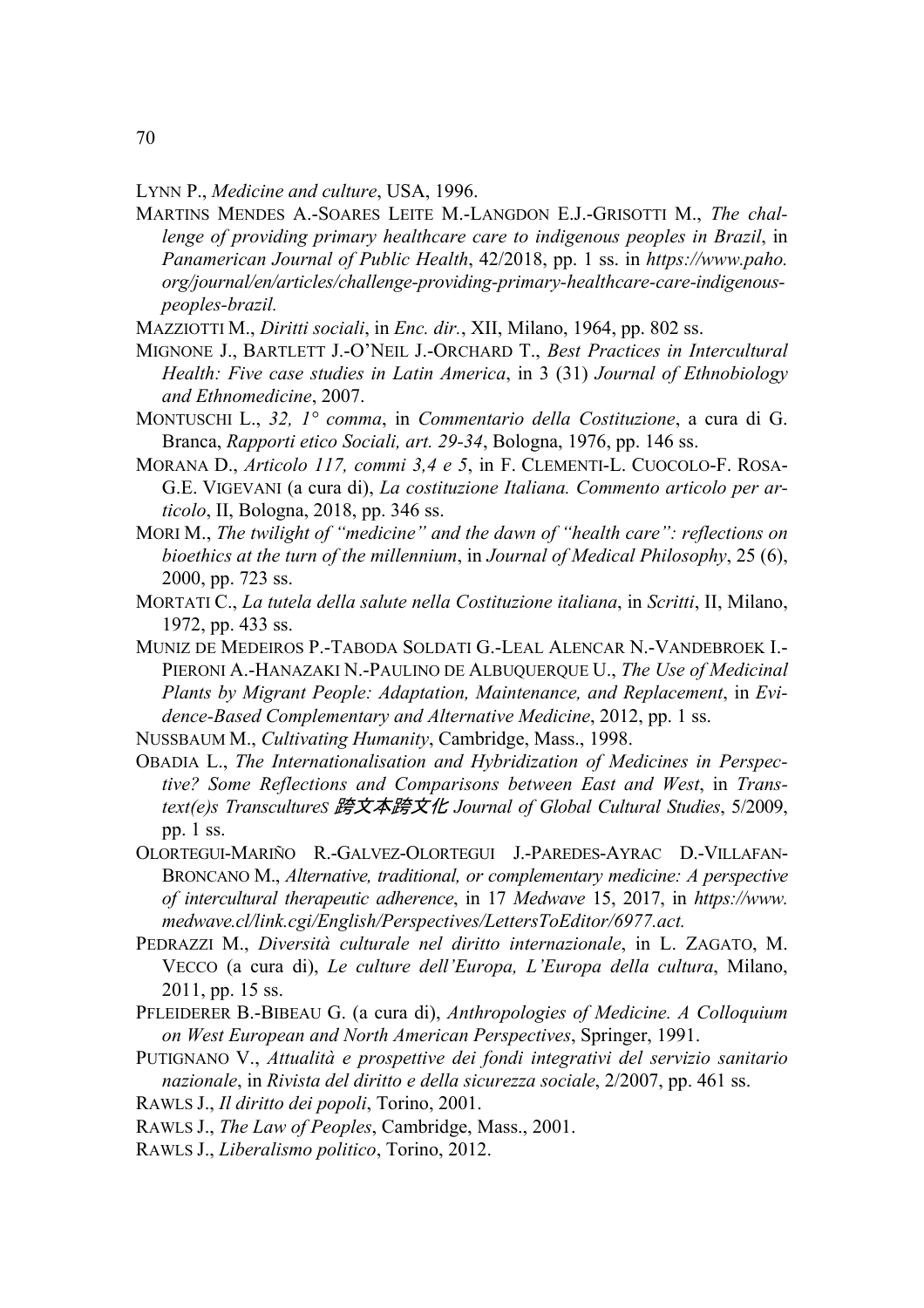LYNN P., *Medicine and culture*, USA, 1996.

MARTINS MENDES A.-SOARES LEITE M.-LANGDON E.J.-GRISOTTI M., *The challenge of providing primary healthcare care to indigenous peoples in Brazil*, in *Panamerican Journal of Public Health*, 42/2018, pp. 1 ss. in *https://www.paho.org/journal/en/articles/challenge-providing-primary-healthcare-care-indigenous-peoples-brazil.*

MAZZIOTTI M., *Diritti sociali*, in *Enc. dir.*, XII, Milano, 1964, pp. 802 ss.

MIGNONE J., BARTLETT J.-O'NEIL J.-ORCHARD T., *Best Practices in Intercultural Health: Five case studies in Latin America*, in 3 (31) *Journal of Ethnobiology and Ethnomedicine*, 2007.

MONTUSCHI L., *32, 1° comma*, in *Commentario della Costituzione*, a cura di G. Branca, *Rapporti etico Sociali, art. 29-34*, Bologna, 1976, pp. 146 ss.

MORANA D., *Articolo 117, commi 3,4 e 5*, in F. CLEMENTI-L. CUOCOLO-F. ROSA-G.E. VIGEVANI (a cura di), *La costituzione Italiana. Commento articolo per articolo*, II, Bologna, 2018, pp. 346 ss.

MORI M., *The twilight of "medicine" and the dawn of "health care": reflections on bioethics at the turn of the millennium*, in *Journal of Medical Philosophy*, 25 (6), 2000, pp. 723 ss.

MORTATI C., *La tutela della salute nella Costituzione italiana*, in *Scritti*, II, Milano, 1972, pp. 433 ss.

MUNIZ DE MEDEIROS P.-TABODA SOLDATI G.-LEAL ALENCAR N.-VANDEBROEK I.-PIERONI A.-HANAZAKI N.-PAULINO DE ALBUQUERQUE U., *The Use of Medicinal Plants by Migrant People: Adaptation, Maintenance, and Replacement*, in *Evidence-Based Complementary and Alternative Medicine*, 2012, pp. 1 ss.

NUSSBAUM M., *Cultivating Humanity*, Cambridge, Mass., 1998.

OBADIA L., *The Internationalisation and Hybridization of Medicines in Perspective? Some Reflections and Comparisons between East and West*, in *Transtext(e)s TranscultureS 跨文本跨文化 Journal of Global Cultural Studies*, 5/2009, pp. 1 ss.

OLORTEGUI-MARIÑO R.-GALVEZ-OLORTEGUI J.-PAREDES-AYRAC D.-VILLAFAN-BRONCANO M., *Alternative, traditional, or complementary medicine: A perspective of intercultural therapeutic adherence*, in 17 *Medwave* 15, 2017, in *https://www.medwave.cl/link.cgi/English/Perspectives/LettersToEditor/6977.act.*

PEDRAZZI M., *Diversità culturale nel diritto internazionale*, in L. ZAGATO, M. VECCO (a cura di), *Le culture dell'Europa, L'Europa della cultura*, Milano, 2011, pp. 15 ss.

PFLEIDERER B.-BIBEAU G. (a cura di), *Anthropologies of Medicine. A Colloquium on West European and North American Perspectives*, Springer, 1991.

PUTIGNANO V., *Attualità e prospettive dei fondi integrativi del servizio sanitario nazionale*, in *Rivista del diritto e della sicurezza sociale*, 2/2007, pp. 461 ss.

RAWLS J., *Il diritto dei popoli*, Torino, 2001.

RAWLS J., *The Law of Peoples*, Cambridge, Mass., 2001.

RAWLS J., *Liberalismo politico*, Torino, 2012.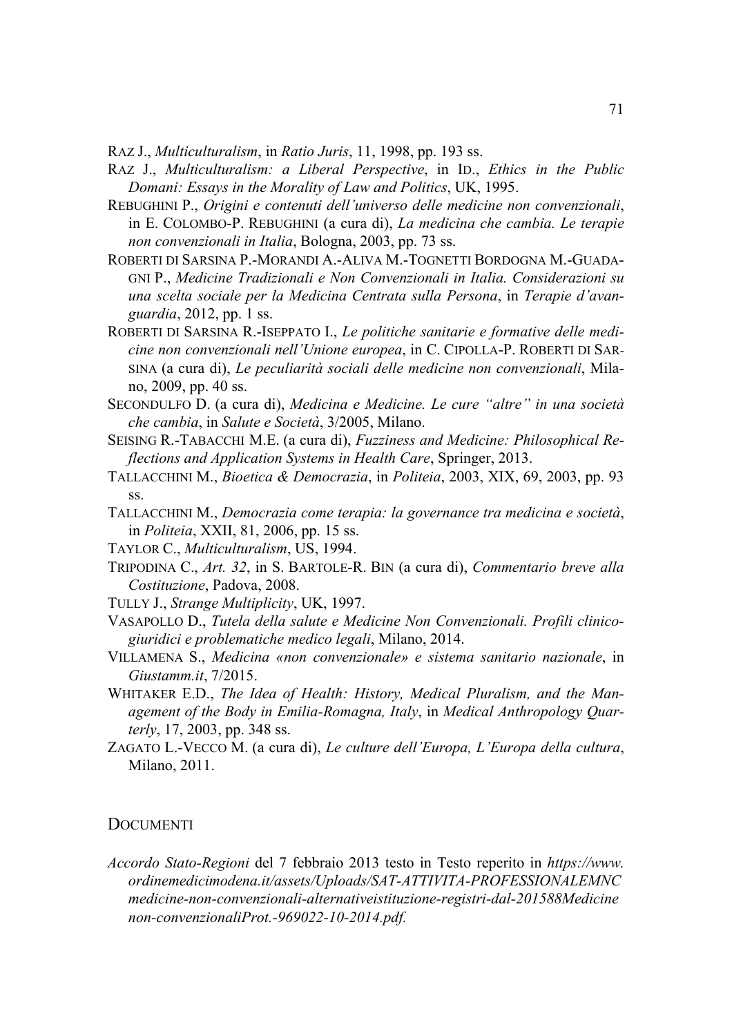RAZ J., *Multiculturalism*, in *Ratio Juris*, 11, 1998, pp. 193 ss.

RAZ J., *Multiculturalism: a Liberal Perspective*, in ID., *Ethics in the Public Domani: Essays in the Morality of Law and Politics*, UK, 1995.

REBUGHINI P., *Origini e contenuti dell'universo delle medicine non convenzionali*, in E. COLOMBO-P. REBUGHINI (a cura di), *La medicina che cambia. Le terapie non convenzionali in Italia*, Bologna, 2003, pp. 73 ss.

ROBERTI DI SARSINA P.-MORANDI A.-ALIVA M.-TOGNETTI BORDOGNA M.-GUADAGNI P., *Medicine Tradizionali e Non Convenzionali in Italia. Considerazioni su una scelta sociale per la Medicina Centrata sulla Persona*, in *Terapie d'avanguardia*, 2012, pp. 1 ss.

ROBERTI DI SARSINA R.-ISEPPATO I., *Le politiche sanitarie e formative delle medicine non convenzionali nell'Unione europea*, in C. CIPOLLA-P. ROBERTI DI SARSINA (a cura di), *Le peculiarità sociali delle medicine non convenzionali*, Milano, 2009, pp. 40 ss.

SECONDULFO D. (a cura di), *Medicina e Medicine. Le cure "altre" in una società che cambia*, in *Salute e Società*, 3/2005, Milano.

SEISING R.-TABACCHI M.E. (a cura di), *Fuzziness and Medicine: Philosophical Reflections and Application Systems in Health Care*, Springer, 2013.

TALLACCHINI M., *Bioetica & Democrazia*, in *Politeia*, 2003, XIX, 69, 2003, pp. 93 ss.

TALLACCHINI M., *Democrazia come terapia: la governance tra medicina e società*, in *Politeia*, XXII, 81, 2006, pp. 15 ss.

TAYLOR C., *Multiculturalism*, US, 1994.

TRIPODINA C., *Art. 32*, in S. BARTOLE-R. BIN (a cura di), *Commentario breve alla Costituzione*, Padova, 2008.

TULLY J., *Strange Multiplicity*, UK, 1997.

VASAPOLLO D., *Tutela della salute e Medicine Non Convenzionali. Profili clinico-giuridici e problematiche medico legali*, Milano, 2014.

VILLAMENA S., *Medicina «non convenzionale» e sistema sanitario nazionale*, in *Giustamm.it*, 7/2015.

WHITAKER E.D., *The Idea of Health: History, Medical Pluralism, and the Management of the Body in Emilia-Romagna, Italy*, in *Medical Anthropology Quarterly*, 17, 2003, pp. 348 ss.

ZAGATO L.-VECCO M. (a cura di), *Le culture dell'Europa, L'Europa della cultura*, Milano, 2011.

## DOCUMENTI

*Accordo Stato-Regioni* del 7 febbraio 2013 testo in Testo reperito in *https://www.ordinemedicimodena.it/assets/Uploads/SAT-ATTIVITA-PROFESSIONALEMNC medicine-non-convenzionali-alternativeistituzione-registri-dal-201588Medicine non-convenzionaliProt.-969022-10-2014.pdf.*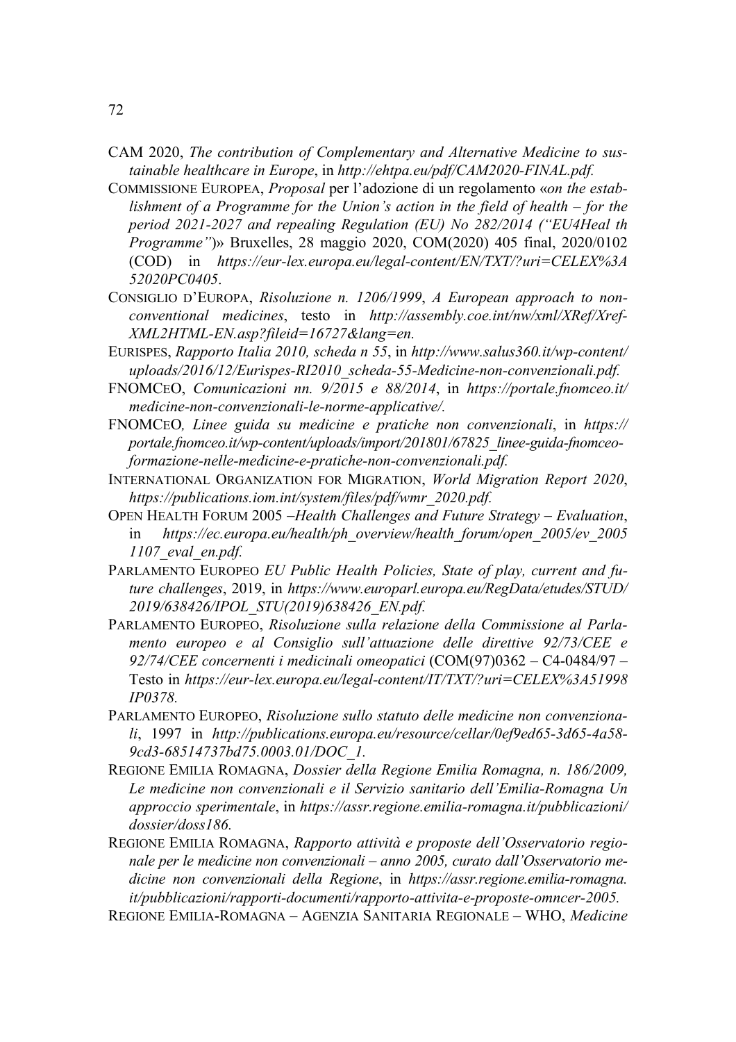CAM 2020, *The contribution of Complementary and Alternative Medicine to sustainable healthcare in Europe*, in *http://ehtpa.eu/pdf/CAM2020-FINAL.pdf.*

COMMISSIONE EUROPEA, *Proposal* per l'adozione di un regolamento «*on the establishment of a Programme for the Union's action in the field of health – for the period 2021-2027 and repealing Regulation (EU) No 282/2014 ("EU4Heal th Programme")*» Bruxelles, 28 maggio 2020, COM(2020) 405 final, 2020/0102 (COD) in *https://eur-lex.europa.eu/legal-content/EN/TXT/?uri=CELEX%3A52020PC0405*.

CONSIGLIO D'EUROPA, *Risoluzione n. 1206/1999*, *A European approach to non-conventional medicines*, testo in *http://assembly.coe.int/nw/xml/XRef/Xref-XML2HTML-EN.asp?fileid=16727&lang=en.*

EURISPES, *Rapporto Italia 2010, scheda n 55*, in *http://www.salus360.it/wp-content/uploads/2016/12/Eurispes-RI2010_scheda-55-Medicine-non-convenzionali.pdf.*

FNOMCEO, *Comunicazioni nn. 9/2015 e 88/2014*, in *https://portale.fnomceo.it/medicine-non-convenzionali-le-norme-applicative/.*

FNOMCEO*, Linee guida su medicine e pratiche non convenzionali*, in *https://portale.fnomceo.it/wp-content/uploads/import/201801/67825_linee-guida-fnomceo-formazione-nelle-medicine-e-pratiche-non-convenzionali.pdf.*

INTERNATIONAL ORGANIZATION FOR MIGRATION, *World Migration Report 2020*, *https://publications.iom.int/system/files/pdf/wmr_2020.pdf.*

OPEN HEALTH FORUM 2005 –*Health Challenges and Future Strategy – Evaluation*, in *https://ec.europa.eu/health/ph_overview/health_forum/open_2005/ev_20051107_eval_en.pdf.*

PARLAMENTO EUROPEO *EU Public Health Policies, State of play, current and future challenges*, 2019, in *https://www.europarl.europa.eu/RegData/etudes/STUD/2019/638426/IPOL_STU(2019)638426_EN.pdf.*

PARLAMENTO EUROPEO, *Risoluzione sulla relazione della Commissione al Parlamento europeo e al Consiglio sull'attuazione delle direttive 92/73/CEE e 92/74/CEE concernenti i medicinali omeopatici* (COM(97)0362 – C4-0484/97 – Testo in *https://eur-lex.europa.eu/legal-content/IT/TXT/?uri=CELEX%3A51998IP0378.*

PARLAMENTO EUROPEO, *Risoluzione sullo statuto delle medicine non convenzionali*, 1997 in *http://publications.europa.eu/resource/cellar/0ef9ed65-3d65-4a58-9cd3-68514737bd75.0003.01/DOC_1.*

REGIONE EMILIA ROMAGNA, *Dossier della Regione Emilia Romagna, n. 186/2009, Le medicine non convenzionali e il Servizio sanitario dell'Emilia-Romagna Un approccio sperimentale*, in *https://assr.regione.emilia-romagna.it/pubblicazioni/dossier/doss186.*

REGIONE EMILIA ROMAGNA, *Rapporto attività e proposte dell'Osservatorio regionale per le medicine non convenzionali – anno 2005, curato dall'Osservatorio medicine non convenzionali della Regione*, in *https://assr.regione.emilia-romagna.it/pubblicazioni/rapporti-documenti/rapporto-attivita-e-proposte-omncer-2005.*

REGIONE EMILIA-ROMAGNA – AGENZIA SANITARIA REGIONALE – WHO, *Medicine*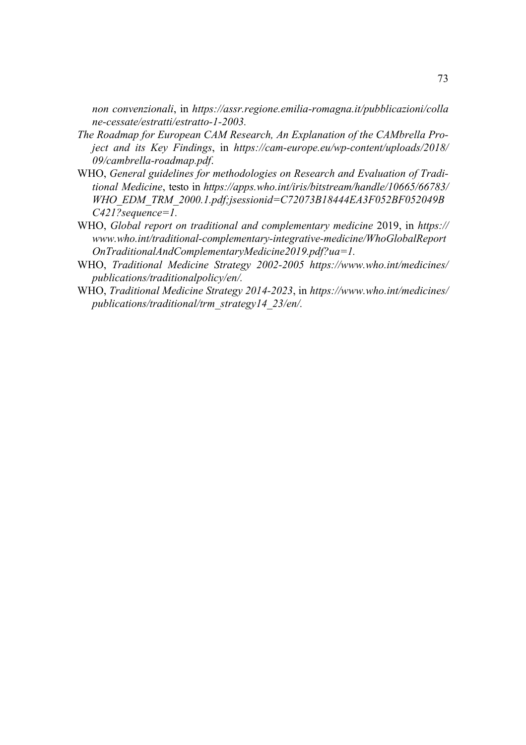*non convenzionali*, in *https://assr.regione.emilia-romagna.it/pubblicazioni/collane-cessate/estratti/estratto-1-2003.*

*The Roadmap for European CAM Research, An Explanation of the CAMbrella Project and its Key Findings*, in *https://cam-europe.eu/wp-content/uploads/2018/09/cambrella-roadmap.pdf*.

WHO, *General guidelines for methodologies on Research and Evaluation of Traditional Medicine*, testo in *https://apps.who.int/iris/bitstream/handle/10665/66783/WHO_EDM_TRM_2000.1.pdf;jsessionid=C72073B18444EA3F052BF052049BC421?sequence=1.*

WHO, *Global report on traditional and complementary medicine* 2019, in *https://www.who.int/traditional-complementary-integrative-medicine/WhoGlobalReportOnTraditionalAndComplementaryMedicine2019.pdf?ua=1.*

WHO, *Traditional Medicine Strategy 2002-2005 https://www.who.int/medicines/publications/traditionalpolicy/en/.*

WHO, *Traditional Medicine Strategy 2014-2023*, in *https://www.who.int/medicines/publications/traditional/trm_strategy14_23/en/.*